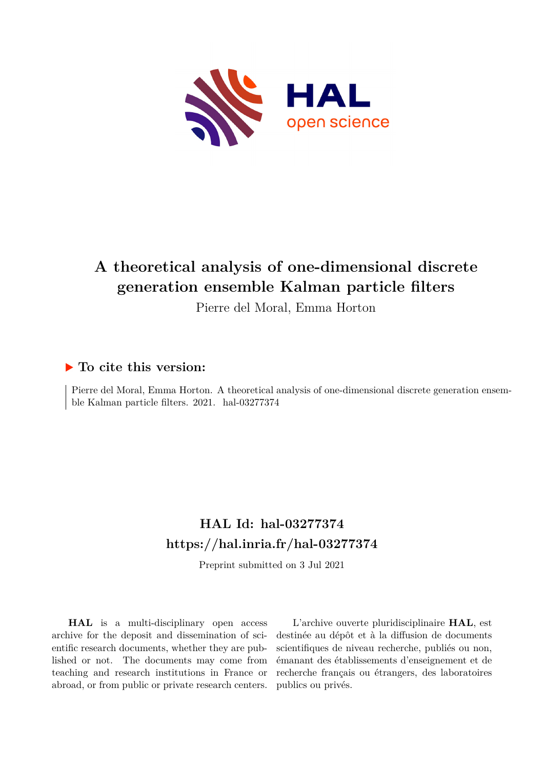# A theoretical analysis of one-dimensional discrete generation ensemble Kalman particle filters

Pierre del Moral, Emma Horton

## ▶ To cite this version:

Pierre del Moral, Emma Horton. A theoretical analysis of one-dimensional discrete generation ensemble Kalman particle filters. 2021. hal-03277374

## HAL Id: hal-03277374
## https://hal.inria.fr/hal-03277374

Preprint submitted on 3 Jul 2021

**HAL** is a multi-disciplinary open access archive for the deposit and dissemination of scientific research documents, whether they are published or not. The documents may come from teaching and research institutions in France or abroad, or from public or private research centers.

L'archive ouverte pluridisciplinaire **HAL**, est destinée au dépôt et à la diffusion de documents scientifiques de niveau recherche, publiés ou non, émanant des établissements d'enseignement et de recherche français ou étrangers, des laboratoires publics ou privés.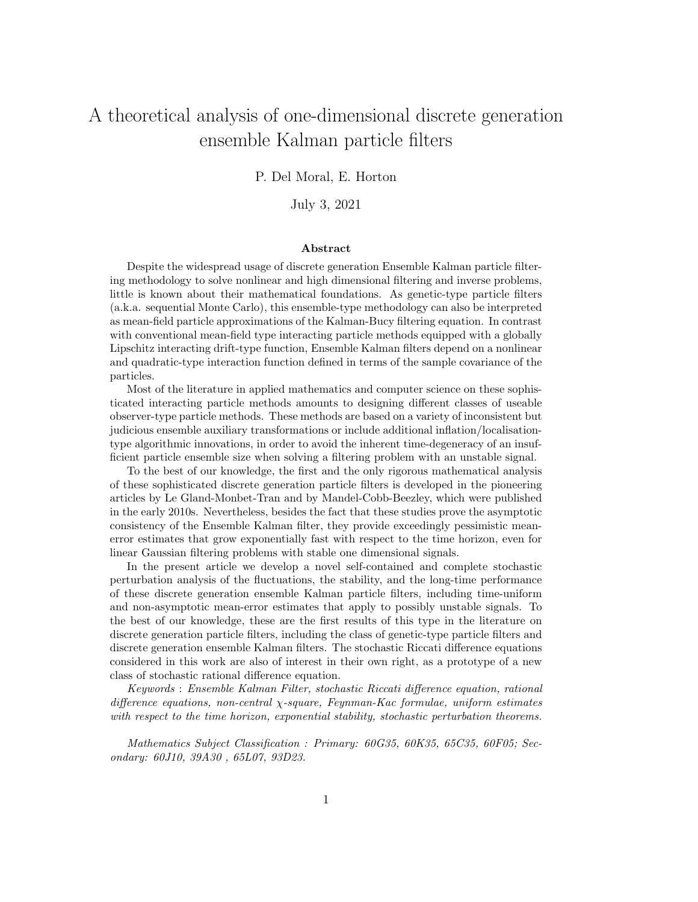# A theoretical analysis of one-dimensional discrete generation ensemble Kalman particle filters

P. Del Moral, E. Horton

July 3, 2021

### Abstract

Despite the widespread usage of discrete generation Ensemble Kalman particle filtering methodology to solve nonlinear and high dimensional filtering and inverse problems, little is known about their mathematical foundations. As genetic-type particle filters (a.k.a. sequential Monte Carlo), this ensemble-type methodology can also be interpreted as mean-field particle approximations of the Kalman-Bucy filtering equation. In contrast with conventional mean-field type interacting particle methods equipped with a globally Lipschitz interacting drift-type function, Ensemble Kalman filters depend on a nonlinear and quadratic-type interaction function defined in terms of the sample covariance of the particles.

Most of the literature in applied mathematics and computer science on these sophisticated interacting particle methods amounts to designing different classes of useable observer-type particle methods. These methods are based on a variety of inconsistent but judicious ensemble auxiliary transformations or include additional inflation/localisation-type algorithmic innovations, in order to avoid the inherent time-degeneracy of an insufficient particle ensemble size when solving a filtering problem with an unstable signal.

To the best of our knowledge, the first and the only rigorous mathematical analysis of these sophisticated discrete generation particle filters is developed in the pioneering articles by Le Gland-Monbet-Tran and by Mandel-Cobb-Beezley, which were published in the early 2010s. Nevertheless, besides the fact that these studies prove the asymptotic consistency of the Ensemble Kalman filter, they provide exceedingly pessimistic mean-error estimates that grow exponentially fast with respect to the time horizon, even for linear Gaussian filtering problems with stable one dimensional signals.

In the present article we develop a novel self-contained and complete stochastic perturbation analysis of the fluctuations, the stability, and the long-time performance of these discrete generation ensemble Kalman particle filters, including time-uniform and non-asymptotic mean-error estimates that apply to possibly unstable signals. To the best of our knowledge, these are the first results of this type in the literature on discrete generation particle filters, including the class of genetic-type particle filters and discrete generation ensemble Kalman filters. The stochastic Riccati difference equations considered in this work are also of interest in their own right, as a prototype of a new class of stochastic rational difference equation.

*Keywords* : *Ensemble Kalman Filter, stochastic Riccati difference equation, rational difference equations, non-central $\chi$-square, Feynman-Kac formulae, uniform estimates with respect to the time horizon, exponential stability, stochastic perturbation theorems.*

*Mathematics Subject Classification : Primary: 60G35, 60K35, 65C35, 60F05; Secondary: 60J10, 39A30 , 65L07, 93D23.*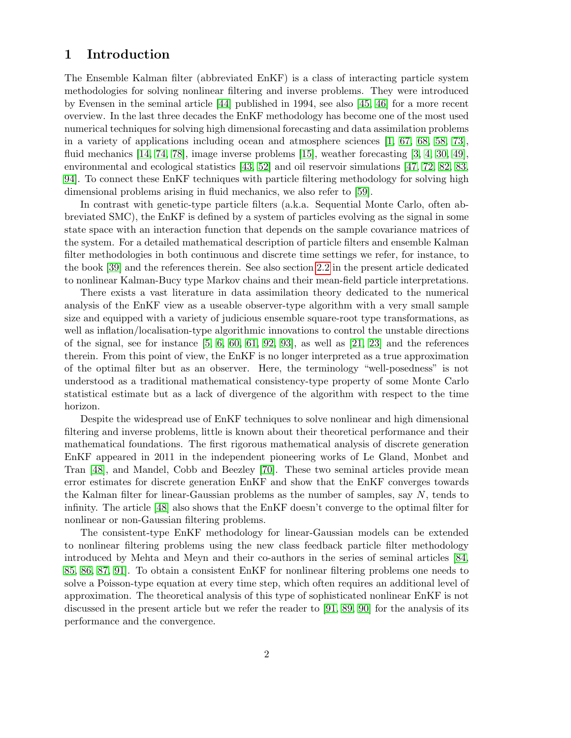# 1 Introduction

The Ensemble Kalman filter (abbreviated EnKF) is a class of interacting particle system methodologies for solving nonlinear filtering and inverse problems. They were introduced by Evensen in the seminal article [44] published in 1994, see also [45, 46] for a more recent overview. In the last three decades the EnKF methodology has become one of the most used numerical techniques for solving high dimensional forecasting and data assimilation problems in a variety of applications including ocean and atmosphere sciences [1, 67, 68, 58, 73], fluid mechanics [14, 74, 78], image inverse problems [15], weather forecasting [3, 4, 30, 49], environmental and ecological statistics [43, 52] and oil reservoir simulations [47, 72, 82, 83, 94]. To connect these EnKF techniques with particle filtering methodology for solving high dimensional problems arising in fluid mechanics, we also refer to [59].

In contrast with genetic-type particle filters (a.k.a. Sequential Monte Carlo, often abbreviated SMC), the EnKF is defined by a system of particles evolving as the signal in some state space with an interaction function that depends on the sample covariance matrices of the system. For a detailed mathematical description of particle filters and ensemble Kalman filter methodologies in both continuous and discrete time settings we refer, for instance, to the book [39] and the references therein. See also section 2.2 in the present article dedicated to nonlinear Kalman-Bucy type Markov chains and their mean-field particle interpretations.

There exists a vast literature in data assimilation theory dedicated to the numerical analysis of the EnKF view as a useable observer-type algorithm with a very small sample size and equipped with a variety of judicious ensemble square-root type transformations, as well as inflation/localisation-type algorithmic innovations to control the unstable directions of the signal, see for instance [5, 6, 60, 61, 92, 93], as well as [21, 23] and the references therein. From this point of view, the EnKF is no longer interpreted as a true approximation of the optimal filter but as an observer. Here, the terminology "well-posedness" is not understood as a traditional mathematical consistency-type property of some Monte Carlo statistical estimate but as a lack of divergence of the algorithm with respect to the time horizon.

Despite the widespread use of EnKF techniques to solve nonlinear and high dimensional filtering and inverse problems, little is known about their theoretical performance and their mathematical foundations. The first rigorous mathematical analysis of discrete generation EnKF appeared in 2011 in the independent pioneering works of Le Gland, Monbet and Tran [48], and Mandel, Cobb and Beezley [70]. These two seminal articles provide mean error estimates for discrete generation EnKF and show that the EnKF converges towards the Kalman filter for linear-Gaussian problems as the number of samples, say $N$, tends to infinity. The article [48] also shows that the EnKF doesn't converge to the optimal filter for nonlinear or non-Gaussian filtering problems.

The consistent-type EnKF methodology for linear-Gaussian models can be extended to nonlinear filtering problems using the new class feedback particle filter methodology introduced by Mehta and Meyn and their co-authors in the series of seminal articles [84, 85, 86, 87, 91]. To obtain a consistent EnKF for nonlinear filtering problems one needs to solve a Poisson-type equation at every time step, which often requires an additional level of approximation. The theoretical analysis of this type of sophisticated nonlinear EnKF is not discussed in the present article but we refer the reader to [91, 89, 90] for the analysis of its performance and the convergence.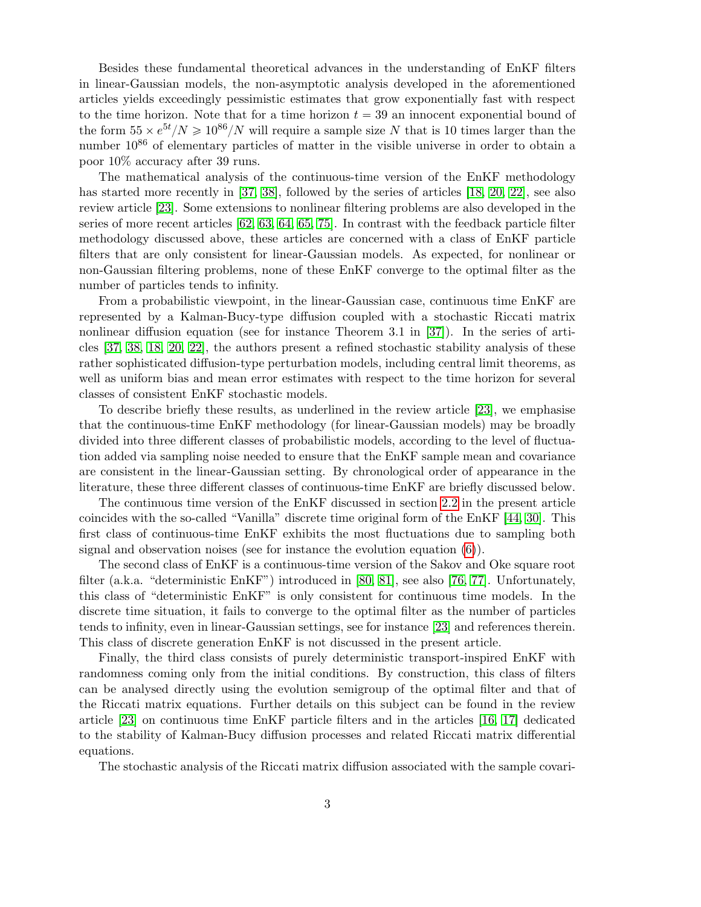Besides these fundamental theoretical advances in the understanding of EnKF filters in linear-Gaussian models, the non-asymptotic analysis developed in the aforementioned articles yields exceedingly pessimistic estimates that grow exponentially fast with respect to the time horizon. Note that for a time horizon $t = 39$ an innocent exponential bound of the form $55 \times e^{5t}/N \geqslant 10^{86}/N$ will require a sample size $N$ that is 10 times larger than the number $10^{86}$ of elementary particles of matter in the visible universe in order to obtain a poor 10% accuracy after 39 runs.

The mathematical analysis of the continuous-time version of the EnKF methodology has started more recently in [37, 38], followed by the series of articles [18, 20, 22], see also review article [23]. Some extensions to nonlinear filtering problems are also developed in the series of more recent articles [62, 63, 64, 65, 75]. In contrast with the feedback particle filter methodology discussed above, these articles are concerned with a class of EnKF particle filters that are only consistent for linear-Gaussian models. As expected, for nonlinear or non-Gaussian filtering problems, none of these EnKF converge to the optimal filter as the number of particles tends to infinity.

From a probabilistic viewpoint, in the linear-Gaussian case, continuous time EnKF are represented by a Kalman-Bucy-type diffusion coupled with a stochastic Riccati matrix nonlinear diffusion equation (see for instance Theorem 3.1 in [37]). In the series of articles [37, 38, 18, 20, 22], the authors present a refined stochastic stability analysis of these rather sophisticated diffusion-type perturbation models, including central limit theorems, as well as uniform bias and mean error estimates with respect to the time horizon for several classes of consistent EnKF stochastic models.

To describe briefly these results, as underlined in the review article [23], we emphasise that the continuous-time EnKF methodology (for linear-Gaussian models) may be broadly divided into three different classes of probabilistic models, according to the level of fluctuation added via sampling noise needed to ensure that the EnKF sample mean and covariance are consistent in the linear-Gaussian setting. By chronological order of appearance in the literature, these three different classes of continuous-time EnKF are briefly discussed below.

The continuous time version of the EnKF discussed in section 2.2 in the present article coincides with the so-called "Vanilla" discrete time original form of the EnKF [44, 30]. This first class of continuous-time EnKF exhibits the most fluctuations due to sampling both signal and observation noises (see for instance the evolution equation (6)).

The second class of EnKF is a continuous-time version of the Sakov and Oke square root filter (a.k.a. "deterministic EnKF") introduced in [80, 81], see also [76, 77]. Unfortunately, this class of "deterministic EnKF" is only consistent for continuous time models. In the discrete time situation, it fails to converge to the optimal filter as the number of particles tends to infinity, even in linear-Gaussian settings, see for instance [23] and references therein. This class of discrete generation EnKF is not discussed in the present article.

Finally, the third class consists of purely deterministic transport-inspired EnKF with randomness coming only from the initial conditions. By construction, this class of filters can be analysed directly using the evolution semigroup of the optimal filter and that of the Riccati matrix equations. Further details on this subject can be found in the review article [23] on continuous time EnKF particle filters and in the articles [16, 17] dedicated to the stability of Kalman-Bucy diffusion processes and related Riccati matrix differential equations.

The stochastic analysis of the Riccati matrix diffusion associated with the sample covari-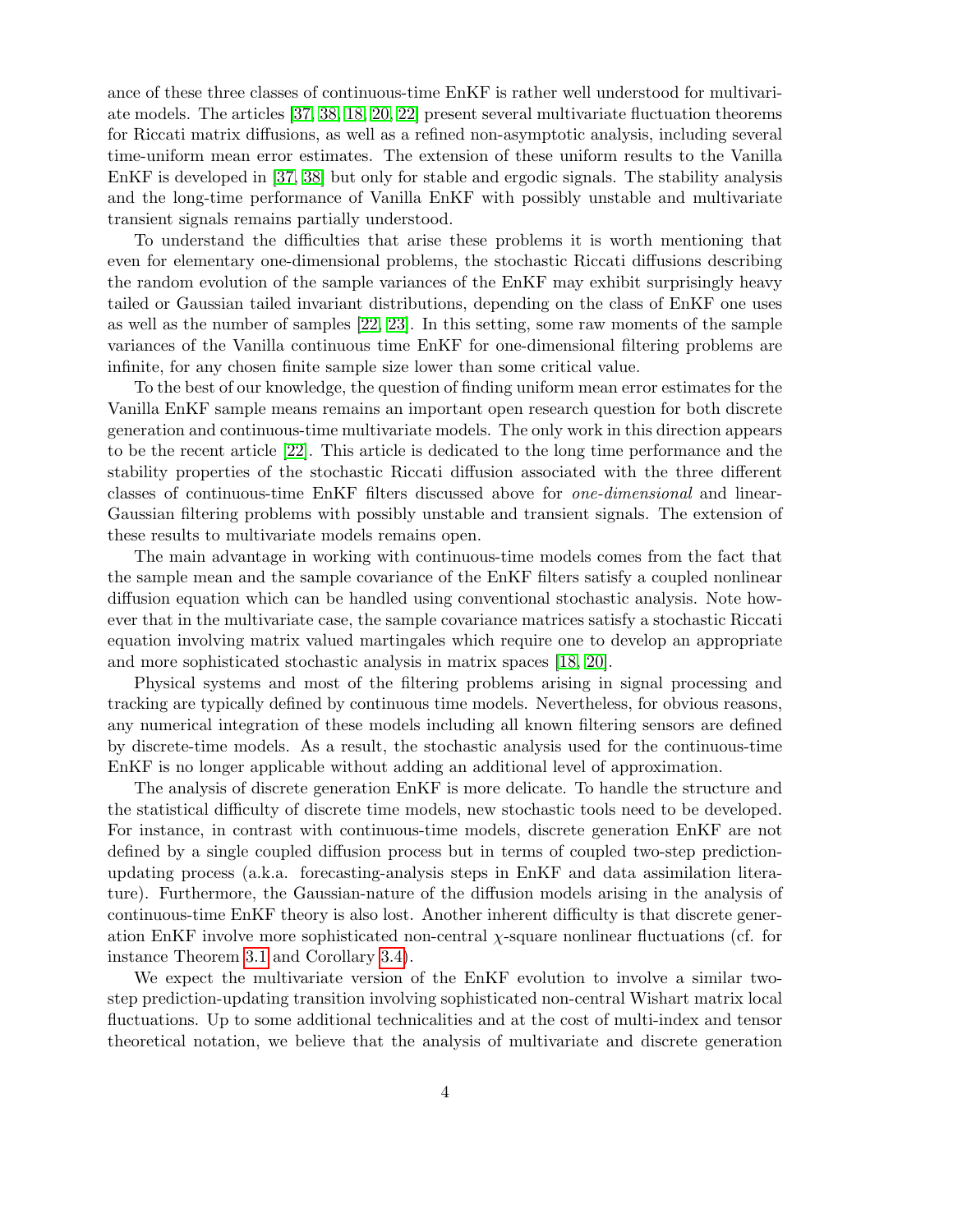ance of these three classes of continuous-time EnKF is rather well understood for multivariate models. The articles [37, 38, 18, 20, 22] present several multivariate fluctuation theorems for Riccati matrix diffusions, as well as a refined non-asymptotic analysis, including several time-uniform mean error estimates. The extension of these uniform results to the Vanilla EnKF is developed in [37, 38] but only for stable and ergodic signals. The stability analysis and the long-time performance of Vanilla EnKF with possibly unstable and multivariate transient signals remains partially understood.

To understand the difficulties that arise these problems it is worth mentioning that even for elementary one-dimensional problems, the stochastic Riccati diffusions describing the random evolution of the sample variances of the EnKF may exhibit surprisingly heavy tailed or Gaussian tailed invariant distributions, depending on the class of EnKF one uses as well as the number of samples [22, 23]. In this setting, some raw moments of the sample variances of the Vanilla continuous time EnKF for one-dimensional filtering problems are infinite, for any chosen finite sample size lower than some critical value.

To the best of our knowledge, the question of finding uniform mean error estimates for the Vanilla EnKF sample means remains an important open research question for both discrete generation and continuous-time multivariate models. The only work in this direction appears to be the recent article [22]. This article is dedicated to the long time performance and the stability properties of the stochastic Riccati diffusion associated with the three different classes of continuous-time EnKF filters discussed above for *one-dimensional* and linear-Gaussian filtering problems with possibly unstable and transient signals. The extension of these results to multivariate models remains open.

The main advantage in working with continuous-time models comes from the fact that the sample mean and the sample covariance of the EnKF filters satisfy a coupled nonlinear diffusion equation which can be handled using conventional stochastic analysis. Note however that in the multivariate case, the sample covariance matrices satisfy a stochastic Riccati equation involving matrix valued martingales which require one to develop an appropriate and more sophisticated stochastic analysis in matrix spaces [18, 20].

Physical systems and most of the filtering problems arising in signal processing and tracking are typically defined by continuous time models. Nevertheless, for obvious reasons, any numerical integration of these models including all known filtering sensors are defined by discrete-time models. As a result, the stochastic analysis used for the continuous-time EnKF is no longer applicable without adding an additional level of approximation.

The analysis of discrete generation EnKF is more delicate. To handle the structure and the statistical difficulty of discrete time models, new stochastic tools need to be developed. For instance, in contrast with continuous-time models, discrete generation EnKF are not defined by a single coupled diffusion process but in terms of coupled two-step prediction-updating process (a.k.a. forecasting-analysis steps in EnKF and data assimilation literature). Furthermore, the Gaussian-nature of the diffusion models arising in the analysis of continuous-time EnKF theory is also lost. Another inherent difficulty is that discrete generation EnKF involve more sophisticated non-central $\chi$-square nonlinear fluctuations (cf. for instance Theorem 3.1 and Corollary 3.4).

We expect the multivariate version of the EnKF evolution to involve a similar two-step prediction-updating transition involving sophisticated non-central Wishart matrix local fluctuations. Up to some additional technicalities and at the cost of multi-index and tensor theoretical notation, we believe that the analysis of multivariate and discrete generation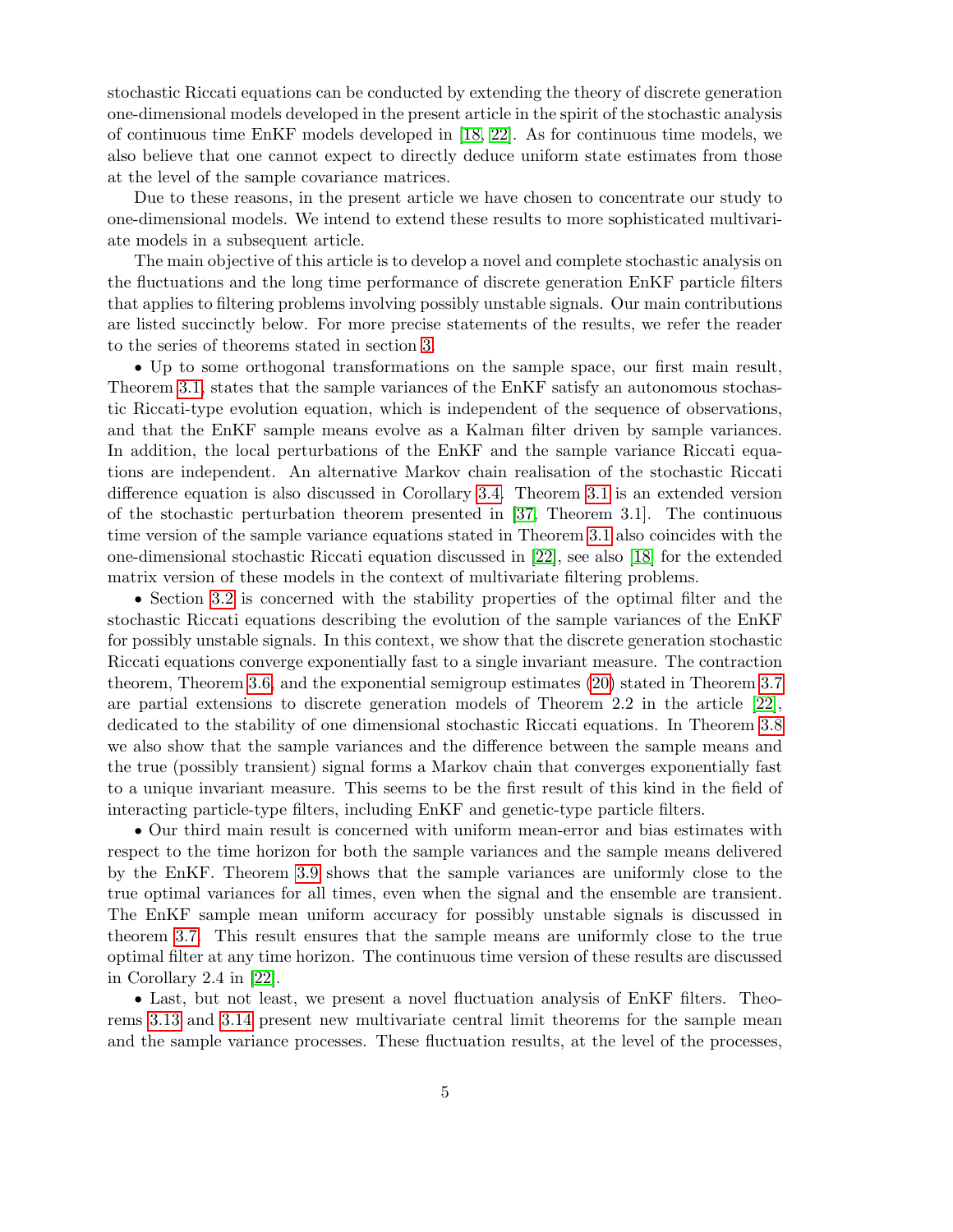stochastic Riccati equations can be conducted by extending the theory of discrete generation one-dimensional models developed in the present article in the spirit of the stochastic analysis of continuous time EnKF models developed in [18, 22]. As for continuous time models, we also believe that one cannot expect to directly deduce uniform state estimates from those at the level of the sample covariance matrices.

Due to these reasons, in the present article we have chosen to concentrate our study to one-dimensional models. We intend to extend these results to more sophisticated multivariate models in a subsequent article.

The main objective of this article is to develop a novel and complete stochastic analysis on the fluctuations and the long time performance of discrete generation EnKF particle filters that applies to filtering problems involving possibly unstable signals. Our main contributions are listed succinctly below. For more precise statements of the results, we refer the reader to the series of theorems stated in section 3.

• Up to some orthogonal transformations on the sample space, our first main result, Theorem 3.1, states that the sample variances of the EnKF satisfy an autonomous stochastic Riccati-type evolution equation, which is independent of the sequence of observations, and that the EnKF sample means evolve as a Kalman filter driven by sample variances. In addition, the local perturbations of the EnKF and the sample variance Riccati equations are independent. An alternative Markov chain realisation of the stochastic Riccati difference equation is also discussed in Corollary 3.4. Theorem 3.1 is an extended version of the stochastic perturbation theorem presented in [37, Theorem 3.1]. The continuous time version of the sample variance equations stated in Theorem 3.1 also coincides with the one-dimensional stochastic Riccati equation discussed in [22], see also [18] for the extended matrix version of these models in the context of multivariate filtering problems.

• Section 3.2 is concerned with the stability properties of the optimal filter and the stochastic Riccati equations describing the evolution of the sample variances of the EnKF for possibly unstable signals. In this context, we show that the discrete generation stochastic Riccati equations converge exponentially fast to a single invariant measure. The contraction theorem, Theorem 3.6, and the exponential semigroup estimates (20) stated in Theorem 3.7 are partial extensions to discrete generation models of Theorem 2.2 in the article [22], dedicated to the stability of one dimensional stochastic Riccati equations. In Theorem 3.8 we also show that the sample variances and the difference between the sample means and the true (possibly transient) signal forms a Markov chain that converges exponentially fast to a unique invariant measure. This seems to be the first result of this kind in the field of interacting particle-type filters, including EnKF and genetic-type particle filters.

• Our third main result is concerned with uniform mean-error and bias estimates with respect to the time horizon for both the sample variances and the sample means delivered by the EnKF. Theorem 3.9 shows that the sample variances are uniformly close to the true optimal variances for all times, even when the signal and the ensemble are transient. The EnKF sample mean uniform accuracy for possibly unstable signals is discussed in theorem 3.7. This result ensures that the sample means are uniformly close to the true optimal filter at any time horizon. The continuous time version of these results are discussed in Corollary 2.4 in [22].

• Last, but not least, we present a novel fluctuation analysis of EnKF filters. Theorems 3.13 and 3.14 present new multivariate central limit theorems for the sample mean and the sample variance processes. These fluctuation results, at the level of the processes,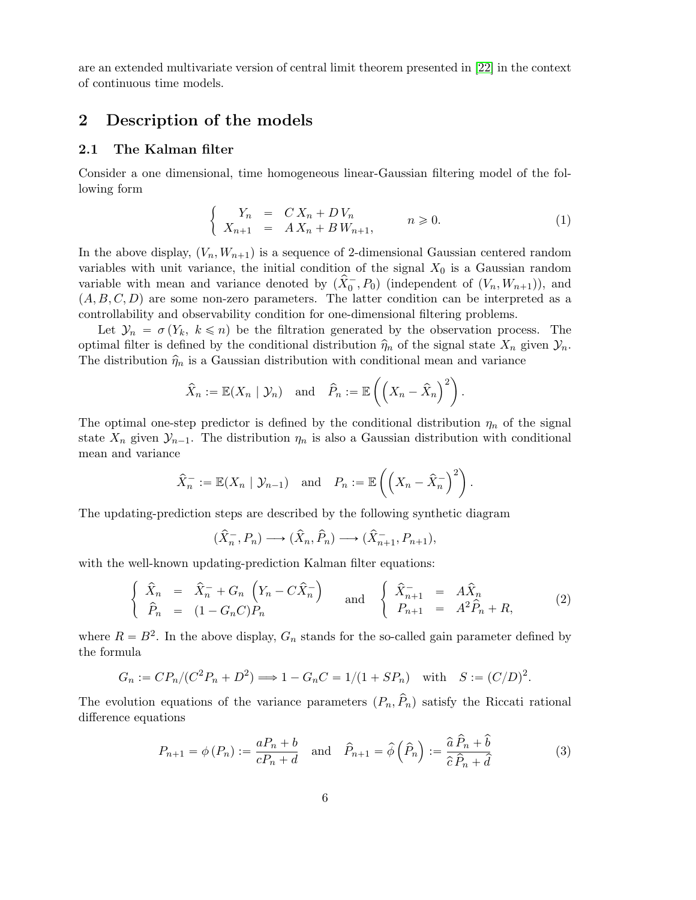are an extended multivariate version of central limit theorem presented in [22] in the context of continuous time models.

## 2 Description of the models

### 2.1 The Kalman filter

Consider a one dimensional, time homogeneous linear-Gaussian filtering model of the following form

$$\left\{ \begin{array}{rcl} Y_n & = & C\,X_n + D\,V_n \\ X_{n+1} & = & A\,X_n + B\,W_{n+1}, \end{array} \right. \qquad n \geqslant 0. \tag{1}$$

In the above display, $(V_n, W_{n+1})$ is a sequence of 2-dimensional Gaussian centered random variables with unit variance, the initial condition of the signal $X_0$ is a Gaussian random variable with mean and variance denoted by $(\widehat{X}_0^-, P_0)$ (independent of $(V_n, W_{n+1})$), and $(A, B, C, D)$ are some non-zero parameters. The latter condition can be interpreted as a controllability and observability condition for one-dimensional filtering problems.

Let $\mathcal{Y}_n = \sigma(Y_k,\ k \leqslant n)$ be the filtration generated by the observation process. The optimal filter is defined by the conditional distribution $\widehat{\eta}_n$ of the signal state $X_n$ given $\mathcal{Y}_n$. The distribution $\widehat{\eta}_n$ is a Gaussian distribution with conditional mean and variance

$$\widehat{X}_n := \mathbb{E}(X_n \mid \mathcal{Y}_n) \quad \text{and} \quad \widehat{P}_n := \mathbb{E}\left(\left(X_n - \widehat{X}_n\right)^2\right).$$

The optimal one-step predictor is defined by the conditional distribution $\eta_n$ of the signal state $X_n$ given $\mathcal{Y}_{n-1}$. The distribution $\eta_n$ is also a Gaussian distribution with conditional mean and variance

$$\widehat{X}_n^- := \mathbb{E}(X_n \mid \mathcal{Y}_{n-1}) \quad \text{and} \quad P_n := \mathbb{E}\left(\left(X_n - \widehat{X}_n^-\right)^2\right).$$

The updating-prediction steps are described by the following synthetic diagram

$$(\widehat{X}_n^-, P_n) \longrightarrow (\widehat{X}_n, \widehat{P}_n) \longrightarrow (\widehat{X}_{n+1}^-, P_{n+1}),$$

with the well-known updating-prediction Kalman filter equations:

$$\left\{ \begin{array}{rcl} \widehat{X}_n & = & \widehat{X}_n^- + G_n\left(Y_n - C\widehat{X}_n^-\right) \\ \widehat{P}_n & = & (1 - G_n C)P_n \end{array} \right. \quad \text{and} \quad \left\{ \begin{array}{rcl} \widehat{X}_{n+1}^- & = & A\widehat{X}_n \\ P_{n+1} & = & A^2\widehat{P}_n + R, \end{array} \right. \tag{2}$$

where $R = B^2$. In the above display, $G_n$ stands for the so-called gain parameter defined by the formula

$$G_n := CP_n/(C^2P_n + D^2) \Longrightarrow 1 - G_nC = 1/(1 + SP_n) \quad \text{with} \quad S := (C/D)^2.$$

The evolution equations of the variance parameters $(P_n, \widehat{P}_n)$ satisfy the Riccati rational difference equations

$$P_{n+1} = \phi(P_n) := \frac{aP_n + b}{cP_n + d} \quad \text{and} \quad \widehat{P}_{n+1} = \widehat{\phi}\left(\widehat{P}_n\right) := \frac{\widehat{a}\,\widehat{P}_n + \widehat{b}}{\widehat{c}\,\widehat{P}_n + \widehat{d}} \tag{3}$$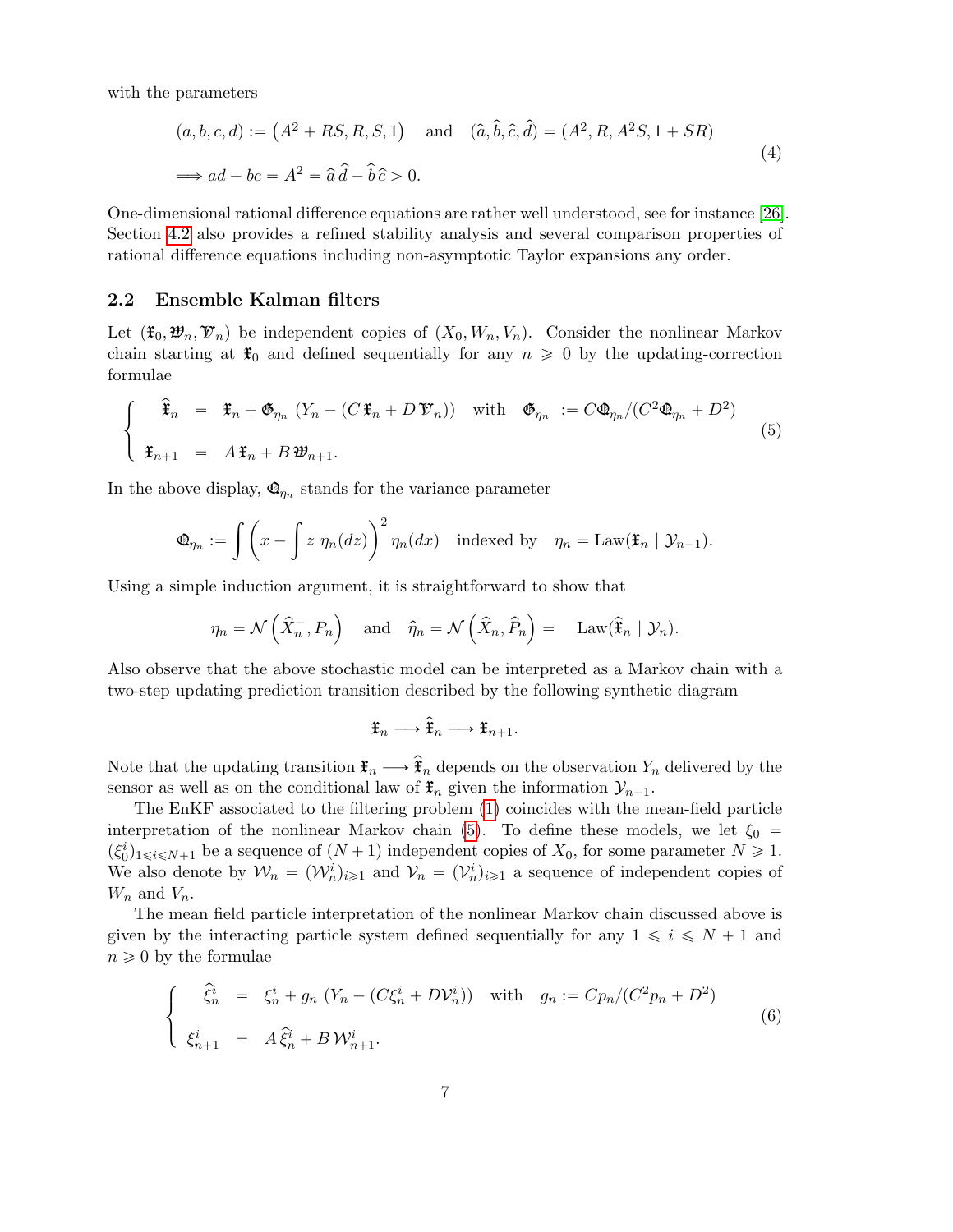with the parameters

$$
\begin{aligned}
&(a,b,c,d) := \left(A^2+RS, R, S, 1\right) \quad \text{and} \quad (\widehat{a},\widehat{b},\widehat{c},\widehat{d}) = (A^2, R, A^2S, 1+SR) \\
&\Longrightarrow ad-bc = A^2 = \widehat{a}\,\widehat{d} - \widehat{b}\,\widehat{c} > 0.
\end{aligned} \tag{4}
$$

One-dimensional rational difference equations are rather well understood, see for instance [26]. Section 4.2 also provides a refined stability analysis and several comparison properties of rational difference equations including non-asymptotic Taylor expansions any order.

## 2.2 Ensemble Kalman filters

Let $(\mathfrak{X}_0, \mathfrak{W}_n, \mathfrak{V}_n)$ be independent copies of $(X_0, W_n, V_n)$. Consider the nonlinear Markov chain starting at $\mathfrak{X}_0$ and defined sequentially for any $n \geqslant 0$ by the updating-correction formulae

$$
\left\{
\begin{array}{rcl}
\widehat{\mathfrak{X}}_n &=& \mathfrak{X}_n + \mathfrak{G}_{\eta_n}\left(Y_n - (C\,\mathfrak{X}_n + D\,\mathfrak{V}_n)\right) \quad \text{with} \quad \mathfrak{G}_{\eta_n} := C\mathfrak{Q}_{\eta_n}/(C^2\mathfrak{Q}_{\eta_n}+D^2) \\
\mathfrak{X}_{n+1} &=& A\,\mathfrak{X}_n + B\,\mathfrak{W}_{n+1}.
\end{array}
\right. \tag{5}
$$

In the above display, $\mathfrak{Q}_{\eta_n}$ stands for the variance parameter

$$
\mathfrak{Q}_{\eta_n} := \int \left(x - \int z\ \eta_n(dz)\right)^2 \eta_n(dx) \quad \text{indexed by} \quad \eta_n = \text{Law}(\mathfrak{X}_n \mid \mathcal{Y}_{n-1}).
$$

Using a simple induction argument, it is straightforward to show that

$$
\eta_n = \mathcal{N}\left(\widehat{X}_n^-, P_n\right) \quad \text{and} \quad \widehat{\eta}_n = \mathcal{N}\left(\widehat{X}_n, \widehat{P}_n\right) = \quad \text{Law}(\widehat{\mathfrak{X}}_n \mid \mathcal{Y}_n).
$$

Also observe that the above stochastic model can be interpreted as a Markov chain with a two-step updating-prediction transition described by the following synthetic diagram

$$
\mathfrak{X}_n \longrightarrow \widehat{\mathfrak{X}}_n \longrightarrow \mathfrak{X}_{n+1}.
$$

Note that the updating transition $\mathfrak{X}_n \longrightarrow \widehat{\mathfrak{X}}_n$ depends on the observation $Y_n$ delivered by the sensor as well as on the conditional law of $\mathfrak{X}_n$ given the information $\mathcal{Y}_{n-1}$.

The EnKF associated to the filtering problem (1) coincides with the mean-field particle interpretation of the nonlinear Markov chain (5). To define these models, we let $\xi_0 = (\xi_0^i)_{1\leqslant i\leqslant N+1}$ be a sequence of $(N+1)$ independent copies of $X_0$, for some parameter $N \geqslant 1$. We also denote by $\mathcal{W}_n = (\mathcal{W}_n^i)_{i\geqslant 1}$ and $\mathcal{V}_n = (\mathcal{V}_n^i)_{i\geqslant 1}$ a sequence of independent copies of $W_n$ and $V_n$.

The mean field particle interpretation of the nonlinear Markov chain discussed above is given by the interacting particle system defined sequentially for any $1 \leqslant i \leqslant N+1$ and $n \geqslant 0$ by the formulae

$$
\left\{
\begin{array}{rcl}
\widehat{\xi}_n^i &=& \xi_n^i + g_n\left(Y_n - (C\xi_n^i + D\mathcal{V}_n^i)\right) \quad \text{with} \quad g_n := Cp_n/(C^2p_n + D^2) \\
\xi_{n+1}^i &=& A\,\widehat{\xi}_n^i + B\,\mathcal{W}_{n+1}^i.
\end{array}
\right. \tag{6}
$$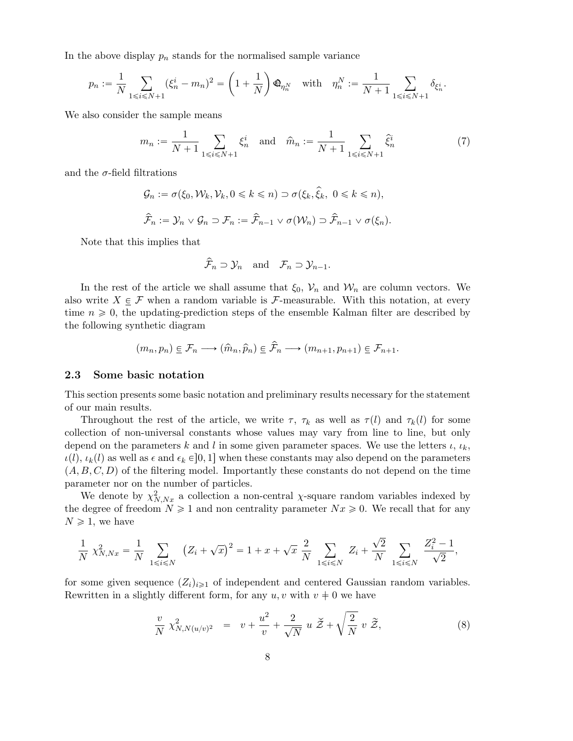In the above display $p_n$ stands for the normalised sample variance

$$p_n := \frac{1}{N} \sum_{1 \leqslant i \leqslant N+1} (\xi_n^i - m_n)^2 = \left(1 + \frac{1}{N}\right) \mathbb{Q}_{\eta_n^N} \quad \text{with} \quad \eta_n^N := \frac{1}{N+1} \sum_{1 \leqslant i \leqslant N+1} \delta_{\xi_n^i}.$$

We also consider the sample means

$$m_n := \frac{1}{N+1} \sum_{1 \leqslant i \leqslant N+1} \xi_n^i \quad \text{and} \quad \widehat{m}_n := \frac{1}{N+1} \sum_{1 \leqslant i \leqslant N+1} \widehat{\xi}_n^i \tag{7}$$

and the $\sigma$-field filtrations

$$\mathcal{G}_n := \sigma(\xi_0, \mathcal{W}_k, \mathcal{V}_k, 0 \leqslant k \leqslant n) \supset \sigma(\xi_k, \widehat{\xi}_k,\ 0 \leqslant k \leqslant n),$$

$$\widehat{\mathcal{F}}_n := \mathcal{Y}_n \vee \mathcal{G}_n \supset \mathcal{F}_n := \widehat{\mathcal{F}}_{n-1} \vee \sigma(\mathcal{W}_n) \supset \widehat{\mathcal{F}}_{n-1} \vee \sigma(\xi_n).$$

Note that this implies that

$$\widehat{\mathcal{F}}_n \supset \mathcal{Y}_n \quad \text{and} \quad \mathcal{F}_n \supset \mathcal{Y}_{n-1}.$$

In the rest of the article we shall assume that $\xi_0$, $\mathcal{V}_n$ and $\mathcal{W}_n$ are column vectors. We also write $X \underline{\in} \mathcal{F}$ when a random variable is $\mathcal{F}$-measurable. With this notation, at every time $n \geqslant 0$, the updating-prediction steps of the ensemble Kalman filter are described by the following synthetic diagram

$$(m_n, p_n) \underline{\in} \mathcal{F}_n \longrightarrow (\widehat{m}_n, \widehat{p}_n) \underline{\in} \widehat{\mathcal{F}}_n \longrightarrow (m_{n+1}, p_{n+1}) \underline{\in} \mathcal{F}_{n+1}.$$

### 2.3 Some basic notation

This section presents some basic notation and preliminary results necessary for the statement of our main results.

Throughout the rest of the article, we write $\tau$, $\tau_k$ as well as $\tau(l)$ and $\tau_k(l)$ for some collection of non-universal constants whose values may vary from line to line, but only depend on the parameters $k$ and $l$ in some given parameter spaces. We use the letters $\iota$, $\iota_k$, $\iota(l)$, $\iota_k(l)$ as well as $\epsilon$ and $\epsilon_k \in ]0,1]$ when these constants may also depend on the parameters $(A, B, C, D)$ of the filtering model. Importantly these constants do not depend on the time parameter nor on the number of particles.

We denote by $\chi^2_{N,Nx}$ a collection a non-central $\chi$-square random variables indexed by the degree of freedom $N \geqslant 1$ and non centrality parameter $Nx \geqslant 0$. We recall that for any $N \geqslant 1$, we have

$$\frac{1}{N}\ \chi^2_{N,Nx} = \frac{1}{N} \sum_{1 \leqslant i \leqslant N} \left(Z_i + \sqrt{x}\right)^2 = 1 + x + \sqrt{x}\ \frac{2}{N} \sum_{1 \leqslant i \leqslant N} Z_i + \frac{\sqrt{2}}{N} \sum_{1 \leqslant i \leqslant N} \frac{Z_i^2 - 1}{\sqrt{2}},$$

for some given sequence $(Z_i)_{i \geqslant 1}$ of independent and centered Gaussian random variables. Rewritten in a slightly different form, for any $u, v$ with $v \neq 0$ we have

$$\frac{v}{N}\ \chi^2_{N,N(u/v)^2} \quad = \quad v + \frac{u^2}{v} + \frac{2}{\sqrt{N}}\ u\ \breve{\mathcal{Z}} + \sqrt{\frac{2}{N}}\ v\ \widetilde{\mathcal{Z}}, \tag{8}$$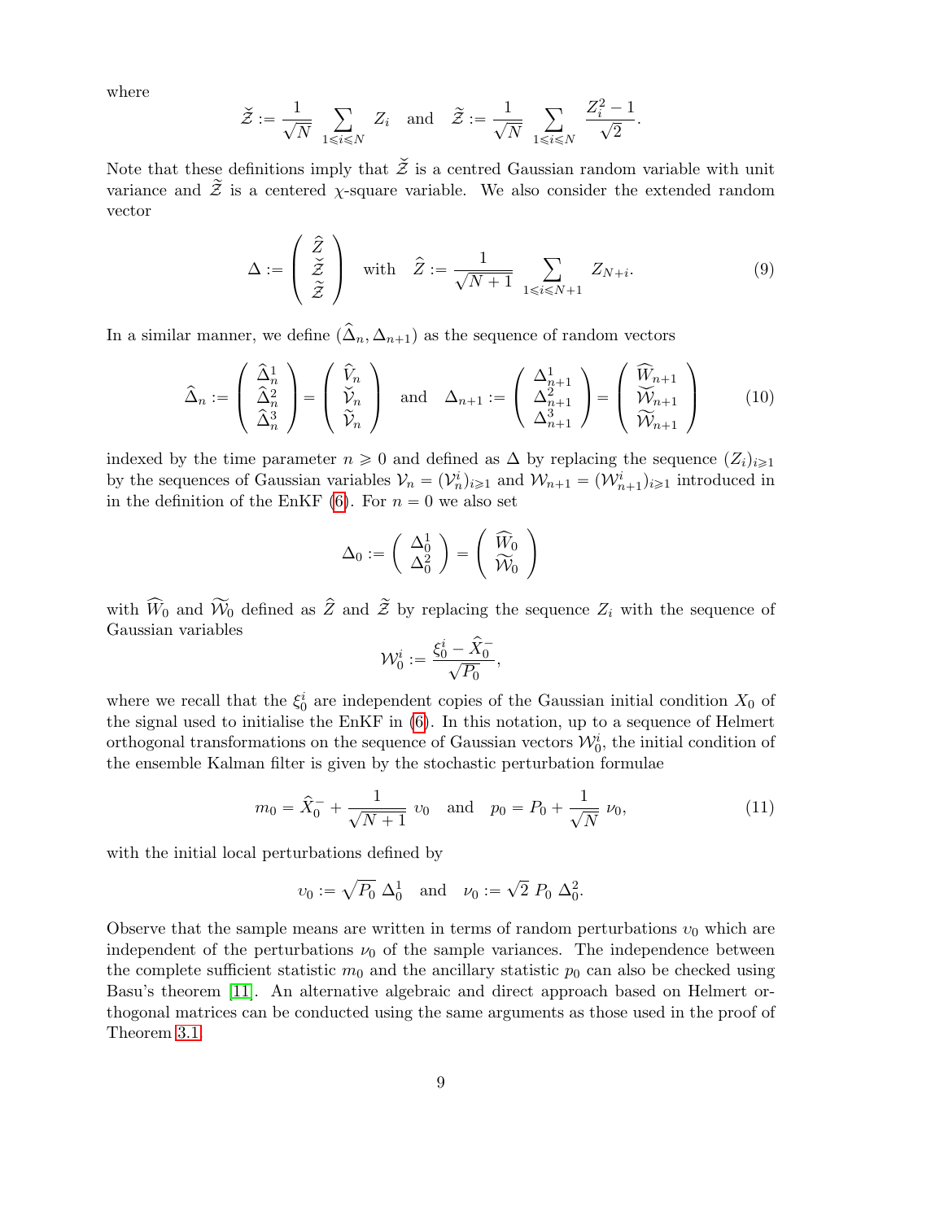where

$$\breve{\mathcal{Z}} := \frac{1}{\sqrt{N}} \sum_{1\leqslant i\leqslant N} Z_i \quad \text{and} \quad \widetilde{\mathcal{Z}} := \frac{1}{\sqrt{N}} \sum_{1\leqslant i\leqslant N} \frac{Z_i^2-1}{\sqrt{2}}.$$

Note that these definitions imply that $\breve{\mathcal{Z}}$ is a centred Gaussian random variable with unit variance and $\widetilde{\mathcal{Z}}$ is a centered $\chi$-square variable. We also consider the extended random vector

$$\Delta := \left( \begin{array}{c} \widehat{Z} \\ \breve{\mathcal{Z}} \\ \widetilde{\mathcal{Z}} \end{array} \right) \quad \text{with} \quad \widehat{Z} := \frac{1}{\sqrt{N+1}} \sum_{1\leqslant i\leqslant N+1} Z_{N+i}. \tag{9}$$

In a similar manner, we define $(\widehat{\Delta}_n, \Delta_{n+1})$ as the sequence of random vectors

$$\widehat{\Delta}_n := \left( \begin{array}{c} \widehat{\Delta}_n^1 \\ \widehat{\Delta}_n^2 \\ \widehat{\Delta}_n^3 \end{array} \right) = \left( \begin{array}{c} \widehat{V}_n \\ \breve{\mathcal{V}}_n \\ \widetilde{\mathcal{V}}_n \end{array} \right) \quad \text{and} \quad \Delta_{n+1} := \left( \begin{array}{c} \Delta_{n+1}^1 \\ \Delta_{n+1}^2 \\ \Delta_{n+1}^3 \end{array} \right) = \left( \begin{array}{c} \widehat{W}_{n+1} \\ \breve{\mathcal{W}}_{n+1} \\ \widetilde{\mathcal{W}}_{n+1} \end{array} \right) \tag{10}$$

indexed by the time parameter $n \geqslant 0$ and defined as $\Delta$ by replacing the sequence $(Z_i)_{i\geqslant 1}$ by the sequences of Gaussian variables $\mathcal{V}_n = (\mathcal{V}_n^i)_{i\geqslant 1}$ and $\mathcal{W}_{n+1} = (\mathcal{W}_{n+1}^i)_{i\geqslant 1}$ introduced in in the definition of the EnKF (6). For $n = 0$ we also set

$$\Delta_0 := \left( \begin{array}{c} \Delta_0^1 \\ \Delta_0^2 \end{array} \right) = \left( \begin{array}{c} \widehat{W}_0 \\ \widetilde{\mathcal{W}}_0 \end{array} \right)$$

with $\widehat{W}_0$ and $\widetilde{\mathcal{W}}_0$ defined as $\widehat{Z}$ and $\widetilde{\mathcal{Z}}$ by replacing the sequence $Z_i$ with the sequence of Gaussian variables

$$\mathcal{W}_0^i := \frac{\xi_0^i - \widehat{X}_0^-}{\sqrt{P_0}},$$

where we recall that the $\xi_0^i$ are independent copies of the Gaussian initial condition $X_0$ of the signal used to initialise the EnKF in (6). In this notation, up to a sequence of Helmert orthogonal transformations on the sequence of Gaussian vectors $\mathcal{W}_0^i$, the initial condition of the ensemble Kalman filter is given by the stochastic perturbation formulae

$$m_0 = \widehat{X}_0^- + \frac{1}{\sqrt{N+1}}\ \upsilon_0 \quad \text{and} \quad p_0 = P_0 + \frac{1}{\sqrt{N}}\ \nu_0, \tag{11}$$

with the initial local perturbations defined by

$$\upsilon_0 := \sqrt{P_0}\ \Delta_0^1 \quad \text{and} \quad \nu_0 := \sqrt{2}\ P_0\ \Delta_0^2.$$

Observe that the sample means are written in terms of random perturbations $\upsilon_0$ which are independent of the perturbations $\nu_0$ of the sample variances. The independence between the complete sufficient statistic $m_0$ and the ancillary statistic $p_0$ can also be checked using Basu's theorem [11]. An alternative algebraic and direct approach based on Helmert orthogonal matrices can be conducted using the same arguments as those used in the proof of Theorem 3.1.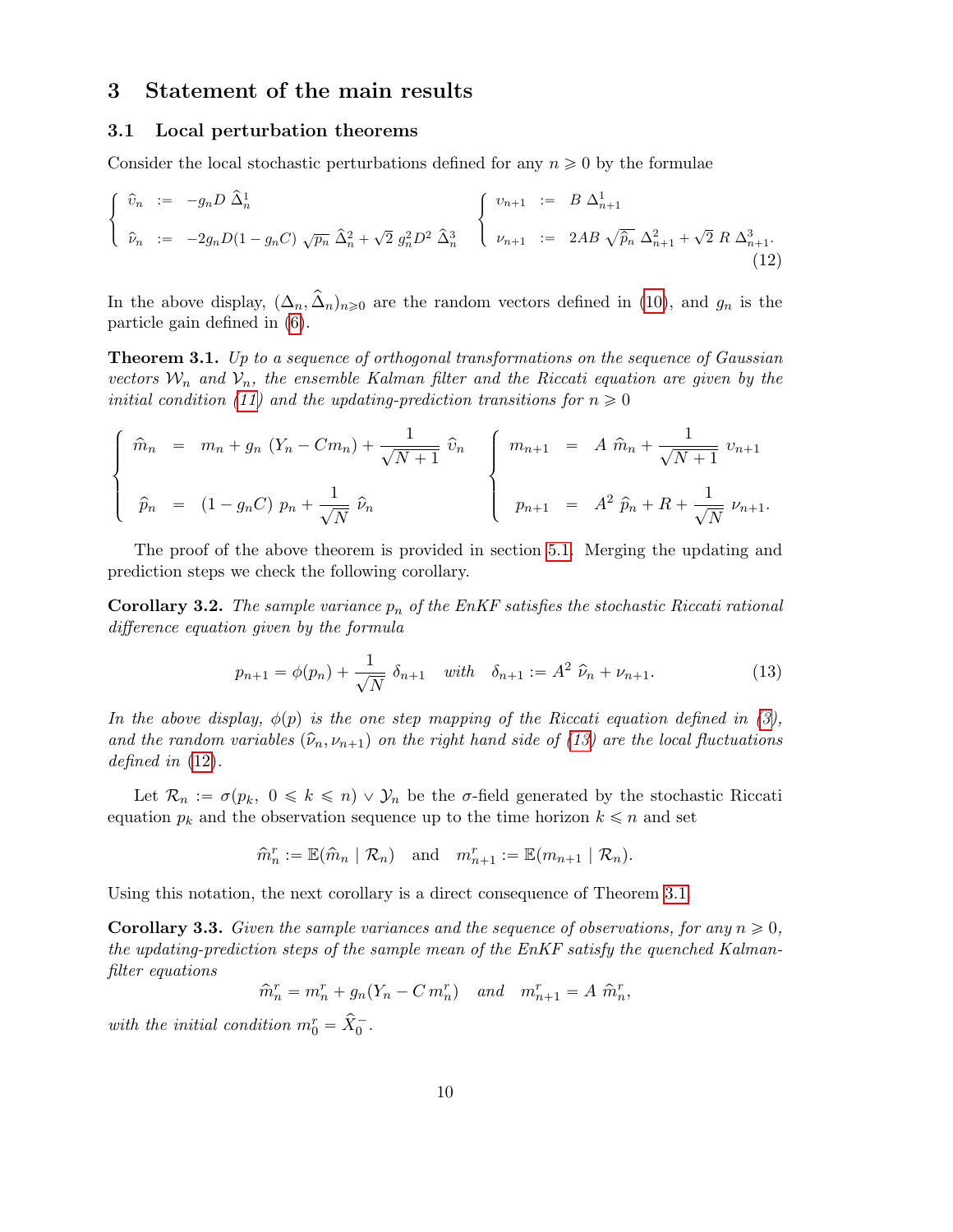## 3 Statement of the main results

### 3.1 Local perturbation theorems

Consider the local stochastic perturbations defined for any $n \geqslant 0$ by the formulae

$$
\left\{\begin{array}{lcl}
\widehat{\upsilon}_n & := & -g_n D \ \widehat{\Delta}^1_n \\[2ex]
\widehat{\nu}_n & := & -2 g_n D (1-g_n C) \ \sqrt{p_n} \ \widehat{\Delta}^2_n + \sqrt{2} \ g_n^2 D^2 \ \widehat{\Delta}^3_n
\end{array}\right.
\qquad
\left\{\begin{array}{lcl}
\upsilon_{n+1} & := & B \ \Delta^1_{n+1} \\[2ex]
\nu_{n+1} & := & 2AB \ \sqrt{\widehat{p}_n} \ \Delta^2_{n+1} + \sqrt{2} \ R \ \Delta^3_{n+1}.
\end{array}\right.
\tag{12}
$$

In the above display, $(\Delta_n, \widehat{\Delta}_n)_{n \geqslant 0}$ are the random vectors defined in (10), and $g_n$ is the particle gain defined in (6).

**Theorem 3.1.** *Up to a sequence of orthogonal transformations on the sequence of Gaussian vectors $\mathcal{W}_n$ and $\mathcal{V}_n$, the ensemble Kalman filter and the Riccati equation are given by the initial condition (11) and the updating-prediction transitions for $n \geqslant 0$*

$$
\left\{\begin{array}{lcl}
\widehat{m}_n & = & m_n + g_n \ (Y_n - C m_n) + \dfrac{1}{\sqrt{N+1}} \ \widehat{\upsilon}_n \\[3ex]
\widehat{p}_n & = & (1-g_n C) \ p_n + \dfrac{1}{\sqrt{N}} \ \widehat{\nu}_n
\end{array}\right.
\qquad
\left\{\begin{array}{lcl}
m_{n+1} & = & A \ \widehat{m}_n + \dfrac{1}{\sqrt{N+1}} \ \upsilon_{n+1} \\[3ex]
p_{n+1} & = & A^2 \ \widehat{p}_n + R + \dfrac{1}{\sqrt{N}} \ \nu_{n+1}.
\end{array}\right.
$$

The proof of the above theorem is provided in section 5.1. Merging the updating and prediction steps we check the following corollary.

**Corollary 3.2.** *The sample variance $p_n$ of the EnKF satisfies the stochastic Riccati rational difference equation given by the formula*

$$
p_{n+1} = \phi(p_n) + \frac{1}{\sqrt{N}} \ \delta_{n+1} \quad \textit{with} \quad \delta_{n+1} := A^2 \ \widehat{\nu}_n + \nu_{n+1}. \tag{13}
$$

*In the above display, $\phi(p)$ is the one step mapping of the Riccati equation defined in (3), and the random variables $(\widehat{\nu}_n, \nu_{n+1})$ on the right hand side of (13) are the local fluctuations defined in (12).*

Let $\mathcal{R}_n := \sigma(p_k, \ 0 \leqslant k \leqslant n) \vee \mathcal{Y}_n$ be the $\sigma$-field generated by the stochastic Riccati equation $p_k$ and the observation sequence up to the time horizon $k \leqslant n$ and set

$$
\widehat{m}^r_n := \mathbb{E}(\widehat{m}_n \mid \mathcal{R}_n) \quad \text{and} \quad m^r_{n+1} := \mathbb{E}(m_{n+1} \mid \mathcal{R}_n).
$$

Using this notation, the next corollary is a direct consequence of Theorem 3.1.

**Corollary 3.3.** *Given the sample variances and the sequence of observations, for any $n \geqslant 0$, the updating-prediction steps of the sample mean of the EnKF satisfy the quenched Kalman-filter equations*

$$
\widehat{m}^r_n = m^r_n + g_n(Y_n - C \, m^r_n) \quad \textit{and} \quad m^r_{n+1} = A \ \widehat{m}^r_n,
$$

*with the initial condition $m^r_0 = \widehat{X}^-_0$.*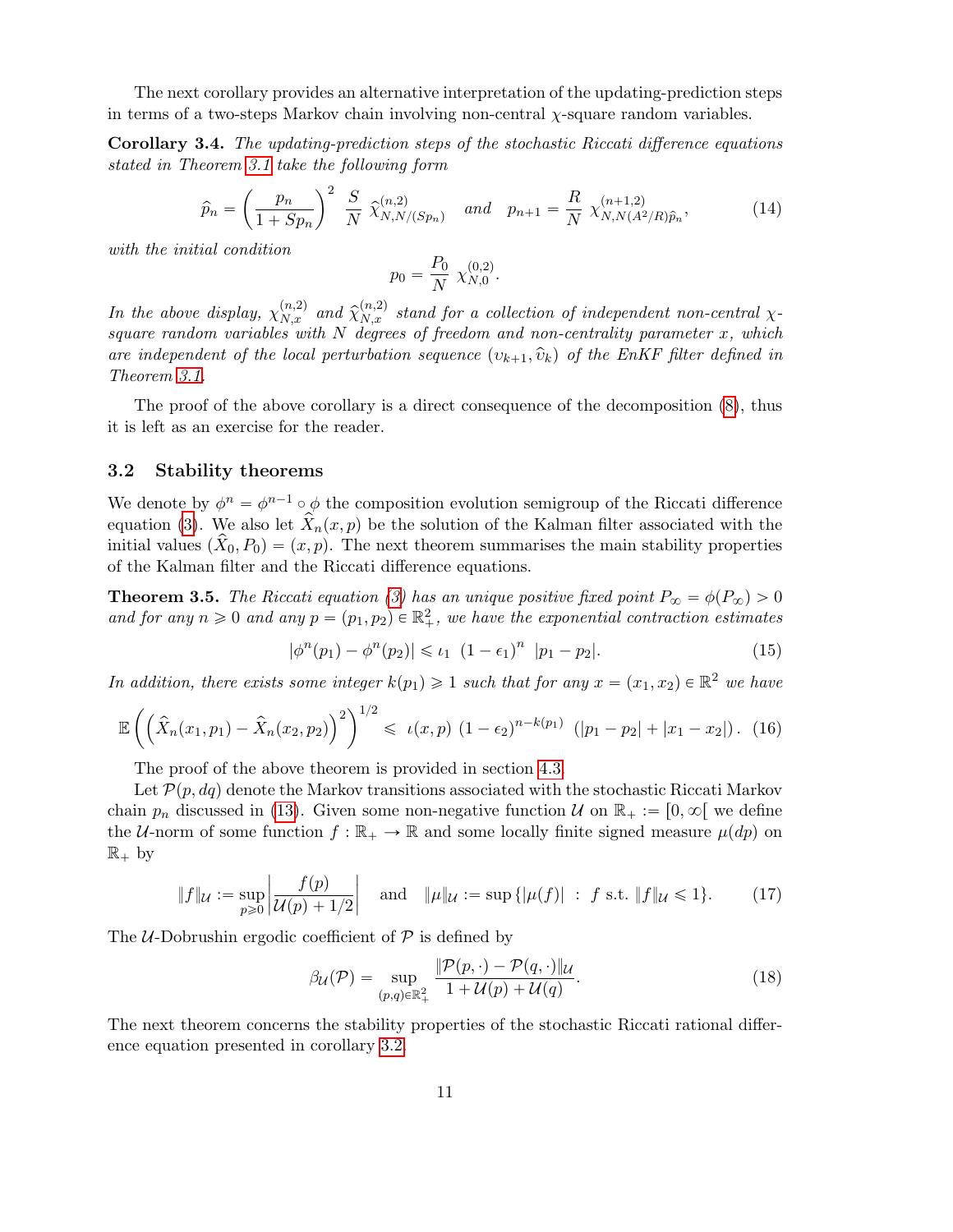The next corollary provides an alternative interpretation of the updating-prediction steps in terms of a two-steps Markov chain involving non-central $\chi$-square random variables.

**Corollary 3.4.** *The updating-prediction steps of the stochastic Riccati difference equations stated in Theorem 3.1 take the following form*

$$\widehat{p}_n = \left(\frac{p_n}{1+Sp_n}\right)^2 \; \frac{S}{N} \; \widehat{\chi}^{(n,2)}_{N,N/(Sp_n)} \quad \textit{and} \quad p_{n+1} = \frac{R}{N} \; \chi^{(n+1,2)}_{N,N(A^2/R)\widehat{p}_n}, \tag{14}$$

*with the initial condition*

$$p_0 = \frac{P_0}{N} \; \chi^{(0,2)}_{N,0}.$$

*In the above display, $\chi^{(n,2)}_{N,x}$ and $\widehat{\chi}^{(n,2)}_{N,x}$ stand for a collection of independent non-central $\chi$-square random variables with $N$ degrees of freedom and non-centrality parameter $x$, which are independent of the local perturbation sequence $(\upsilon_{k+1}, \widehat{\upsilon}_k)$ of the EnKF filter defined in Theorem 3.1.*

The proof of the above corollary is a direct consequence of the decomposition (8), thus it is left as an exercise for the reader.

## 3.2 Stability theorems

We denote by $\phi^n = \phi^{n-1} \circ \phi$ the composition evolution semigroup of the Riccati difference equation (3). We also let $\widehat{X}_n(x,p)$ be the solution of the Kalman filter associated with the initial values $(\widehat{X}_0, P_0) = (x,p)$. The next theorem summarises the main stability properties of the Kalman filter and the Riccati difference equations.

**Theorem 3.5.** *The Riccati equation (3) has an unique positive fixed point $P_\infty = \phi(P_\infty) > 0$ and for any $n \geqslant 0$ and any $p = (p_1, p_2) \in \mathbb{R}_+^2$, we have the exponential contraction estimates*

$$|\phi^n(p_1) - \phi^n(p_2)| \leqslant \iota_1 \; (1-\epsilon_1)^n \; |p_1 - p_2|. \tag{15}$$

*In addition, there exists some integer $k(p_1) \geqslant 1$ such that for any $x = (x_1, x_2) \in \mathbb{R}^2$ we have*

$$\mathbb{E}\left(\left(\widehat{X}_n(x_1,p_1) - \widehat{X}_n(x_2,p_2)\right)^2\right)^{1/2} \leqslant \; \iota(x,p) \; (1-\epsilon_2)^{n-k(p_1)} \; (|p_1 - p_2| + |x_1 - x_2|). \tag{16}$$

The proof of the above theorem is provided in section 4.3.

Let $\mathcal{P}(p,dq)$ denote the Markov transitions associated with the stochastic Riccati Markov chain $p_n$ discussed in (13). Given some non-negative function $\mathcal{U}$ on $\mathbb{R}_+ := [0,\infty[$ we define the $\mathcal{U}$-norm of some function $f : \mathbb{R}_+ \to \mathbb{R}$ and some locally finite signed measure $\mu(dp)$ on $\mathbb{R}_+$ by

$$\|f\|_{\mathcal{U}} := \sup_{p \geqslant 0} \left|\frac{f(p)}{\mathcal{U}(p) + 1/2}\right| \quad \text{and} \quad \|\mu\|_{\mathcal{U}} := \sup\left\{|\mu(f)| \; : \; f \text{ s.t. } \|f\|_{\mathcal{U}} \leqslant 1\right\}. \tag{17}$$

The $\mathcal{U}$-Dobrushin ergodic coefficient of $\mathcal{P}$ is defined by

$$\beta_{\mathcal{U}}(\mathcal{P}) = \sup_{(p,q) \in \mathbb{R}_+^2} \frac{\|\mathcal{P}(p,\cdot) - \mathcal{P}(q,\cdot)\|_{\mathcal{U}}}{1 + \mathcal{U}(p) + \mathcal{U}(q)}. \tag{18}$$

The next theorem concerns the stability properties of the stochastic Riccati rational difference equation presented in corollary 3.2.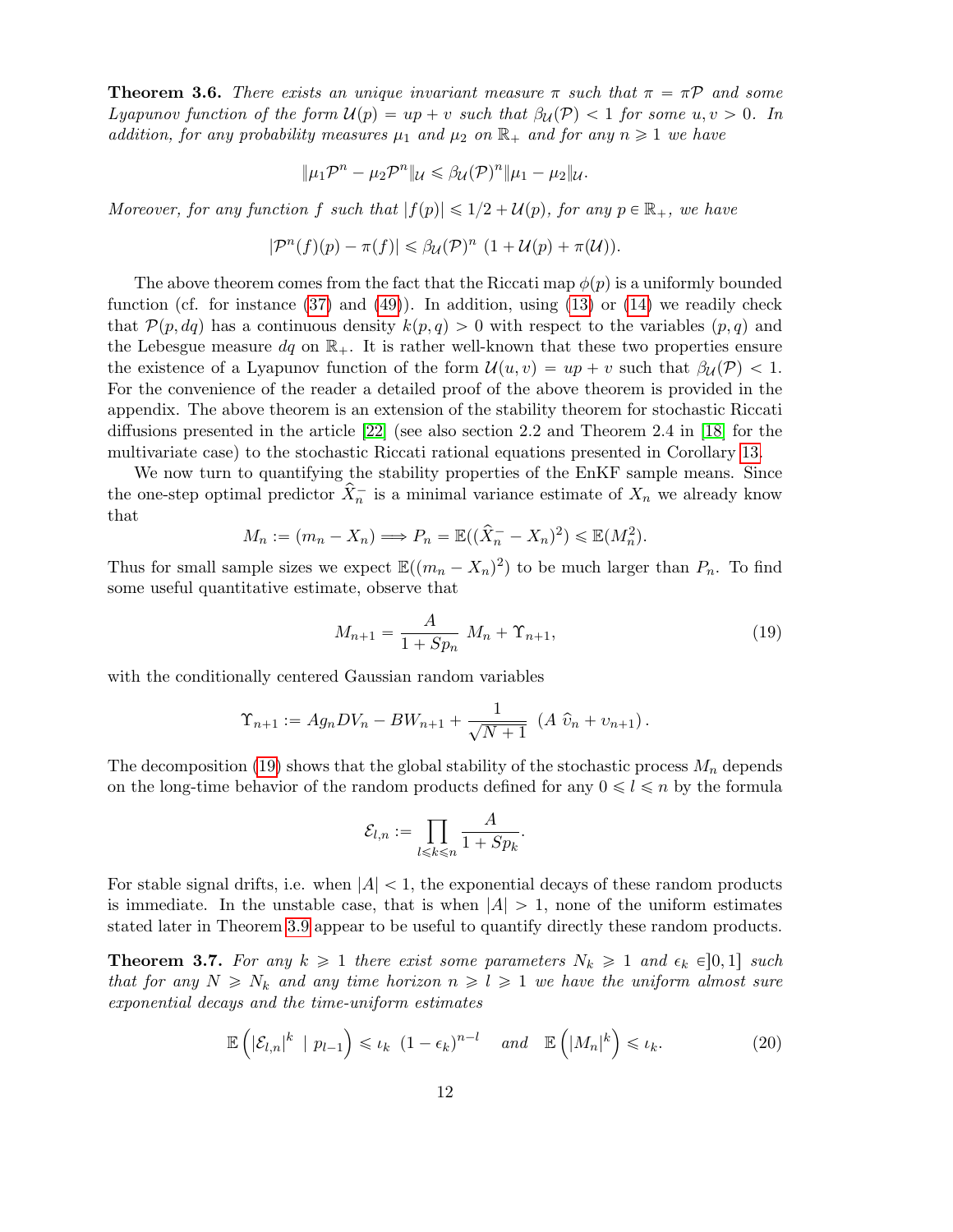**Theorem 3.6.** *There exists an unique invariant measure $\pi$ such that $\pi = \pi\mathcal{P}$ and some Lyapunov function of the form $\mathcal{U}(p) = up + v$ such that $\beta_{\mathcal{U}}(\mathcal{P}) < 1$ for some $u, v > 0$. In addition, for any probability measures $\mu_1$ and $\mu_2$ on $\mathbb{R}_+$ and for any $n \geqslant 1$ we have*

$$\|\mu_1\mathcal{P}^n - \mu_2\mathcal{P}^n\|_{\mathcal{U}} \leqslant \beta_{\mathcal{U}}(\mathcal{P})^n \|\mu_1 - \mu_2\|_{\mathcal{U}}.$$

*Moreover, for any function $f$ such that $|f(p)| \leqslant 1/2 + \mathcal{U}(p)$, for any $p \in \mathbb{R}_+$, we have*

$$|\mathcal{P}^n(f)(p) - \pi(f)| \leqslant \beta_{\mathcal{U}}(\mathcal{P})^n \ (1 + \mathcal{U}(p) + \pi(\mathcal{U})).$$

The above theorem comes from the fact that the Riccati map $\phi(p)$ is a uniformly bounded function (cf. for instance (37) and (49)). In addition, using (13) or (14) we readily check that $\mathcal{P}(p, dq)$ has a continuous density $k(p, q) > 0$ with respect to the variables $(p, q)$ and the Lebesgue measure $dq$ on $\mathbb{R}_+$. It is rather well-known that these two properties ensure the existence of a Lyapunov function of the form $\mathcal{U}(u, v) = up + v$ such that $\beta_{\mathcal{U}}(\mathcal{P}) < 1$. For the convenience of the reader a detailed proof of the above theorem is provided in the appendix. The above theorem is an extension of the stability theorem for stochastic Riccati diffusions presented in the article [22] (see also section 2.2 and Theorem 2.4 in [18] for the multivariate case) to the stochastic Riccati rational equations presented in Corollary 13.

We now turn to quantifying the stability properties of the EnKF sample means. Since the one-step optimal predictor $\widehat{X}_n^-$ is a minimal variance estimate of $X_n$ we already know that

$$M_n := (m_n - X_n) \Longrightarrow P_n = \mathbb{E}((\widehat{X}_n^- - X_n)^2) \leqslant \mathbb{E}(M_n^2).$$

Thus for small sample sizes we expect $\mathbb{E}((m_n - X_n)^2)$ to be much larger than $P_n$. To find some useful quantitative estimate, observe that

$$M_{n+1} = \frac{A}{1 + Sp_n} \ M_n + \Upsilon_{n+1}, \tag{19}$$

with the conditionally centered Gaussian random variables

$$\Upsilon_{n+1} := Ag_n DV_n - BW_{n+1} + \frac{1}{\sqrt{N+1}} \ (A \ \widehat{\upsilon}_n + \upsilon_{n+1}).$$

The decomposition (19) shows that the global stability of the stochastic process $M_n$ depends on the long-time behavior of the random products defined for any $0 \leqslant l \leqslant n$ by the formula

$$\mathcal{E}_{l,n} := \prod_{l \leqslant k \leqslant n} \frac{A}{1 + Sp_k}.$$

For stable signal drifts, i.e. when $|A| < 1$, the exponential decays of these random products is immediate. In the unstable case, that is when $|A| > 1$, none of the uniform estimates stated later in Theorem 3.9 appear to be useful to quantify directly these random products.

**Theorem 3.7.** *For any $k \geqslant 1$ there exist some parameters $N_k \geqslant 1$ and $\epsilon_k \in ]0, 1]$ such that for any $N \geqslant N_k$ and any time horizon $n \geqslant l \geqslant 1$ we have the uniform almost sure exponential decays and the time-uniform estimates*

$$\mathbb{E}\left(|\mathcal{E}_{l,n}|^k \mid p_{l-1}\right) \leqslant \iota_k \ (1 - \epsilon_k)^{n-l} \quad \text{and} \quad \mathbb{E}\left(|M_n|^k\right) \leqslant \iota_k. \tag{20}$$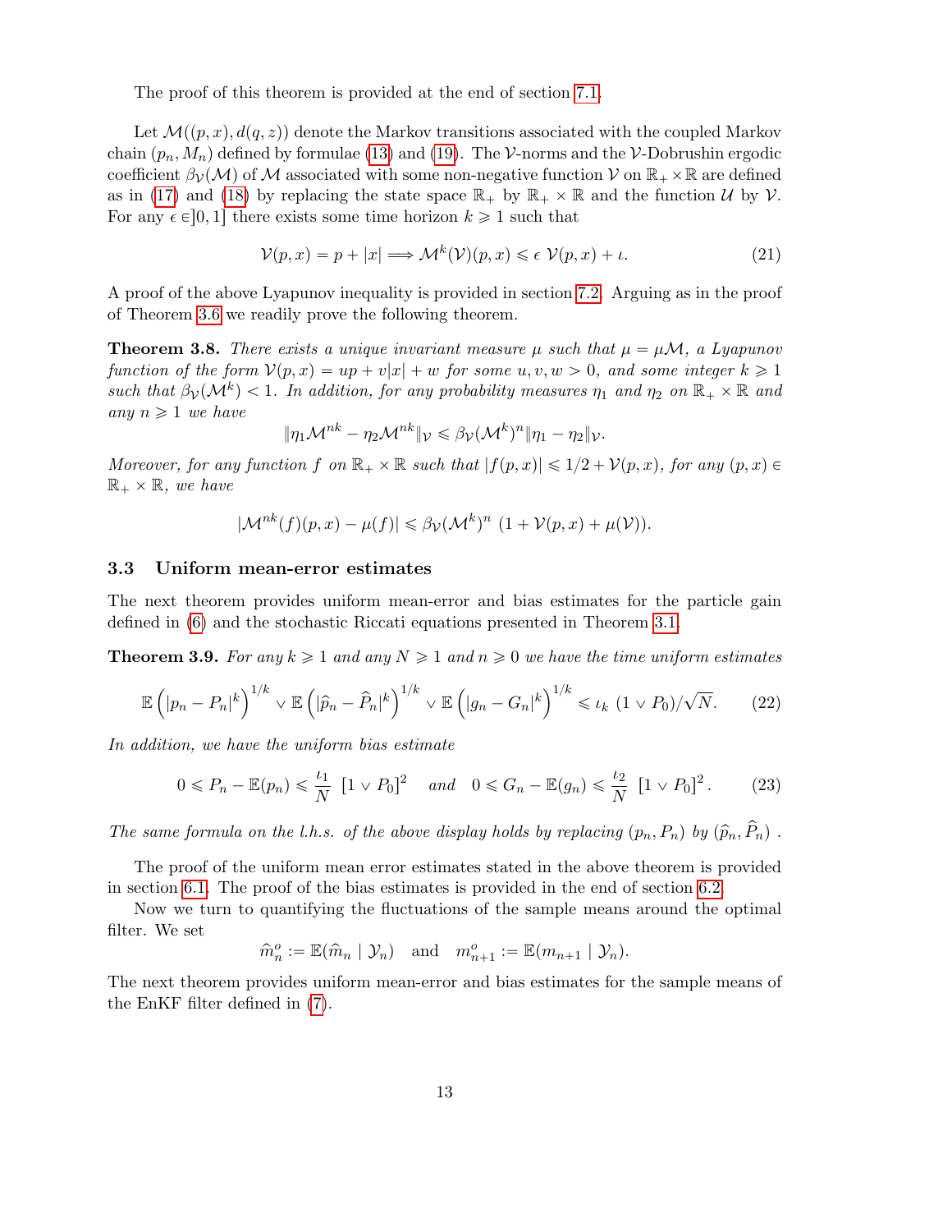The proof of this theorem is provided at the end of section 7.1.

Let $\mathcal{M}((p,x),d(q,z))$ denote the Markov transitions associated with the coupled Markov chain $(p_n, M_n)$ defined by formulae (13) and (19). The $\mathcal{V}$-norms and the $\mathcal{V}$-Dobrushin ergodic coefficient $\beta_{\mathcal{V}}(\mathcal{M})$ of $\mathcal{M}$ associated with some non-negative function $\mathcal{V}$ on $\mathbb{R}_+ \times \mathbb{R}$ are defined as in (17) and (18) by replacing the state space $\mathbb{R}_+$ by $\mathbb{R}_+ \times \mathbb{R}$ and the function $\mathcal{U}$ by $\mathcal{V}$. For any $\epsilon \in ]0,1]$ there exists some time horizon $k \geqslant 1$ such that

$$\mathcal{V}(p,x) = p + |x| \Longrightarrow \mathcal{M}^k(\mathcal{V})(p,x) \leqslant \epsilon\ \mathcal{V}(p,x) + \iota. \tag{21}$$

A proof of the above Lyapunov inequality is provided in section 7.2. Arguing as in the proof of Theorem 3.6 we readily prove the following theorem.

**Theorem 3.8.** *There exists a unique invariant measure $\mu$ such that $\mu = \mu\mathcal{M}$, a Lyapunov function of the form $\mathcal{V}(p,x) = up + v|x| + w$ for some $u,v,w > 0$, and some integer $k \geqslant 1$ such that $\beta_{\mathcal{V}}(\mathcal{M}^k) < 1$. In addition, for any probability measures $\eta_1$ and $\eta_2$ on $\mathbb{R}_+ \times \mathbb{R}$ and any $n \geqslant 1$ we have*

$$\|\eta_1\mathcal{M}^{nk} - \eta_2\mathcal{M}^{nk}\|_{\mathcal{V}} \leqslant \beta_{\mathcal{V}}(\mathcal{M}^k)^n \|\eta_1 - \eta_2\|_{\mathcal{V}}.$$

*Moreover, for any function $f$ on $\mathbb{R}_+ \times \mathbb{R}$ such that $|f(p,x)| \leqslant 1/2 + \mathcal{V}(p,x)$, for any $(p,x) \in \mathbb{R}_+ \times \mathbb{R}$, we have*

$$|\mathcal{M}^{nk}(f)(p,x) - \mu(f)| \leqslant \beta_{\mathcal{V}}(\mathcal{M}^k)^n\ (1 + \mathcal{V}(p,x) + \mu(\mathcal{V})).$$

### 3.3 Uniform mean-error estimates

The next theorem provides uniform mean-error and bias estimates for the particle gain defined in (6) and the stochastic Riccati equations presented in Theorem 3.1.

**Theorem 3.9.** *For any $k \geqslant 1$ and any $N \geqslant 1$ and $n \geqslant 0$ we have the time uniform estimates*

$$\mathbb{E}\left(|p_n - P_n|^k\right)^{1/k} \vee \mathbb{E}\left(|\widehat{p}_n - \widehat{P}_n|^k\right)^{1/k} \vee \mathbb{E}\left(|g_n - G_n|^k\right)^{1/k} \leqslant \iota_k\ (1 \vee P_0)/\sqrt{N}. \tag{22}$$

*In addition, we have the uniform bias estimate*

$$0 \leqslant P_n - \mathbb{E}(p_n) \leqslant \frac{\iota_1}{N}\ [1 \vee P_0]^2 \quad \text{and} \quad 0 \leqslant G_n - \mathbb{E}(g_n) \leqslant \frac{\iota_2}{N}\ [1 \vee P_0]^2. \tag{23}$$

*The same formula on the l.h.s. of the above display holds by replacing $(p_n, P_n)$ by $(\widehat{p}_n, \widehat{P}_n)$ .*

The proof of the uniform mean error estimates stated in the above theorem is provided in section 6.1. The proof of the bias estimates is provided in the end of section 6.2.

Now we turn to quantifying the fluctuations of the sample means around the optimal filter. We set

$$\widehat{m}_n^o := \mathbb{E}(\widehat{m}_n \mid \mathcal{Y}_n) \quad \text{and} \quad m_{n+1}^o := \mathbb{E}(m_{n+1} \mid \mathcal{Y}_n).$$

The next theorem provides uniform mean-error and bias estimates for the sample means of the EnKF filter defined in (7).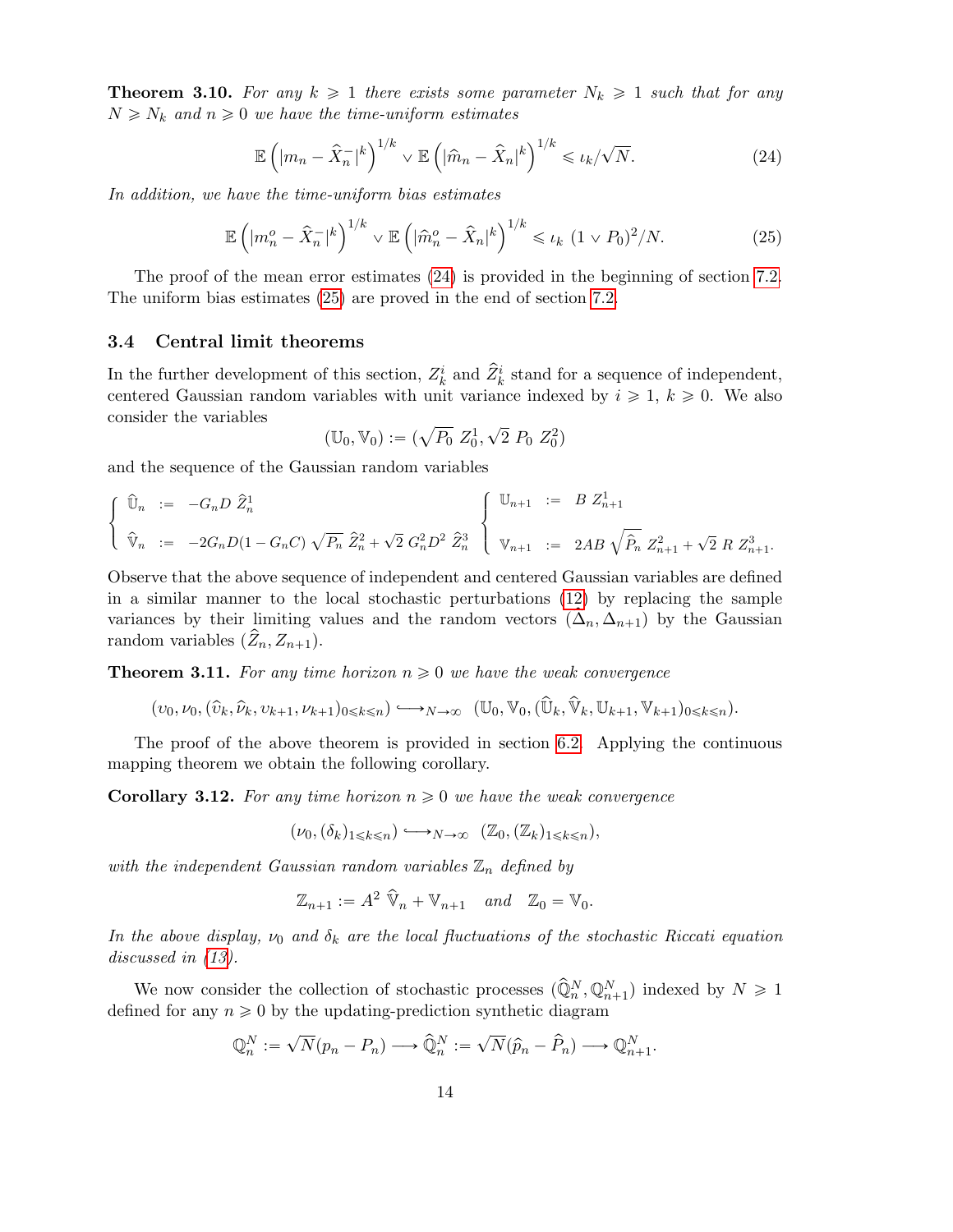**Theorem 3.10.** *For any $k \geqslant 1$ there exists some parameter $N_k \geqslant 1$ such that for any $N \geqslant N_k$ and $n \geqslant 0$ we have the time-uniform estimates*

$$\mathbb{E}\left(|m_n - \widehat{X}_n^-|^k\right)^{1/k} \vee \mathbb{E}\left(|\widehat{m}_n - \widehat{X}_n|^k\right)^{1/k} \leqslant \iota_k/\sqrt{N}. \tag{24}$$

*In addition, we have the time-uniform bias estimates*

$$\mathbb{E}\left(|m_n^o - \widehat{X}_n^-|^k\right)^{1/k} \vee \mathbb{E}\left(|\widehat{m}_n^o - \widehat{X}_n|^k\right)^{1/k} \leqslant \iota_k \ (1 \vee P_0)^2/N. \tag{25}$$

The proof of the mean error estimates (24) is provided in the beginning of section 7.2. The uniform bias estimates (25) are proved in the end of section 7.2.

### 3.4 Central limit theorems

In the further development of this section, $Z_k^i$ and $\widehat{Z}_k^i$ stand for a sequence of independent, centered Gaussian random variables with unit variance indexed by $i \geqslant 1$, $k \geqslant 0$. We also consider the variables

$$(\mathbb{U}_0, \mathbb{V}_0) := (\sqrt{P_0}\ Z_0^1, \sqrt{2}\ P_0\ Z_0^2)$$

and the sequence of the Gaussian random variables

$$\left\{\begin{array}{rcl}\widehat{\mathbb{U}}_n & := & -G_n D\ \widehat{Z}_n^1 \\ \widehat{\mathbb{V}}_n & := & -2G_n D(1-G_n C)\ \sqrt{P_n}\ \widehat{Z}_n^2 + \sqrt{2}\ G_n^2 D^2\ \widehat{Z}_n^3\end{array}\right. \quad \left\{\begin{array}{rcl}\mathbb{U}_{n+1} & := & B\ Z_{n+1}^1 \\ \mathbb{V}_{n+1} & := & 2AB\ \sqrt{\widehat{P}_n}\ Z_{n+1}^2 + \sqrt{2}\ R\ Z_{n+1}^3.\end{array}\right.$$

Observe that the above sequence of independent and centered Gaussian variables are defined in a similar manner to the local stochastic perturbations (12) by replacing the sample variances by their limiting values and the random vectors $(\widehat{\Delta}_n, \Delta_{n+1})$ by the Gaussian random variables $(\widehat{Z}_n, Z_{n+1})$.

**Theorem 3.11.** *For any time horizon $n \geqslant 0$ we have the weak convergence*

$$(\upsilon_0, \nu_0, (\widehat{\upsilon}_k, \widehat{\nu}_k, \upsilon_{k+1}, \nu_{k+1})_{0\leqslant k\leqslant n}) \hookrightarrow_{N\to\infty} (\mathbb{U}_0, \mathbb{V}_0, (\widehat{\mathbb{U}}_k, \widehat{\mathbb{V}}_k, \mathbb{U}_{k+1}, \mathbb{V}_{k+1})_{0\leqslant k\leqslant n}).$$

The proof of the above theorem is provided in section 6.2. Applying the continuous mapping theorem we obtain the following corollary.

**Corollary 3.12.** *For any time horizon $n \geqslant 0$ we have the weak convergence*

$$(\nu_0, (\delta_k)_{1\leqslant k\leqslant n}) \hookrightarrow_{N\to\infty} (\mathbb{Z}_0, (\mathbb{Z}_k)_{1\leqslant k\leqslant n}),$$

*with the independent Gaussian random variables $\mathbb{Z}_n$ defined by*

$$\mathbb{Z}_{n+1} := A^2\ \widehat{\mathbb{V}}_n + \mathbb{V}_{n+1} \quad \text{and} \quad \mathbb{Z}_0 = \mathbb{V}_0.$$

*In the above display, $\nu_0$ and $\delta_k$ are the local fluctuations of the stochastic Riccati equation discussed in (13).*

We now consider the collection of stochastic processes $(\widehat{\mathbb{Q}}_n^N, \mathbb{Q}_{n+1}^N)$ indexed by $N \geqslant 1$ defined for any $n \geqslant 0$ by the updating-prediction synthetic diagram

$$\mathbb{Q}_n^N := \sqrt{N}(p_n - P_n) \longrightarrow \widehat{\mathbb{Q}}_n^N := \sqrt{N}(\widehat{p}_n - \widehat{P}_n) \longrightarrow \mathbb{Q}_{n+1}^N.$$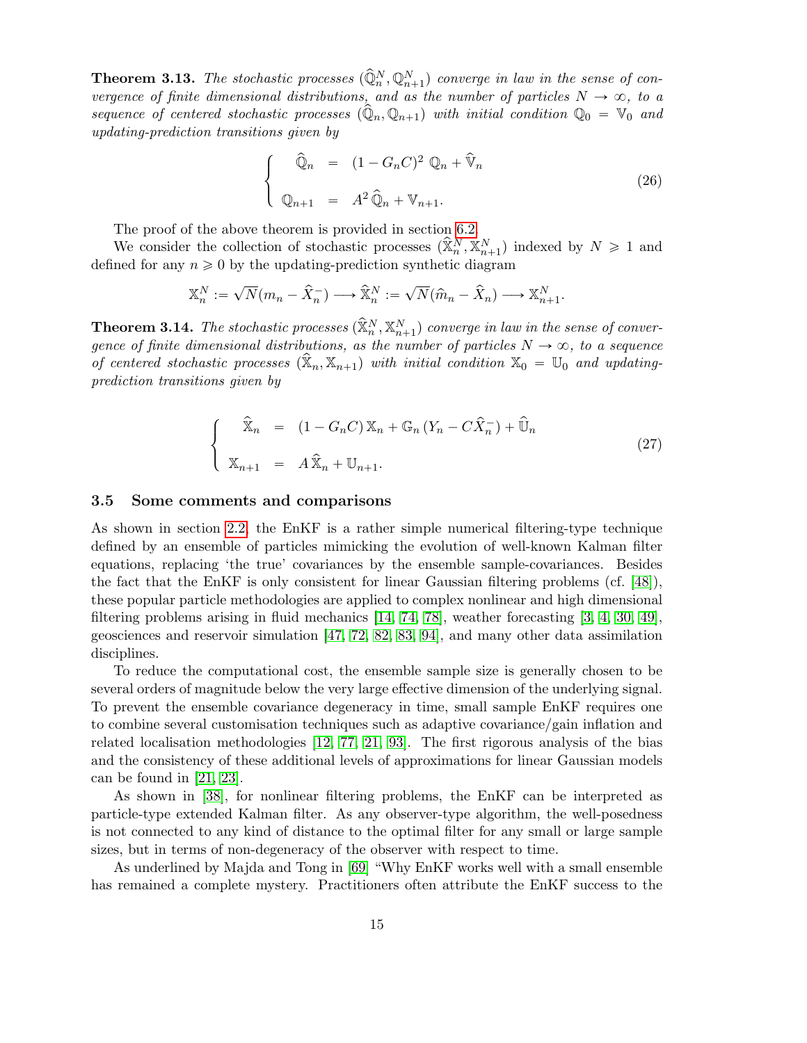**Theorem 3.13.** *The stochastic processes $(\widehat{\mathbb{Q}}_n^N, \mathbb{Q}_{n+1}^N)$ converge in law in the sense of convergence of finite dimensional distributions, and as the number of particles $N \to \infty$, to a sequence of centered stochastic processes $(\widehat{\mathbb{Q}}_n, \mathbb{Q}_{n+1})$ with initial condition $\mathbb{Q}_0 = \mathbb{V}_0$ and updating-prediction transitions given by*

$$\left\{ \begin{array}{rcl} \widehat{\mathbb{Q}}_n & = & (1 - G_n C)^2 \; \mathbb{Q}_n + \widehat{\mathbb{V}}_n \\ \\ \mathbb{Q}_{n+1} & = & A^2 \, \widehat{\mathbb{Q}}_n + \mathbb{V}_{n+1}. \end{array} \right. \tag{26}$$

The proof of the above theorem is provided in section 6.2.

We consider the collection of stochastic processes $(\widehat{\mathbb{X}}_n^N, \mathbb{X}_{n+1}^N)$ indexed by $N \geqslant 1$ and defined for any $n \geqslant 0$ by the updating-prediction synthetic diagram

$$\mathbb{X}_n^N := \sqrt{N}(m_n - \widehat{X}_n^-) \longrightarrow \widehat{\mathbb{X}}_n^N := \sqrt{N}(\widehat{m}_n - \widehat{X}_n) \longrightarrow \mathbb{X}_{n+1}^N.$$

**Theorem 3.14.** *The stochastic processes $(\widehat{\mathbb{X}}_n^N, \mathbb{X}_{n+1}^N)$ converge in law in the sense of convergence of finite dimensional distributions, as the number of particles $N \to \infty$, to a sequence of centered stochastic processes $(\widehat{\mathbb{X}}_n, \mathbb{X}_{n+1})$ with initial condition $\mathbb{X}_0 = \mathbb{U}_0$ and updating-prediction transitions given by*

$$\left\{ \begin{array}{rcl} \widehat{\mathbb{X}}_n & = & (1 - G_n C) \, \mathbb{X}_n + \mathbb{G}_n \, (Y_n - C\widehat{X}_n^-) + \widehat{\mathbb{U}}_n \\ \\ \mathbb{X}_{n+1} & = & A \, \widehat{\mathbb{X}}_n + \mathbb{U}_{n+1}. \end{array} \right. \tag{27}$$

### 3.5 Some comments and comparisons

As shown in section 2.2, the EnKF is a rather simple numerical filtering-type technique defined by an ensemble of particles mimicking the evolution of well-known Kalman filter equations, replacing 'the true' covariances by the ensemble sample-covariances. Besides the fact that the EnKF is only consistent for linear Gaussian filtering problems (cf. [48]), these popular particle methodologies are applied to complex nonlinear and high dimensional filtering problems arising in fluid mechanics [14, 74, 78], weather forecasting [3, 4, 30, 49], geosciences and reservoir simulation [47, 72, 82, 83, 94], and many other data assimilation disciplines.

To reduce the computational cost, the ensemble sample size is generally chosen to be several orders of magnitude below the very large effective dimension of the underlying signal. To prevent the ensemble covariance degeneracy in time, small sample EnKF requires one to combine several customisation techniques such as adaptive covariance/gain inflation and related localisation methodologies [12, 77, 21, 93]. The first rigorous analysis of the bias and the consistency of these additional levels of approximations for linear Gaussian models can be found in [21, 23].

As shown in [38], for nonlinear filtering problems, the EnKF can be interpreted as particle-type extended Kalman filter. As any observer-type algorithm, the well-posedness is not connected to any kind of distance to the optimal filter for any small or large sample sizes, but in terms of non-degeneracy of the observer with respect to time.

As underlined by Majda and Tong in [69] "Why EnKF works well with a small ensemble has remained a complete mystery. Practitioners often attribute the EnKF success to the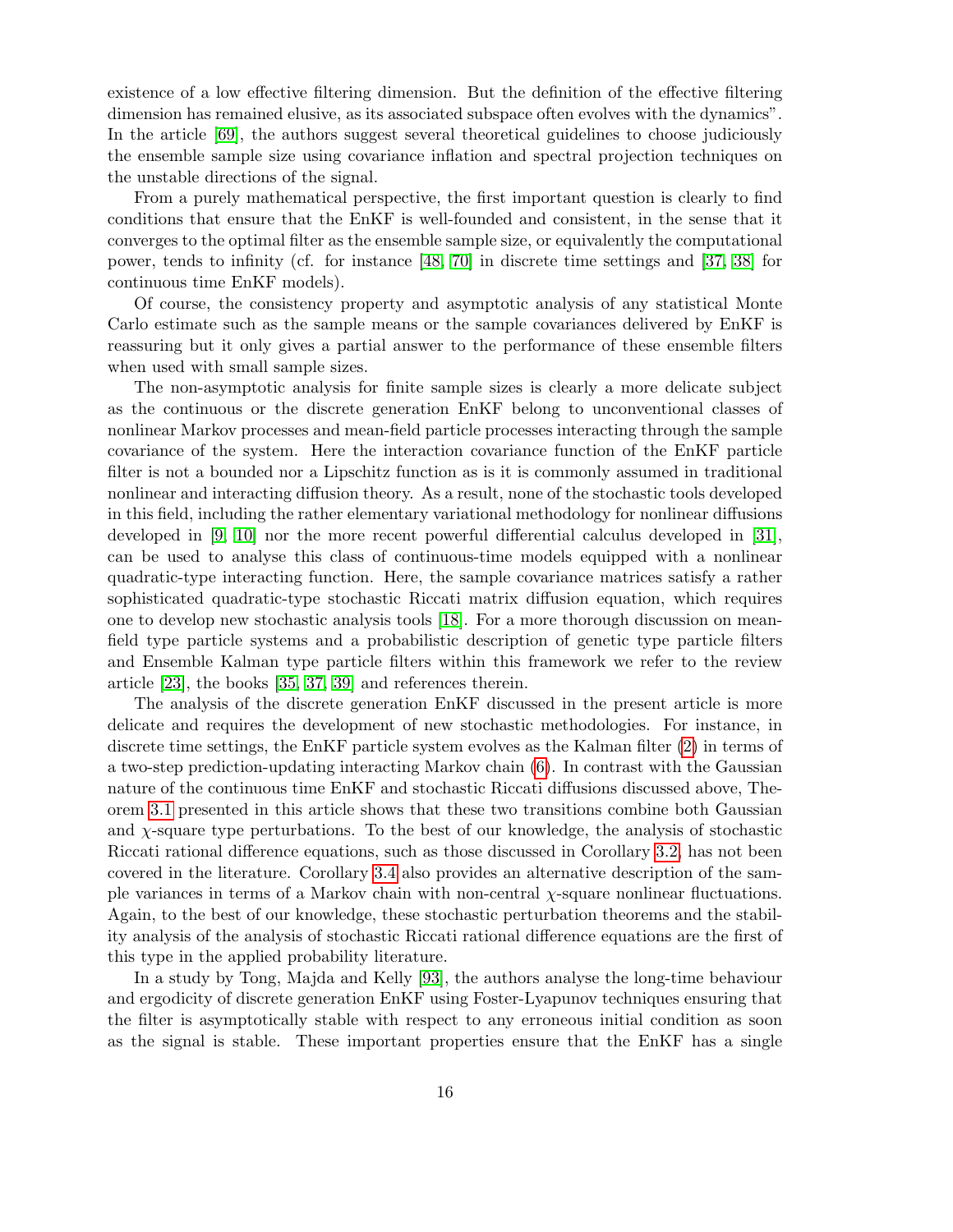existence of a low effective filtering dimension. But the definition of the effective filtering dimension has remained elusive, as its associated subspace often evolves with the dynamics". In the article [69], the authors suggest several theoretical guidelines to choose judiciously the ensemble sample size using covariance inflation and spectral projection techniques on the unstable directions of the signal.

From a purely mathematical perspective, the first important question is clearly to find conditions that ensure that the EnKF is well-founded and consistent, in the sense that it converges to the optimal filter as the ensemble sample size, or equivalently the computational power, tends to infinity (cf. for instance [48, 70] in discrete time settings and [37, 38] for continuous time EnKF models).

Of course, the consistency property and asymptotic analysis of any statistical Monte Carlo estimate such as the sample means or the sample covariances delivered by EnKF is reassuring but it only gives a partial answer to the performance of these ensemble filters when used with small sample sizes.

The non-asymptotic analysis for finite sample sizes is clearly a more delicate subject as the continuous or the discrete generation EnKF belong to unconventional classes of nonlinear Markov processes and mean-field particle processes interacting through the sample covariance of the system. Here the interaction covariance function of the EnKF particle filter is not a bounded nor a Lipschitz function as is it commonly assumed in traditional nonlinear and interacting diffusion theory. As a result, none of the stochastic tools developed in this field, including the rather elementary variational methodology for nonlinear diffusions developed in [9, 10] nor the more recent powerful differential calculus developed in [31], can be used to analyse this class of continuous-time models equipped with a nonlinear quadratic-type interacting function. Here, the sample covariance matrices satisfy a rather sophisticated quadratic-type stochastic Riccati matrix diffusion equation, which requires one to develop new stochastic analysis tools [18]. For a more thorough discussion on mean-field type particle systems and a probabilistic description of genetic type particle filters and Ensemble Kalman type particle filters within this framework we refer to the review article [23], the books [35, 37, 39] and references therein.

The analysis of the discrete generation EnKF discussed in the present article is more delicate and requires the development of new stochastic methodologies. For instance, in discrete time settings, the EnKF particle system evolves as the Kalman filter (2) in terms of a two-step prediction-updating interacting Markov chain (6). In contrast with the Gaussian nature of the continuous time EnKF and stochastic Riccati diffusions discussed above, Theorem 3.1 presented in this article shows that these two transitions combine both Gaussian and $\chi$-square type perturbations. To the best of our knowledge, the analysis of stochastic Riccati rational difference equations, such as those discussed in Corollary 3.2, has not been covered in the literature. Corollary 3.4 also provides an alternative description of the sample variances in terms of a Markov chain with non-central $\chi$-square nonlinear fluctuations. Again, to the best of our knowledge, these stochastic perturbation theorems and the stability analysis of the analysis of stochastic Riccati rational difference equations are the first of this type in the applied probability literature.

In a study by Tong, Majda and Kelly [93], the authors analyse the long-time behaviour and ergodicity of discrete generation EnKF using Foster-Lyapunov techniques ensuring that the filter is asymptotically stable with respect to any erroneous initial condition as soon as the signal is stable. These important properties ensure that the EnKF has a single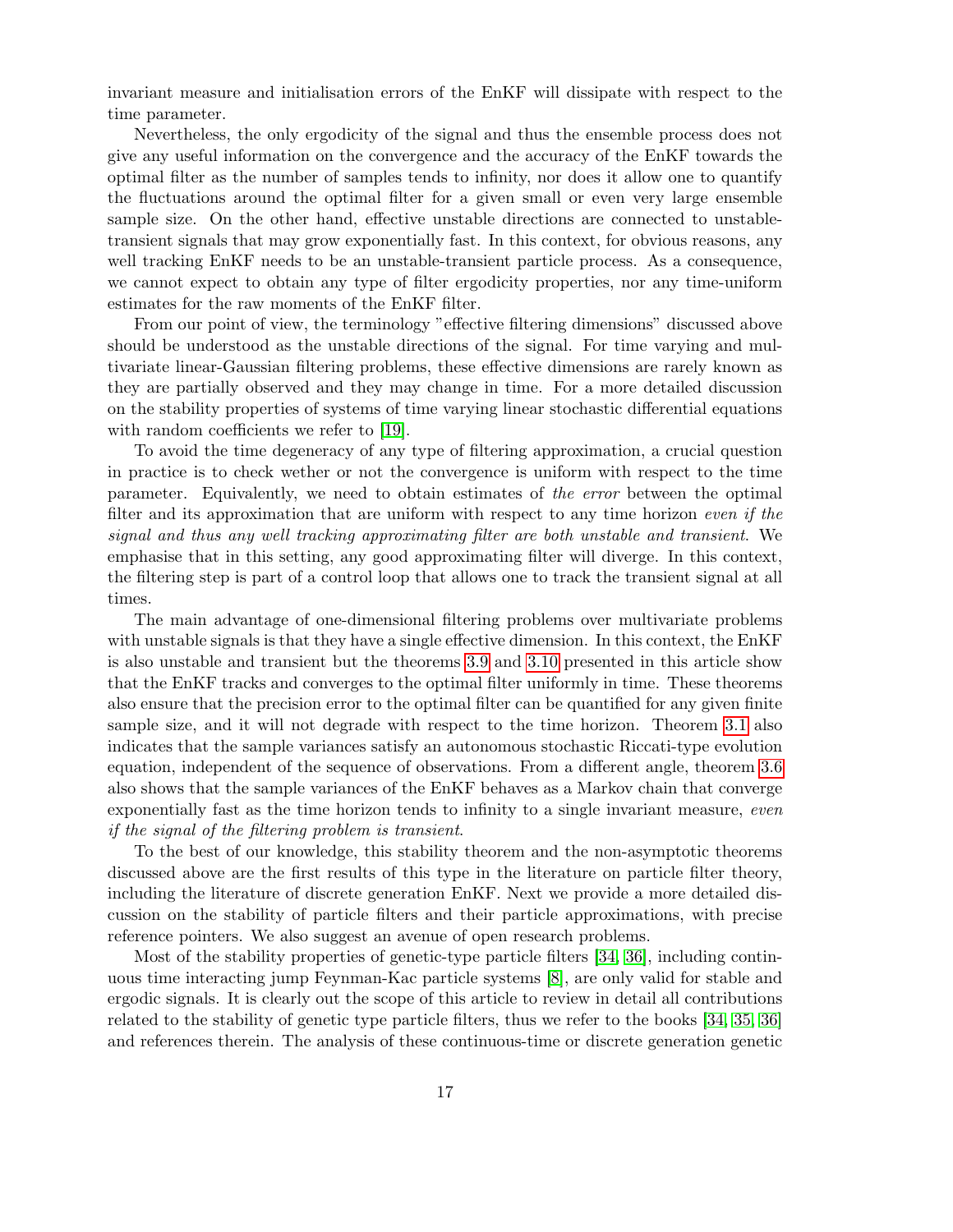invariant measure and initialisation errors of the EnKF will dissipate with respect to the time parameter.

Nevertheless, the only ergodicity of the signal and thus the ensemble process does not give any useful information on the convergence and the accuracy of the EnKF towards the optimal filter as the number of samples tends to infinity, nor does it allow one to quantify the fluctuations around the optimal filter for a given small or even very large ensemble sample size. On the other hand, effective unstable directions are connected to unstable-transient signals that may grow exponentially fast. In this context, for obvious reasons, any well tracking EnKF needs to be an unstable-transient particle process. As a consequence, we cannot expect to obtain any type of filter ergodicity properties, nor any time-uniform estimates for the raw moments of the EnKF filter.

From our point of view, the terminology "effective filtering dimensions" discussed above should be understood as the unstable directions of the signal. For time varying and multivariate linear-Gaussian filtering problems, these effective dimensions are rarely known as they are partially observed and they may change in time. For a more detailed discussion on the stability properties of systems of time varying linear stochastic differential equations with random coefficients we refer to [19].

To avoid the time degeneracy of any type of filtering approximation, a crucial question in practice is to check wether or not the convergence is uniform with respect to the time parameter. Equivalently, we need to obtain estimates of *the error* between the optimal filter and its approximation that are uniform with respect to any time horizon *even if the signal and thus any well tracking approximating filter are both unstable and transient*. We emphasise that in this setting, any good approximating filter will diverge. In this context, the filtering step is part of a control loop that allows one to track the transient signal at all times.

The main advantage of one-dimensional filtering problems over multivariate problems with unstable signals is that they have a single effective dimension. In this context, the EnKF is also unstable and transient but the theorems 3.9 and 3.10 presented in this article show that the EnKF tracks and converges to the optimal filter uniformly in time. These theorems also ensure that the precision error to the optimal filter can be quantified for any given finite sample size, and it will not degrade with respect to the time horizon. Theorem 3.1 also indicates that the sample variances satisfy an autonomous stochastic Riccati-type evolution equation, independent of the sequence of observations. From a different angle, theorem 3.6 also shows that the sample variances of the EnKF behaves as a Markov chain that converge exponentially fast as the time horizon tends to infinity to a single invariant measure, *even if the signal of the filtering problem is transient*.

To the best of our knowledge, this stability theorem and the non-asymptotic theorems discussed above are the first results of this type in the literature on particle filter theory, including the literature of discrete generation EnKF. Next we provide a more detailed discussion on the stability of particle filters and their particle approximations, with precise reference pointers. We also suggest an avenue of open research problems.

Most of the stability properties of genetic-type particle filters [34, 36], including continuous time interacting jump Feynman-Kac particle systems [8], are only valid for stable and ergodic signals. It is clearly out the scope of this article to review in detail all contributions related to the stability of genetic type particle filters, thus we refer to the books [34, 35, 36] and references therein. The analysis of these continuous-time or discrete generation genetic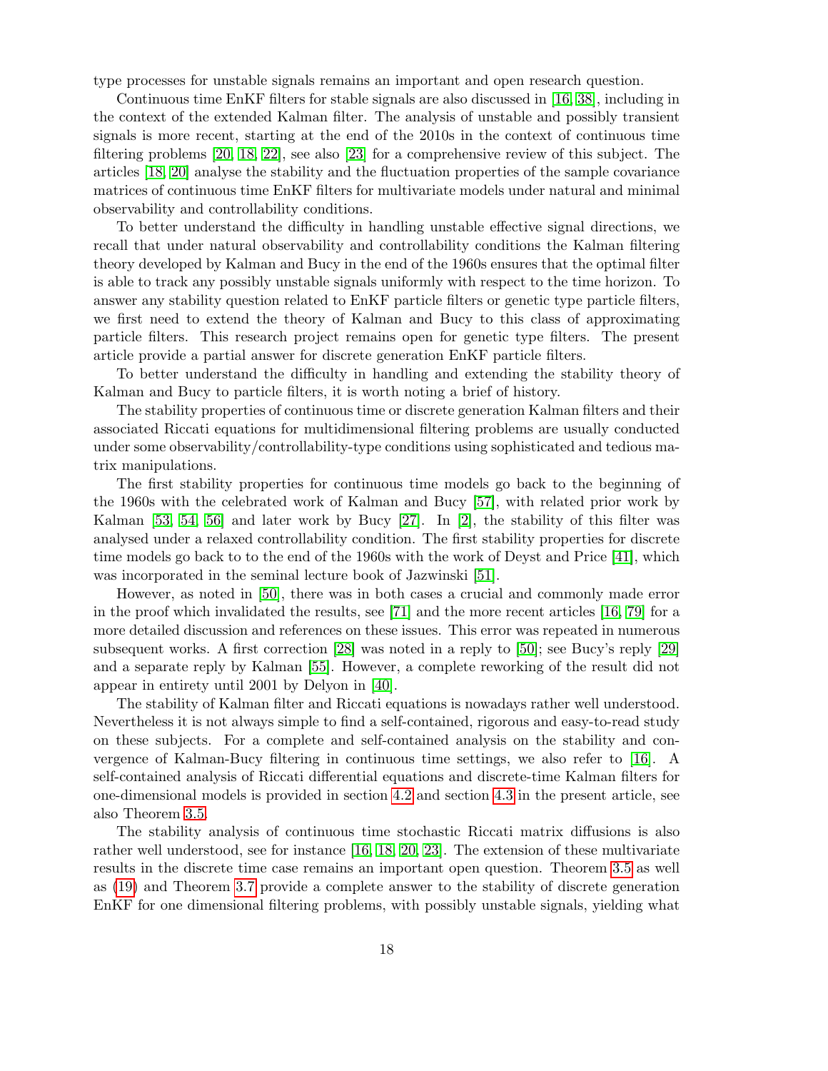type processes for unstable signals remains an important and open research question.

Continuous time EnKF filters for stable signals are also discussed in [16, 38], including in the context of the extended Kalman filter. The analysis of unstable and possibly transient signals is more recent, starting at the end of the 2010s in the context of continuous time filtering problems [20, 18, 22], see also [23] for a comprehensive review of this subject. The articles [18, 20] analyse the stability and the fluctuation properties of the sample covariance matrices of continuous time EnKF filters for multivariate models under natural and minimal observability and controllability conditions.

To better understand the difficulty in handling unstable effective signal directions, we recall that under natural observability and controllability conditions the Kalman filtering theory developed by Kalman and Bucy in the end of the 1960s ensures that the optimal filter is able to track any possibly unstable signals uniformly with respect to the time horizon. To answer any stability question related to EnKF particle filters or genetic type particle filters, we first need to extend the theory of Kalman and Bucy to this class of approximating particle filters. This research project remains open for genetic type filters. The present article provide a partial answer for discrete generation EnKF particle filters.

To better understand the difficulty in handling and extending the stability theory of Kalman and Bucy to particle filters, it is worth noting a brief of history.

The stability properties of continuous time or discrete generation Kalman filters and their associated Riccati equations for multidimensional filtering problems are usually conducted under some observability/controllability-type conditions using sophisticated and tedious matrix manipulations.

The first stability properties for continuous time models go back to the beginning of the 1960s with the celebrated work of Kalman and Bucy [57], with related prior work by Kalman [53, 54, 56] and later work by Bucy [27]. In [2], the stability of this filter was analysed under a relaxed controllability condition. The first stability properties for discrete time models go back to to the end of the 1960s with the work of Deyst and Price [41], which was incorporated in the seminal lecture book of Jazwinski [51].

However, as noted in [50], there was in both cases a crucial and commonly made error in the proof which invalidated the results, see [71] and the more recent articles [16, 79] for a more detailed discussion and references on these issues. This error was repeated in numerous subsequent works. A first correction [28] was noted in a reply to [50]; see Bucy's reply [29] and a separate reply by Kalman [55]. However, a complete reworking of the result did not appear in entirety until 2001 by Delyon in [40].

The stability of Kalman filter and Riccati equations is nowadays rather well understood. Nevertheless it is not always simple to find a self-contained, rigorous and easy-to-read study on these subjects. For a complete and self-contained analysis on the stability and convergence of Kalman-Bucy filtering in continuous time settings, we also refer to [16]. A self-contained analysis of Riccati differential equations and discrete-time Kalman filters for one-dimensional models is provided in section 4.2 and section 4.3 in the present article, see also Theorem 3.5.

The stability analysis of continuous time stochastic Riccati matrix diffusions is also rather well understood, see for instance [16, 18, 20, 23]. The extension of these multivariate results in the discrete time case remains an important open question. Theorem 3.5 as well as (19) and Theorem 3.7 provide a complete answer to the stability of discrete generation EnKF for one dimensional filtering problems, with possibly unstable signals, yielding what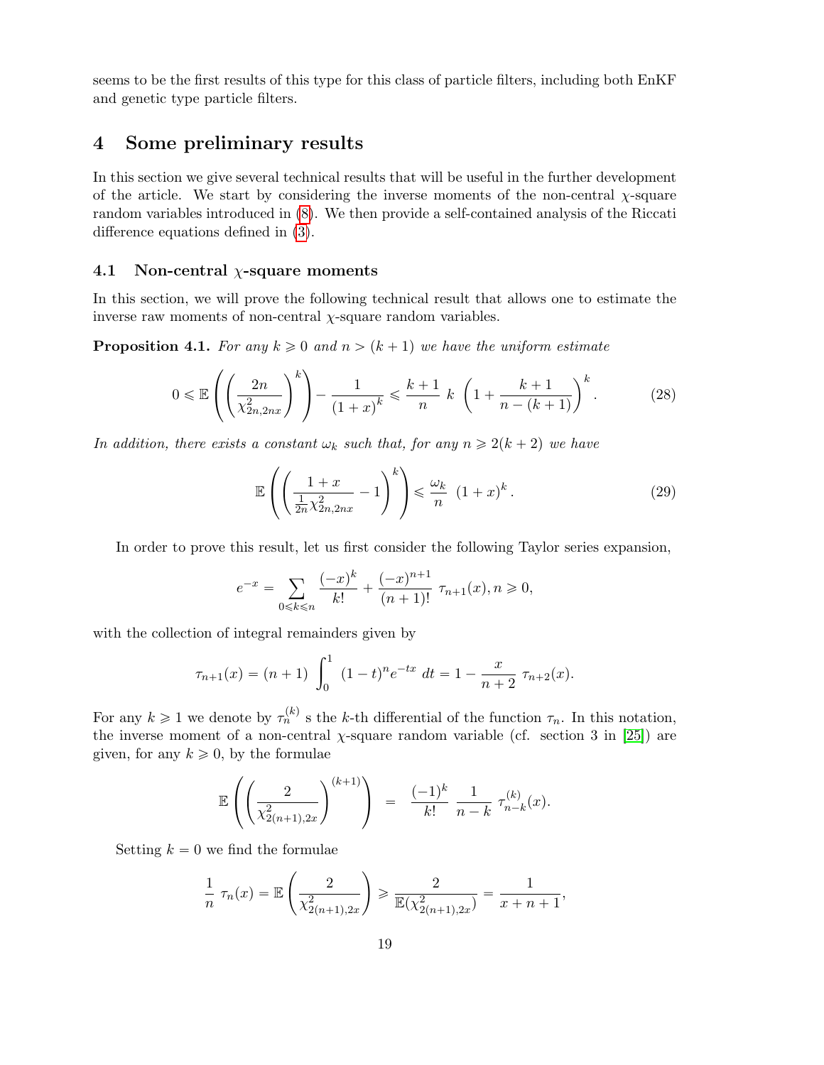seems to be the first results of this type for this class of particle filters, including both EnKF and genetic type particle filters.

## 4 Some preliminary results

In this section we give several technical results that will be useful in the further development of the article. We start by considering the inverse moments of the non-central $\chi$-square random variables introduced in (8). We then provide a self-contained analysis of the Riccati difference equations defined in (3).

### 4.1 Non-central $\chi$-square moments

In this section, we will prove the following technical result that allows one to estimate the inverse raw moments of non-central $\chi$-square random variables.

**Proposition 4.1.** *For any $k \geqslant 0$ and $n > (k+1)$ we have the uniform estimate*

$$0 \leqslant \mathbb{E}\left(\left(\frac{2n}{\chi^2_{2n,2nx}}\right)^k\right) - \frac{1}{(1+x)^k} \leqslant \frac{k+1}{n}\ k\ \left(1 + \frac{k+1}{n-(k+1)}\right)^k. \tag{28}$$

*In addition, there exists a constant $\omega_k$ such that, for any $n \geqslant 2(k+2)$ we have*

$$\mathbb{E}\left(\left(\frac{1+x}{\frac{1}{2n}\chi^2_{2n,2nx}} - 1\right)^k\right) \leqslant \frac{\omega_k}{n}\ (1+x)^k. \tag{29}$$

In order to prove this result, let us first consider the following Taylor series expansion,

$$e^{-x} = \sum_{0 \leqslant k \leqslant n} \frac{(-x)^k}{k!} + \frac{(-x)^{n+1}}{(n+1)!}\ \tau_{n+1}(x), n \geqslant 0,$$

with the collection of integral remainders given by

$$\tau_{n+1}(x) = (n+1)\ \int_0^1\ (1-t)^n e^{-tx}\ dt = 1 - \frac{x}{n+2}\ \tau_{n+2}(x).$$

For any $k \geqslant 1$ we denote by $\tau_n^{(k)}$ s the $k$-th differential of the function $\tau_n$. In this notation, the inverse moment of a non-central $\chi$-square random variable (cf. section 3 in [25]) are given, for any $k \geqslant 0$, by the formulae

$$\mathbb{E}\left(\left(\frac{2}{\chi^2_{2(n+1),2x}}\right)^{(k+1)}\right) \quad = \quad \frac{(-1)^k}{k!}\ \frac{1}{n-k}\ \tau^{(k)}_{n-k}(x).$$

Setting $k = 0$ we find the formulae

$$\frac{1}{n}\ \tau_n(x) = \mathbb{E}\left(\frac{2}{\chi^2_{2(n+1),2x}}\right) \geqslant \frac{2}{\mathbb{E}(\chi^2_{2(n+1),2x})} = \frac{1}{x+n+1},$$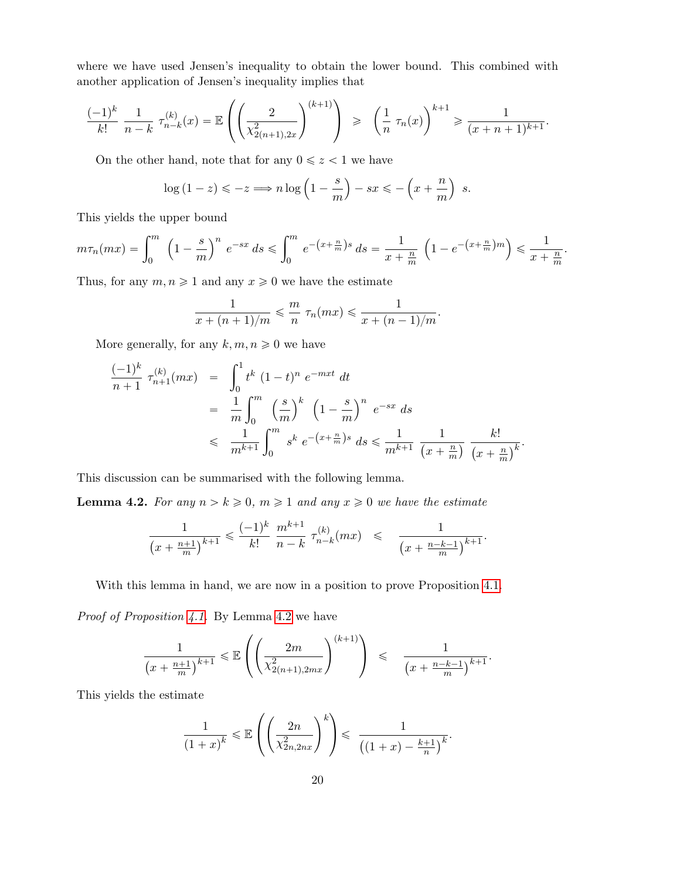where we have used Jensen's inequality to obtain the lower bound. This combined with another application of Jensen's inequality implies that

$$\frac{(-1)^k}{k!}\ \frac{1}{n-k}\ \tau_{n-k}^{(k)}(x) = \mathbb{E}\left(\left(\frac{2}{\chi^2_{2(n+1),2x}}\right)^{(k+1)}\right) \ \geqslant\ \left(\frac{1}{n}\ \tau_n(x)\right)^{k+1} \geqslant \frac{1}{(x+n+1)^{k+1}}.$$

On the other hand, note that for any $0 \leqslant z < 1$ we have

$$\log(1-z) \leqslant -z \Longrightarrow n\log\left(1-\frac{s}{m}\right) - sx \leqslant -\left(x+\frac{n}{m}\right)\ s.$$

This yields the upper bound

$$m\tau_n(mx) = \int_0^m \left(1-\frac{s}{m}\right)^n e^{-sx}\, ds \leqslant \int_0^m e^{-\left(x+\frac{n}{m}\right)s}\, ds = \frac{1}{x+\frac{n}{m}}\ \left(1-e^{-\left(x+\frac{n}{m}\right)m}\right) \leqslant \frac{1}{x+\frac{n}{m}}.$$

Thus, for any $m, n \geqslant 1$ and any $x \geqslant 0$ we have the estimate

$$\frac{1}{x+(n+1)/m} \leqslant \frac{m}{n}\ \tau_n(mx) \leqslant \frac{1}{x+(n-1)/m}.$$

More generally, for any $k, m, n \geqslant 0$ we have

$$\begin{aligned}
\frac{(-1)^k}{n+1}\ \tau_{n+1}^{(k)}(mx) &= \int_0^1 t^k\ (1-t)^n\ e^{-mxt}\ dt \\
&= \frac{1}{m}\int_0^m \left(\frac{s}{m}\right)^k \left(1-\frac{s}{m}\right)^n e^{-sx}\ ds \\
&\leqslant \frac{1}{m^{k+1}}\int_0^m s^k\ e^{-\left(x+\frac{n}{m}\right)s}\ ds \leqslant \frac{1}{m^{k+1}}\ \frac{1}{\left(x+\frac{n}{m}\right)}\ \frac{k!}{\left(x+\frac{n}{m}\right)^k}.
\end{aligned}$$

This discussion can be summarised with the following lemma.

**Lemma 4.2.** *For any $n > k \geqslant 0$, $m \geqslant 1$ and any $x \geqslant 0$ we have the estimate*

$$\frac{1}{\left(x+\frac{n+1}{m}\right)^{k+1}} \leqslant \frac{(-1)^k}{k!}\ \frac{m^{k+1}}{n-k}\ \tau_{n-k}^{(k)}(mx) \ \leqslant\ \frac{1}{\left(x+\frac{n-k-1}{m}\right)^{k+1}}.$$

With this lemma in hand, we are now in a position to prove Proposition 4.1.

*Proof of Proposition 4.1.* By Lemma 4.2 we have

$$\frac{1}{\left(x+\frac{n+1}{m}\right)^{k+1}} \leqslant \mathbb{E}\left(\left(\frac{2m}{\chi^2_{2(n+1),2mx}}\right)^{(k+1)}\right) \ \leqslant\ \frac{1}{\left(x+\frac{n-k-1}{m}\right)^{k+1}}.$$

This yields the estimate

$$\frac{1}{(1+x)^k} \leqslant \mathbb{E}\left(\left(\frac{2n}{\chi^2_{2n,2nx}}\right)^k\right) \leqslant \frac{1}{\left((1+x)-\frac{k+1}{n}\right)^k}.$$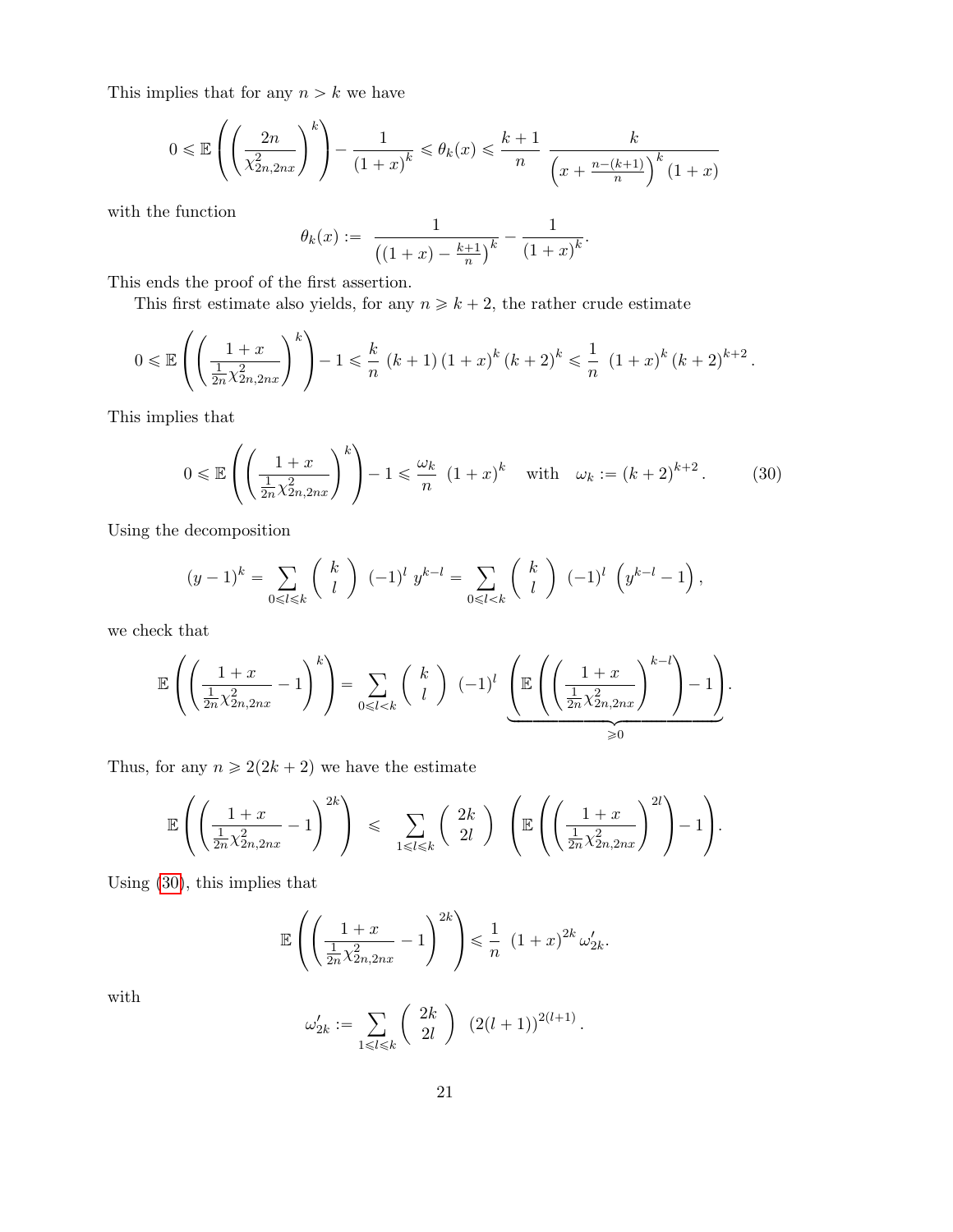This implies that for any $n > k$ we have

$$0 \leqslant \mathbb{E}\left(\left(\frac{2n}{\chi^2_{2n,2nx}}\right)^k\right) - \frac{1}{(1+x)^k} \leqslant \theta_k(x) \leqslant \frac{k+1}{n} \; \frac{k}{\left(x + \frac{n-(k+1)}{n}\right)^k (1+x)}$$

with the function

$$\theta_k(x) := \frac{1}{\left((1+x) - \frac{k+1}{n}\right)^k} - \frac{1}{(1+x)^k}.$$

This ends the proof of the first assertion.

This first estimate also yields, for any $n \geqslant k+2$, the rather crude estimate

$$0 \leqslant \mathbb{E}\left(\left(\frac{1+x}{\frac{1}{2n}\chi^2_{2n,2nx}}\right)^k\right) - 1 \leqslant \frac{k}{n}\; (k+1)\,(1+x)^k\,(k+2)^k \leqslant \frac{1}{n}\; (1+x)^k\,(k+2)^{k+2}.$$

This implies that

$$0 \leqslant \mathbb{E}\left(\left(\frac{1+x}{\frac{1}{2n}\chi^2_{2n,2nx}}\right)^k\right) - 1 \leqslant \frac{\omega_k}{n}\; (1+x)^k \quad \text{with} \quad \omega_k := (k+2)^{k+2}. \tag{30}$$

Using the decomposition

$$(y-1)^k = \sum_{0 \leqslant l \leqslant k} \binom{k}{l}\; (-1)^l\; y^{k-l} = \sum_{0 \leqslant l < k} \binom{k}{l}\; (-1)^l\; \left(y^{k-l} - 1\right),$$

we check that

$$\mathbb{E}\left(\left(\frac{1+x}{\frac{1}{2n}\chi^2_{2n,2nx}} - 1\right)^k\right) = \sum_{0 \leqslant l < k} \binom{k}{l}\; (-1)^l\; \underbrace{\left(\mathbb{E}\left(\left(\frac{1+x}{\frac{1}{2n}\chi^2_{2n,2nx}}\right)^{k-l}\right) - 1\right)}_{\geqslant 0}.$$

Thus, for any $n \geqslant 2(2k+2)$ we have the estimate

$$\mathbb{E}\left(\left(\frac{1+x}{\frac{1}{2n}\chi^2_{2n,2nx}} - 1\right)^{2k}\right) \leqslant \sum_{1 \leqslant l \leqslant k} \binom{2k}{2l}\; \left(\mathbb{E}\left(\left(\frac{1+x}{\frac{1}{2n}\chi^2_{2n,2nx}}\right)^{2l}\right) - 1\right).$$

Using (30), this implies that

$$\mathbb{E}\left(\left(\frac{1+x}{\frac{1}{2n}\chi^2_{2n,2nx}} - 1\right)^{2k}\right) \leqslant \frac{1}{n}\; (1+x)^{2k}\,\omega'_{2k}.$$

with

$$\omega'_{2k} := \sum_{1 \leqslant l \leqslant k} \binom{2k}{2l}\; (2(l+1))^{2(l+1)}.$$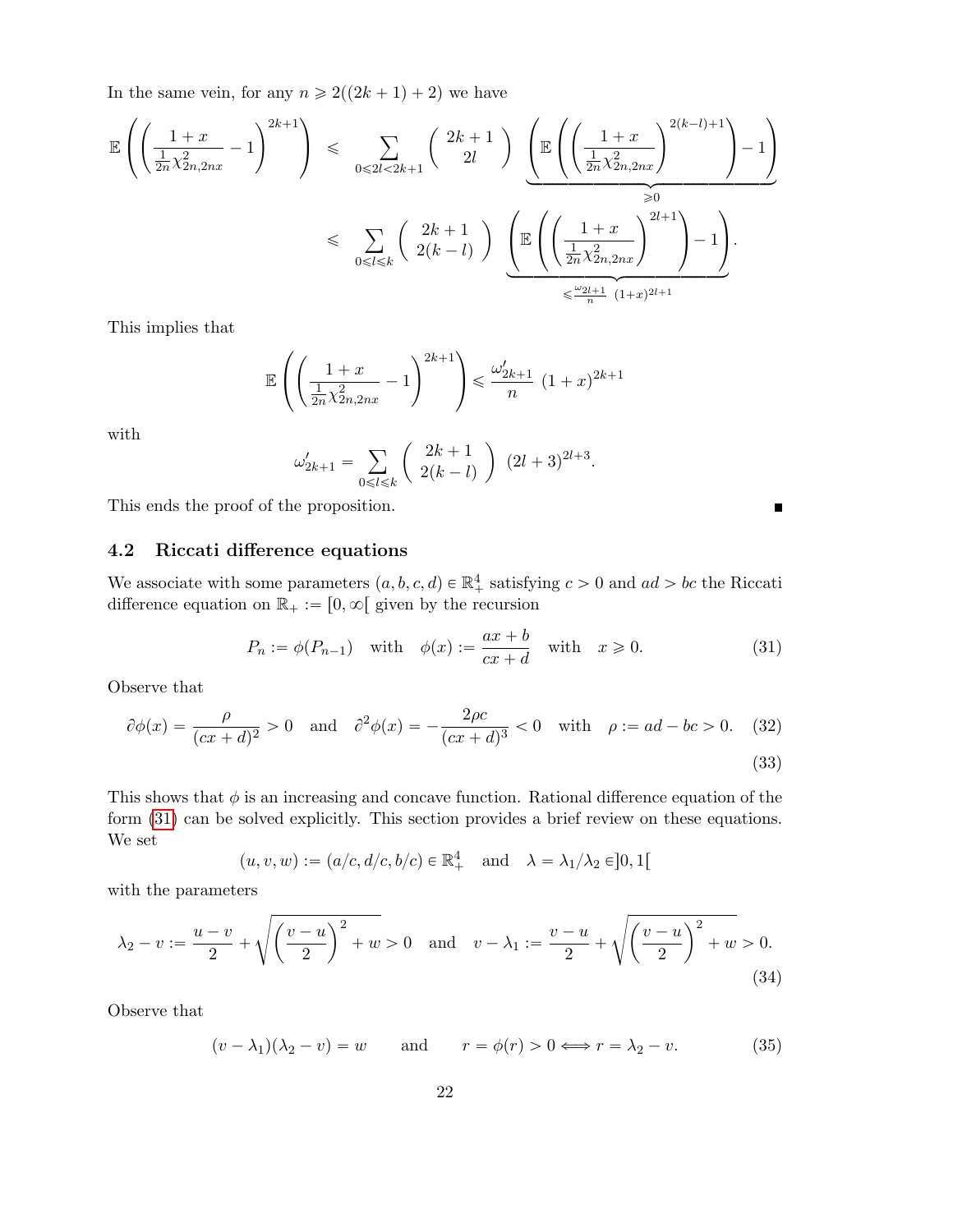In the same vein, for any $n \geqslant 2((2k+1)+2)$ we have

$$
\begin{aligned}
\mathbb{E}\left(\left(\frac{1+x}{\frac{1}{2n}\chi^2_{2n,2nx}}-1\right)^{2k+1}\right) &\leqslant \sum_{0\leqslant 2l<2k+1} \binom{2k+1}{2l} \underbrace{\left(\mathbb{E}\left(\left(\frac{1+x}{\frac{1}{2n}\chi^2_{2n,2nx}}\right)^{2(k-l)+1}\right)-1\right)}_{\geqslant 0} \\
&\leqslant \sum_{0\leqslant l\leqslant k} \binom{2k+1}{2(k-l)} \underbrace{\left(\mathbb{E}\left(\left(\frac{1+x}{\frac{1}{2n}\chi^2_{2n,2nx}}\right)^{2l+1}\right)-1\right)}_{\leqslant \frac{\omega_{2l+1}}{n}\ (1+x)^{2l+1}}.
\end{aligned}
$$

This implies that

$$
\mathbb{E}\left(\left(\frac{1+x}{\frac{1}{2n}\chi^2_{2n,2nx}}-1\right)^{2k+1}\right) \leqslant \frac{\omega'_{2k+1}}{n}\ (1+x)^{2k+1}
$$

with

$$
\omega'_{2k+1} = \sum_{0\leqslant l\leqslant k} \binom{2k+1}{2(k-l)}\ (2l+3)^{2l+3}.
$$

This ends the proof of the proposition. ∎

### 4.2 Riccati difference equations

We associate with some parameters $(a,b,c,d) \in \mathbb{R}_+^4$ satisfying $c>0$ and $ad>bc$ the Riccati difference equation on $\mathbb{R}_+ := [0,\infty[$ given by the recursion

$$
P_n := \phi(P_{n-1}) \quad \text{with} \quad \phi(x) := \frac{ax+b}{cx+d} \quad \text{with} \quad x \geqslant 0. \tag{31}
$$

Observe that

$$
\partial\phi(x) = \frac{\rho}{(cx+d)^2} > 0 \quad \text{and} \quad \partial^2\phi(x) = -\frac{2\rho c}{(cx+d)^3} < 0 \quad \text{with} \quad \rho := ad-bc > 0. \tag{32}
$$

$$
\tag{33}
$$

This shows that $\phi$ is an increasing and concave function. Rational difference equation of the form (31) can be solved explicitly. This section provides a brief review on these equations. We set

$$
(u,v,w) := (a/c, d/c, b/c) \in \mathbb{R}_+^4 \quad \text{and} \quad \lambda = \lambda_1/\lambda_2 \in ]0,1[
$$

with the parameters

$$
\lambda_2 - v := \frac{u-v}{2} + \sqrt{\left(\frac{v-u}{2}\right)^2 + w} > 0 \quad \text{and} \quad v - \lambda_1 := \frac{v-u}{2} + \sqrt{\left(\frac{v-u}{2}\right)^2 + w} > 0. \tag{34}
$$

Observe that

$$
(v-\lambda_1)(\lambda_2 - v) = w \qquad \text{and} \qquad r = \phi(r) > 0 \Longleftrightarrow r = \lambda_2 - v. \tag{35}
$$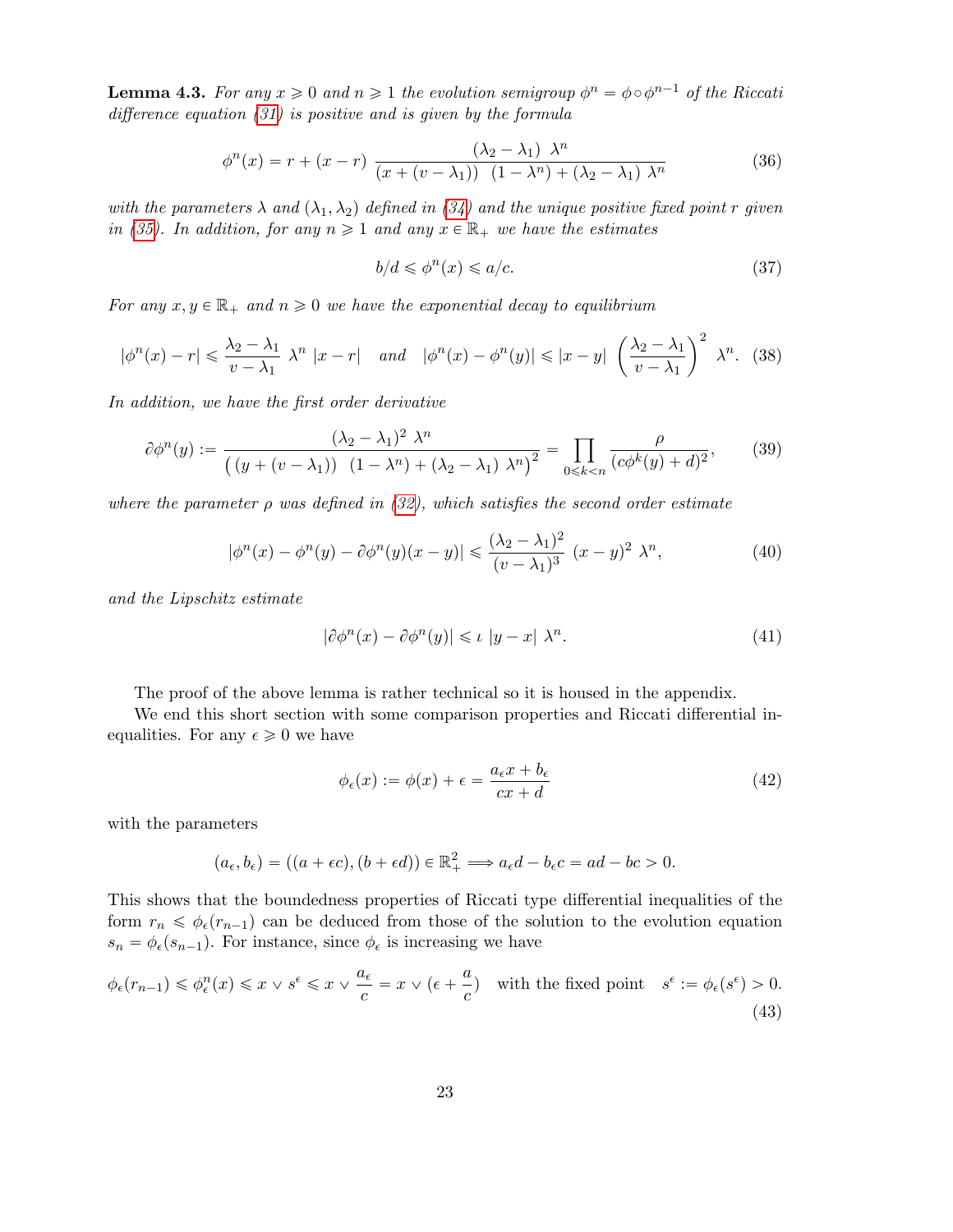**Lemma 4.3.** *For any $x \geqslant 0$ and $n \geqslant 1$ the evolution semigroup $\phi^n = \phi \circ \phi^{n-1}$ of the Riccati difference equation (31) is positive and is given by the formula*

$$\phi^n(x) = r + (x - r)\ \frac{(\lambda_2 - \lambda_1)\ \lambda^n}{(x + (v - \lambda_1))\ \ (1 - \lambda^n) + (\lambda_2 - \lambda_1)\ \lambda^n} \tag{36}$$

*with the parameters $\lambda$ and $(\lambda_1, \lambda_2)$ defined in (34) and the unique positive fixed point $r$ given in (35). In addition, for any $n \geqslant 1$ and any $x \in \mathbb{R}_+$ we have the estimates*

$$b/d \leqslant \phi^n(x) \leqslant a/c. \tag{37}$$

*For any $x, y \in \mathbb{R}_+$ and $n \geqslant 0$ we have the exponential decay to equilibrium*

$$|\phi^n(x) - r| \leqslant \frac{\lambda_2 - \lambda_1}{v - \lambda_1}\ \lambda^n\ |x - r| \quad \text{and} \quad |\phi^n(x) - \phi^n(y)| \leqslant |x - y|\ \left(\frac{\lambda_2 - \lambda_1}{v - \lambda_1}\right)^2\ \lambda^n. \tag{38}$$

*In addition, we have the first order derivative*

$$\partial\phi^n(y) := \frac{(\lambda_2 - \lambda_1)^2\ \lambda^n}{\big((y + (v - \lambda_1))\ \ (1 - \lambda^n) + (\lambda_2 - \lambda_1)\ \lambda^n\big)^2} = \prod_{0 \leqslant k < n} \frac{\rho}{(c\phi^k(y) + d)^2}, \tag{39}$$

*where the parameter $\rho$ was defined in (32), which satisfies the second order estimate*

$$|\phi^n(x) - \phi^n(y) - \partial\phi^n(y)(x - y)| \leqslant \frac{(\lambda_2 - \lambda_1)^2}{(v - \lambda_1)^3}\ (x - y)^2\ \lambda^n, \tag{40}$$

*and the Lipschitz estimate*

$$|\partial\phi^n(x) - \partial\phi^n(y)| \leqslant \iota\ |y - x|\ \lambda^n. \tag{41}$$

The proof of the above lemma is rather technical so it is housed in the appendix.

We end this short section with some comparison properties and Riccati differential inequalities. For any $\epsilon \geqslant 0$ we have

$$\phi_\epsilon(x) := \phi(x) + \epsilon = \frac{a_\epsilon x + b_\epsilon}{cx + d} \tag{42}$$

with the parameters

$$(a_\epsilon, b_\epsilon) = ((a + \epsilon c), (b + \epsilon d)) \in \mathbb{R}_+^2 \Longrightarrow a_\epsilon d - b_\epsilon c = ad - bc > 0.$$

This shows that the boundedness properties of Riccati type differential inequalities of the form $r_n \leqslant \phi_\epsilon(r_{n-1})$ can be deduced from those of the solution to the evolution equation $s_n = \phi_\epsilon(s_{n-1})$. For instance, since $\phi_\epsilon$ is increasing we have

$$\phi_\epsilon(r_{n-1}) \leqslant \phi_\epsilon^n(x) \leqslant x \vee s^\epsilon \leqslant x \vee \frac{a_\epsilon}{c} = x \vee (\epsilon + \frac{a}{c}) \quad \text{with the fixed point} \quad s^\epsilon := \phi_\epsilon(s^\epsilon) > 0. \tag{43}$$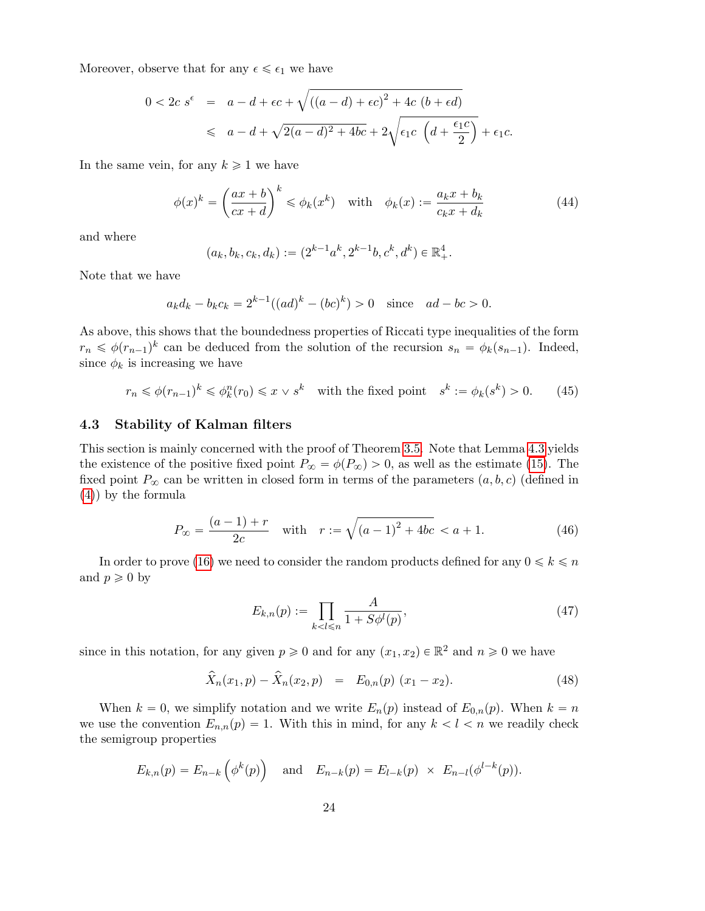Moreover, observe that for any $\epsilon \leqslant \epsilon_1$ we have

$$
\begin{aligned}
0 < 2c\ s^{\epsilon} &= a - d + \epsilon c + \sqrt{\left((a-d) + \epsilon c\right)^2 + 4c\ (b + \epsilon d)} \\
&\leqslant a - d + \sqrt{2(a-d)^2 + 4bc} + 2\sqrt{\epsilon_1 c\ \left(d + \frac{\epsilon_1 c}{2}\right)} + \epsilon_1 c.
\end{aligned}
$$

In the same vein, for any $k \geqslant 1$ we have

$$
\phi(x)^k = \left(\frac{ax+b}{cx+d}\right)^k \leqslant \phi_k(x^k) \quad \text{with} \quad \phi_k(x) := \frac{a_k x + b_k}{c_k x + d_k} \tag{44}
$$

and where

$$
(a_k, b_k, c_k, d_k) := (2^{k-1}a^k, 2^{k-1}b, c^k, d^k) \in \mathbb{R}_+^4.
$$

Note that we have

$$
a_k d_k - b_k c_k = 2^{k-1}((ad)^k - (bc)^k) > 0 \quad \text{since} \quad ad - bc > 0.
$$

As above, this shows that the boundedness properties of Riccati type inequalities of the form $r_n \leqslant \phi(r_{n-1})^k$ can be deduced from the solution of the recursion $s_n = \phi_k(s_{n-1})$. Indeed, since $\phi_k$ is increasing we have

$$
r_n \leqslant \phi(r_{n-1})^k \leqslant \phi_k^n(r_0) \leqslant x \vee s^k \quad \text{with the fixed point} \quad s^k := \phi_k(s^k) > 0. \tag{45}
$$

### 4.3 Stability of Kalman filters

This section is mainly concerned with the proof of Theorem 3.5. Note that Lemma 4.3 yields the existence of the positive fixed point $P_\infty = \phi(P_\infty) > 0$, as well as the estimate (15). The fixed point $P_\infty$ can be written in closed form in terms of the parameters $(a, b, c)$ (defined in (4)) by the formula

$$
P_\infty = \frac{(a-1) + r}{2c} \quad \text{with} \quad r := \sqrt{(a-1)^2 + 4bc} < a + 1. \tag{46}
$$

In order to prove (16) we need to consider the random products defined for any $0 \leqslant k \leqslant n$ and $p \geqslant 0$ by

$$
E_{k,n}(p) := \prod_{k < l \leqslant n} \frac{A}{1 + S\phi^l(p)}, \tag{47}
$$

since in this notation, for any given $p \geqslant 0$ and for any $(x_1, x_2) \in \mathbb{R}^2$ and $n \geqslant 0$ we have

$$
\widehat{X}_n(x_1, p) - \widehat{X}_n(x_2, p) \quad = \quad E_{0,n}(p)\ (x_1 - x_2). \tag{48}
$$

When $k = 0$, we simplify notation and we write $E_n(p)$ instead of $E_{0,n}(p)$. When $k = n$ we use the convention $E_{n,n}(p) = 1$. With this in mind, for any $k < l < n$ we readily check the semigroup properties

$$
E_{k,n}(p) = E_{n-k}\left(\phi^k(p)\right) \quad \text{and} \quad E_{n-k}(p) = E_{l-k}(p)\ \times\ E_{n-l}(\phi^{l-k}(p)).
$$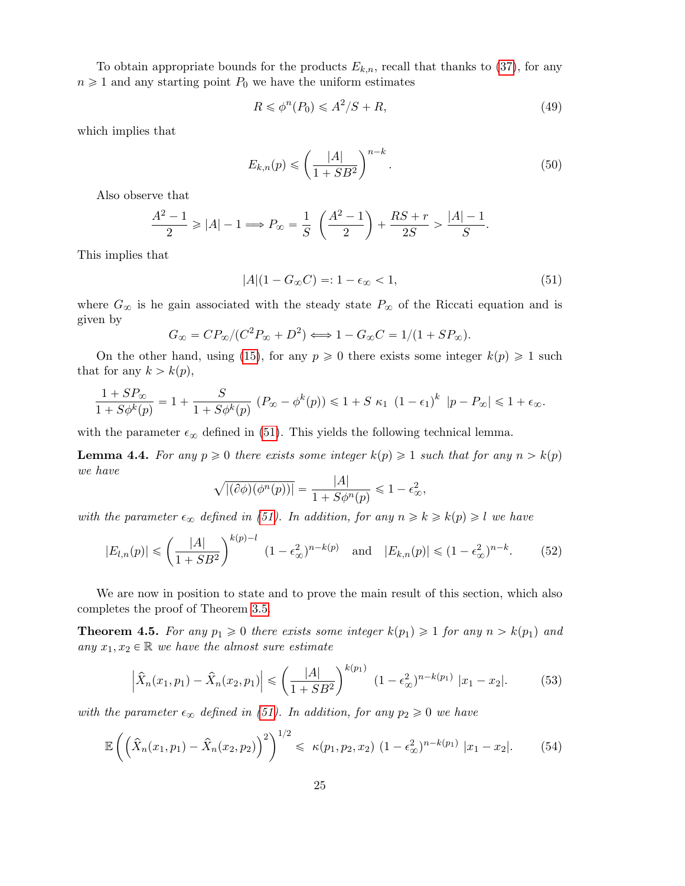To obtain appropriate bounds for the products $E_{k,n}$, recall that thanks to (37), for any $n \geqslant 1$ and any starting point $P_0$ we have the uniform estimates

$$R \leqslant \phi^n(P_0) \leqslant A^2/S + R, \tag{49}$$

which implies that

$$E_{k,n}(p) \leqslant \left(\frac{|A|}{1+SB^2}\right)^{n-k}. \tag{50}$$

Also observe that

$$\frac{A^2-1}{2} \geqslant |A|-1 \Longrightarrow P_\infty = \frac{1}{S}\,\left(\frac{A^2-1}{2}\right) + \frac{RS+r}{2S} > \frac{|A|-1}{S}.$$

This implies that

$$|A|(1-G_\infty C) =: 1-\epsilon_\infty < 1, \tag{51}$$

where $G_\infty$ is he gain associated with the steady state $P_\infty$ of the Riccati equation and is given by

$$G_\infty = CP_\infty/(C^2P_\infty + D^2) \Longleftrightarrow 1 - G_\infty C = 1/(1+SP_\infty).$$

On the other hand, using (15), for any $p \geqslant 0$ there exists some integer $k(p) \geqslant 1$ such that for any $k > k(p)$,

$$\frac{1+SP_\infty}{1+S\phi^k(p)} = 1 + \frac{S}{1+S\phi^k(p)}\,\left(P_\infty - \phi^k(p)\right) \leqslant 1 + S\,\kappa_1\,\left(1-\epsilon_1\right)^k\,|p-P_\infty| \leqslant 1+\epsilon_\infty.$$

with the parameter $\epsilon_\infty$ defined in (51). This yields the following technical lemma.

**Lemma 4.4.** *For any $p \geqslant 0$ there exists some integer $k(p) \geqslant 1$ such that for any $n > k(p)$ we have*

$$\sqrt{|(\partial\phi)(\phi^n(p))|} = \frac{|A|}{1+S\phi^n(p)} \leqslant 1-\epsilon_\infty^2,$$

*with the parameter $\epsilon_\infty$ defined in (51). In addition, for any $n \geqslant k \geqslant k(p) \geqslant l$ we have*

$$|E_{l,n}(p)| \leqslant \left(\frac{|A|}{1+SB^2}\right)^{k(p)-l}\,(1-\epsilon_\infty^2)^{n-k(p)} \quad \text{and} \quad |E_{k,n}(p)| \leqslant (1-\epsilon_\infty^2)^{n-k}. \tag{52}$$

We are now in position to state and to prove the main result of this section, which also completes the proof of Theorem 3.5.

**Theorem 4.5.** *For any $p_1 \geqslant 0$ there exists some integer $k(p_1) \geqslant 1$ for any $n > k(p_1)$ and any $x_1, x_2 \in \mathbb{R}$ we have the almost sure estimate*

$$\left|\widehat{X}_n(x_1,p_1) - \widehat{X}_n(x_2,p_1)\right| \leqslant \left(\frac{|A|}{1+SB^2}\right)^{k(p_1)}\,(1-\epsilon_\infty^2)^{n-k(p_1)}\,|x_1-x_2|. \tag{53}$$

*with the parameter $\epsilon_\infty$ defined in (51). In addition, for any $p_2 \geqslant 0$ we have*

$$\mathbb{E}\left(\left(\widehat{X}_n(x_1,p_1) - \widehat{X}_n(x_2,p_2)\right)^2\right)^{1/2} \leqslant\; \kappa(p_1,p_2,x_2)\,(1-\epsilon_\infty^2)^{n-k(p_1)}\,|x_1-x_2|. \tag{54}$$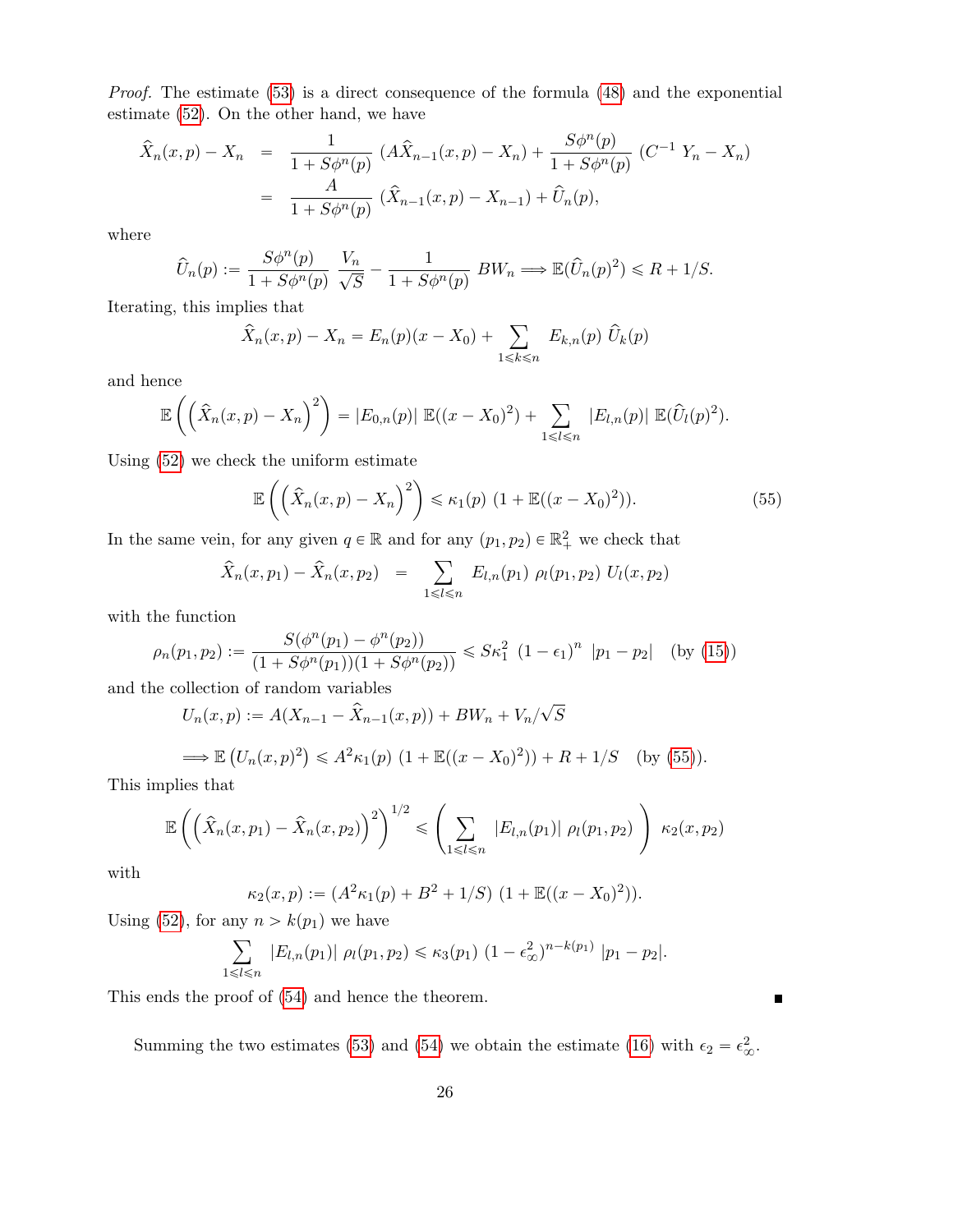*Proof.* The estimate (53) is a direct consequence of the formula (48) and the exponential estimate (52). On the other hand, we have

$$\begin{aligned}
\widehat{X}_n(x,p) - X_n &= \frac{1}{1+S\phi^n(p)}\,(A\widehat{X}_{n-1}(x,p) - X_n) + \frac{S\phi^n(p)}{1+S\phi^n(p)}\,(C^{-1}\,Y_n - X_n)\\
&= \frac{A}{1+S\phi^n(p)}\,(\widehat{X}_{n-1}(x,p) - X_{n-1}) + \widehat{U}_n(p),
\end{aligned}$$

where

$$\widehat{U}_n(p) := \frac{S\phi^n(p)}{1+S\phi^n(p)}\,\frac{V_n}{\sqrt{S}} - \frac{1}{1+S\phi^n(p)}\,BW_n \Longrightarrow \mathbb{E}(\widehat{U}_n(p)^2) \leqslant R + 1/S.$$

Iterating, this implies that

$$\widehat{X}_n(x,p) - X_n = E_n(p)(x - X_0) + \sum_{1\leqslant k\leqslant n} E_{k,n}(p)\,\widehat{U}_k(p)$$

and hence

$$\mathbb{E}\left(\left(\widehat{X}_n(x,p) - X_n\right)^2\right) = |E_{0,n}(p)|\,\mathbb{E}((x-X_0)^2) + \sum_{1\leqslant l\leqslant n} |E_{l,n}(p)|\,\mathbb{E}(\widehat{U}_l(p)^2).$$

Using (52) we check the uniform estimate

$$\mathbb{E}\left(\left(\widehat{X}_n(x,p) - X_n\right)^2\right) \leqslant \kappa_1(p)\,\left(1 + \mathbb{E}((x-X_0)^2)\right). \tag{55}$$

In the same vein, for any given $q \in \mathbb{R}$ and for any $(p_1,p_2) \in \mathbb{R}_+^2$ we check that

$$\widehat{X}_n(x,p_1) - \widehat{X}_n(x,p_2) = \sum_{1\leqslant l\leqslant n} E_{l,n}(p_1)\,\rho_l(p_1,p_2)\,U_l(x,p_2)$$

with the function

$$\rho_n(p_1,p_2) := \frac{S(\phi^n(p_1) - \phi^n(p_2))}{(1+S\phi^n(p_1))(1+S\phi^n(p_2))} \leqslant S\kappa_1^2\,(1-\epsilon_1)^n\,|p_1 - p_2| \quad \text{(by (15))}$$

and the collection of random variables

$$U_n(x,p) := A(X_{n-1} - \widehat{X}_{n-1}(x,p)) + BW_n + V_n/\sqrt{S}$$

$$\Longrightarrow \mathbb{E}\left(U_n(x,p)^2\right) \leqslant A^2\kappa_1(p)\,\left(1 + \mathbb{E}((x-X_0)^2)\right) + R + 1/S \quad \text{(by (55))}.$$

This implies that

$$\mathbb{E}\left(\left(\widehat{X}_n(x,p_1) - \widehat{X}_n(x,p_2)\right)^2\right)^{1/2} \leqslant \left(\sum_{1\leqslant l\leqslant n} |E_{l,n}(p_1)|\,\rho_l(p_1,p_2)\right)\,\kappa_2(x,p_2)$$

with

$$\kappa_2(x,p) := (A^2\kappa_1(p) + B^2 + 1/S)\,\left(1 + \mathbb{E}((x-X_0)^2)\right).$$

Using (52), for any $n > k(p_1)$ we have

$$\sum_{1\leqslant l\leqslant n} |E_{l,n}(p_1)|\,\rho_l(p_1,p_2) \leqslant \kappa_3(p_1)\,(1-\epsilon_\infty^2)^{n-k(p_1)}\,|p_1 - p_2|.$$

This ends the proof of (54) and hence the theorem. ∎

Summing the two estimates (53) and (54) we obtain the estimate (16) with $\epsilon_2 = \epsilon_\infty^2$.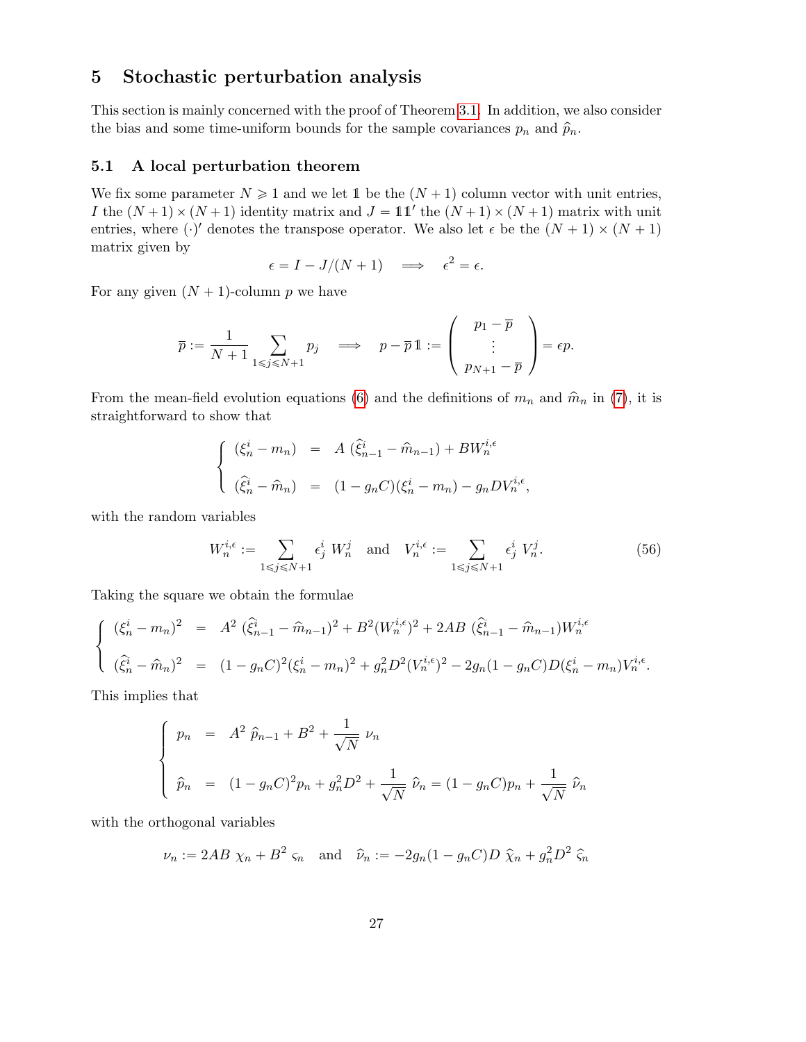## 5 Stochastic perturbation analysis

This section is mainly concerned with the proof of Theorem 3.1. In addition, we also consider the bias and some time-uniform bounds for the sample covariances $p_n$ and $\widehat{p}_n$.

### 5.1 A local perturbation theorem

We fix some parameter $N \geqslant 1$ and we let $\mathbb{1}$ be the $(N+1)$ column vector with unit entries, $I$ the $(N+1)\times(N+1)$ identity matrix and $J = \mathbb{1}\mathbb{1}'$ the $(N+1)\times(N+1)$ matrix with unit entries, where $(\cdot)'$ denotes the transpose operator. We also let $\epsilon$ be the $(N+1)\times(N+1)$ matrix given by

$$\epsilon = I - J/(N+1) \quad \Longrightarrow \quad \epsilon^2 = \epsilon.$$

For any given $(N+1)$-column $p$ we have

$$\overline{p} := \frac{1}{N+1}\sum_{1\leqslant j\leqslant N+1} p_j \quad \Longrightarrow \quad p - \overline{p}\,\mathbb{1} := \begin{pmatrix} p_1 - \overline{p} \\ \vdots \\ p_{N+1} - \overline{p} \end{pmatrix} = \epsilon p.$$

From the mean-field evolution equations (6) and the definitions of $m_n$ and $\widehat{m}_n$ in (7), it is straightforward to show that

$$\left\{ \begin{array}{rcl} (\xi_n^i - m_n) & = & A\,(\widehat{\xi}_{n-1}^i - \widehat{m}_{n-1}) + BW_n^{i,\epsilon} \\ \\ (\widehat{\xi}_n^i - \widehat{m}_n) & = & (1-g_nC)(\xi_n^i - m_n) - g_nDV_n^{i,\epsilon}, \end{array} \right.$$

with the random variables

$$W_n^{i,\epsilon} := \sum_{1\leqslant j\leqslant N+1} \epsilon_j^i\; W_n^j \quad \text{and} \quad V_n^{i,\epsilon} := \sum_{1\leqslant j\leqslant N+1} \epsilon_j^i\; V_n^j. \tag{56}$$

Taking the square we obtain the formulae

$$\left\{ \begin{array}{rcl} (\xi_n^i - m_n)^2 & = & A^2\,(\widehat{\xi}_{n-1}^i - \widehat{m}_{n-1})^2 + B^2(W_n^{i,\epsilon})^2 + 2AB\,(\widehat{\xi}_{n-1}^i - \widehat{m}_{n-1})W_n^{i,\epsilon} \\ \\ (\widehat{\xi}_n^i - \widehat{m}_n)^2 & = & (1-g_nC)^2(\xi_n^i - m_n)^2 + g_n^2D^2(V_n^{i,\epsilon})^2 - 2g_n(1-g_nC)D(\xi_n^i - m_n)V_n^{i,\epsilon}. \end{array} \right.$$

This implies that

$$\left\{ \begin{array}{rcl} p_n & = & A^2\,\widehat{p}_{n-1} + B^2 + \dfrac{1}{\sqrt{N}}\,\nu_n \\ \\ \widehat{p}_n & = & (1-g_nC)^2 p_n + g_n^2D^2 + \dfrac{1}{\sqrt{N}}\,\widehat{\nu}_n = (1-g_nC)p_n + \dfrac{1}{\sqrt{N}}\,\widehat{\nu}_n \end{array} \right.$$

with the orthogonal variables

$$\nu_n := 2AB\;\chi_n + B^2\;\varsigma_n \quad \text{and} \quad \widehat{\nu}_n := -2g_n(1-g_nC)D\;\widehat{\chi}_n + g_n^2D^2\;\widehat{\varsigma}_n$$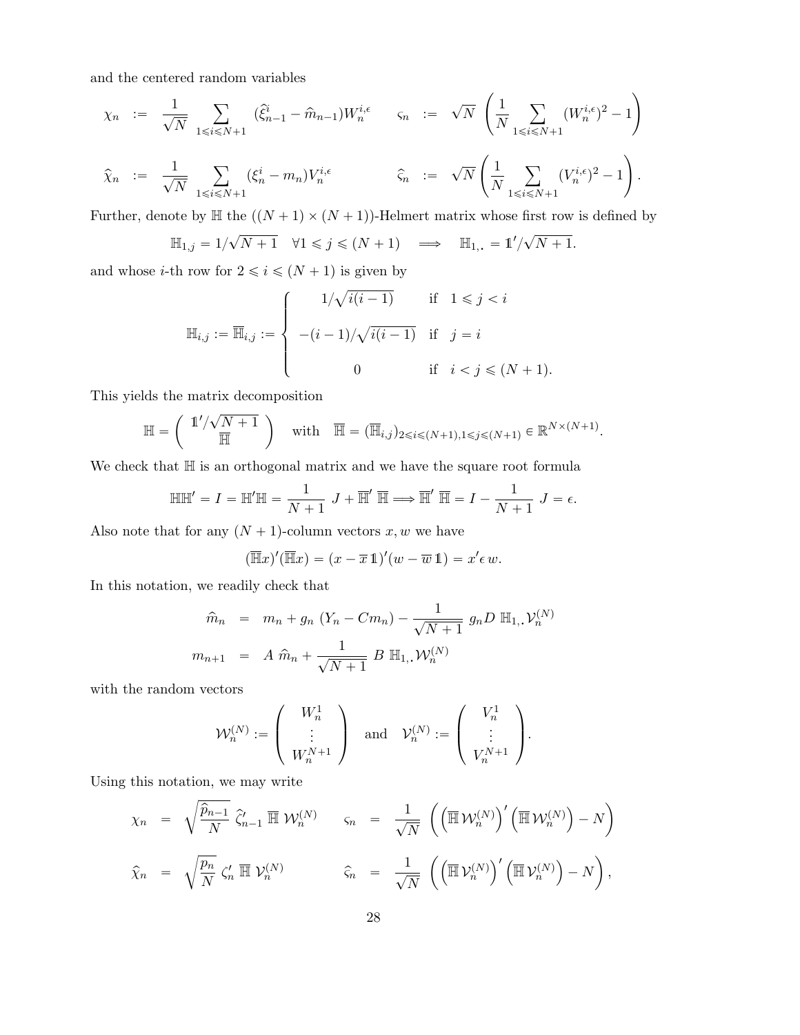and the centered random variables

$$
\begin{array}{rclrcl}
\chi_n & := & \dfrac{1}{\sqrt{N}} \displaystyle\sum_{1 \leqslant i \leqslant N+1} (\widehat{\xi}^i_{n-1} - \widehat{m}_{n-1}) W^{i,\epsilon}_n & \qquad \varsigma_n & := & \sqrt{N} \left( \dfrac{1}{N} \displaystyle\sum_{1 \leqslant i \leqslant N+1} (W^{i,\epsilon}_n)^2 - 1 \right) \\[4ex]
\widehat{\chi}_n & := & \dfrac{1}{\sqrt{N}} \displaystyle\sum_{1 \leqslant i \leqslant N+1} (\xi^i_n - m_n) V^{i,\epsilon}_n & \qquad \widehat{\varsigma}_n & := & \sqrt{N} \left( \dfrac{1}{N} \displaystyle\sum_{1 \leqslant i \leqslant N+1} (V^{i,\epsilon}_n)^2 - 1 \right).
\end{array}
$$

Further, denote by $\mathbb{H}$ the $((N+1) \times (N+1))$-Helmert matrix whose first row is defined by

$$
\mathbb{H}_{1,j} = 1/\sqrt{N+1} \quad \forall 1 \leqslant j \leqslant (N+1) \quad \Longrightarrow \quad \mathbb{H}_{1,.} = \mathbb{1}'/\sqrt{N+1}.
$$

and whose $i$-th row for $2 \leqslant i \leqslant (N+1)$ is given by

$$
\mathbb{H}_{i,j} := \overline{\mathbb{H}}_{i,j} := \left\{ \begin{array}{cl} 1/\sqrt{i(i-1)} & \text{if} \quad 1 \leqslant j < i \\[2ex] -(i-1)/\sqrt{i(i-1)} & \text{if} \quad j = i \\[2ex] 0 & \text{if} \quad i < j \leqslant (N+1). \end{array} \right.
$$

This yields the matrix decomposition

$$
\mathbb{H} = \left( \begin{array}{c} \mathbb{1}'/\sqrt{N+1} \\ \overline{\mathbb{H}} \end{array} \right) \quad \text{with} \quad \overline{\mathbb{H}} = (\overline{\mathbb{H}}_{i,j})_{2 \leqslant i \leqslant (N+1), 1 \leqslant j \leqslant (N+1)} \in \mathbb{R}^{N \times (N+1)}.
$$

We check that $\mathbb{H}$ is an orthogonal matrix and we have the square root formula

$$
\mathbb{H}\mathbb{H}' = I = \mathbb{H}'\mathbb{H} = \frac{1}{N+1} \ J + \overline{\mathbb{H}}' \ \overline{\mathbb{H}} \Longrightarrow \overline{\mathbb{H}}' \ \overline{\mathbb{H}} = I - \frac{1}{N+1} \ J = \epsilon.
$$

Also note that for any $(N+1)$-column vectors $x, w$ we have

$$
(\overline{\mathbb{H}}x)'(\overline{\mathbb{H}}x) = (x - \overline{x}\,\mathbb{1})'(w - \overline{w}\,\mathbb{1}) = x' \epsilon \, w.
$$

In this notation, we readily check that

$$
\begin{array}{rcl}
\widehat{m}_n & = & m_n + g_n \ (Y_n - C m_n) - \dfrac{1}{\sqrt{N+1}} \ g_n D \ \mathbb{H}_{1,.} \mathcal{V}^{(N)}_n \\[3ex]
m_{n+1} & = & A \ \widehat{m}_n + \dfrac{1}{\sqrt{N+1}} \ B \ \mathbb{H}_{1,.} \mathcal{W}^{(N)}_n
\end{array}
$$

with the random vectors

$$
\mathcal{W}^{(N)}_n := \left( \begin{array}{c} W^1_n \\ \vdots \\ W^{N+1}_n \end{array} \right) \quad \text{and} \quad \mathcal{V}^{(N)}_n := \left( \begin{array}{c} V^1_n \\ \vdots \\ V^{N+1}_n \end{array} \right).
$$

Using this notation, we may write

$$
\begin{array}{rclrcl}
\chi_n & = & \sqrt{\dfrac{\widehat{p}_{n-1}}{N}} \ \widehat{\zeta}'_{n-1} \ \overline{\mathbb{H}} \ \mathcal{W}^{(N)}_n & \qquad \varsigma_n & = & \dfrac{1}{\sqrt{N}} \ \left( \left( \overline{\mathbb{H}} \, \mathcal{W}^{(N)}_n \right)' \left( \overline{\mathbb{H}} \, \mathcal{W}^{(N)}_n \right) - N \right) \\[4ex]
\widehat{\chi}_n & = & \sqrt{\dfrac{p_n}{N}} \ \zeta'_n \ \overline{\mathbb{H}} \ \mathcal{V}^{(N)}_n & \qquad \widehat{\varsigma}_n & = & \dfrac{1}{\sqrt{N}} \ \left( \left( \overline{\mathbb{H}} \, \mathcal{V}^{(N)}_n \right)' \left( \overline{\mathbb{H}} \, \mathcal{V}^{(N)}_n \right) - N \right),
\end{array}
$$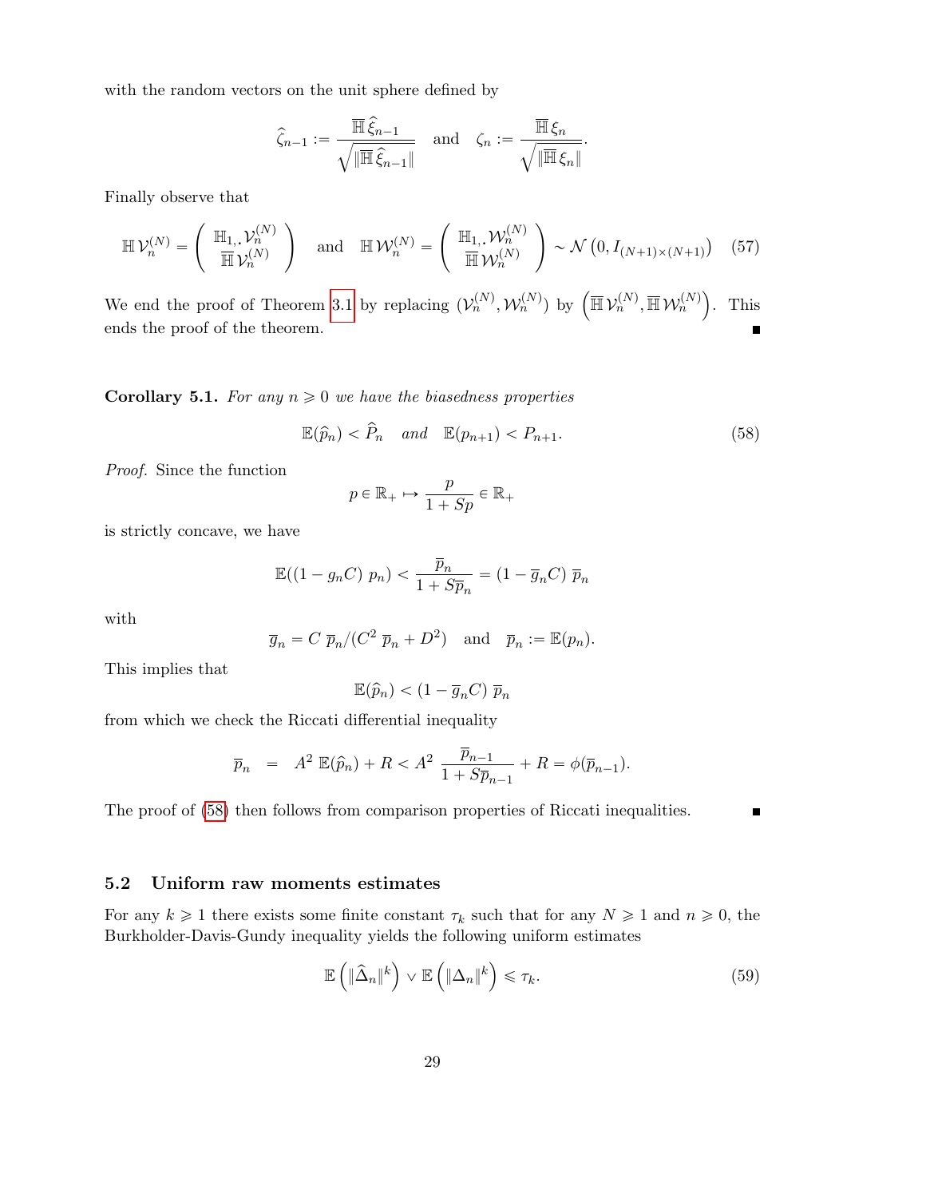with the random vectors on the unit sphere defined by

$$\widehat{\zeta}_{n-1} := \frac{\overline{\mathbb{H}}\,\widehat{\xi}_{n-1}}{\sqrt{\|\overline{\mathbb{H}}\,\widehat{\xi}_{n-1}\|}} \quad \text{and} \quad \zeta_n := \frac{\overline{\mathbb{H}}\,\xi_n}{\sqrt{\|\overline{\mathbb{H}}\,\xi_n\|}}.$$

Finally observe that

$$\mathbb{H}\,\mathcal{V}_n^{(N)} = \left( \begin{array}{c} \mathbb{H}_{1,.}\mathcal{V}_n^{(N)} \\ \overline{\mathbb{H}}\,\mathcal{V}_n^{(N)} \end{array} \right) \quad \text{and} \quad \mathbb{H}\,\mathcal{W}_n^{(N)} = \left( \begin{array}{c} \mathbb{H}_{1,.}\mathcal{W}_n^{(N)} \\ \overline{\mathbb{H}}\,\mathcal{W}_n^{(N)} \end{array} \right) \sim \mathcal{N}\left(0, I_{(N+1)\times(N+1)}\right) \quad (57)$$

We end the proof of Theorem 3.1 by replacing $(\mathcal{V}_n^{(N)}, \mathcal{W}_n^{(N)})$ by $\left(\overline{\mathbb{H}}\,\mathcal{V}_n^{(N)}, \overline{\mathbb{H}}\,\mathcal{W}_n^{(N)}\right)$. This ends the proof of the theorem. ∎

**Corollary 5.1.** *For any $n \geqslant 0$ we have the biasedness properties*

$$\mathbb{E}(\widehat{p}_n) < \widehat{P}_n \quad \textit{and} \quad \mathbb{E}(p_{n+1}) < P_{n+1}. \quad (58)$$

*Proof.* Since the function

$$p \in \mathbb{R}_+ \mapsto \frac{p}{1+Sp} \in \mathbb{R}_+$$

is strictly concave, we have

$$\mathbb{E}((1-g_nC)\;p_n) < \frac{\overline{p}_n}{1+S\overline{p}_n} = (1-\overline{g}_nC)\;\overline{p}_n$$

with

$$\overline{g}_n = C\;\overline{p}_n/(C^2\;\overline{p}_n + D^2) \quad \text{and} \quad \overline{p}_n := \mathbb{E}(p_n).$$

This implies that

$$\mathbb{E}(\widehat{p}_n) < (1-\overline{g}_nC)\;\overline{p}_n$$

from which we check the Riccati differential inequality

$$\overline{p}_n \;\; = \;\; A^2\;\mathbb{E}(\widehat{p}_n) + R < A^2\;\frac{\overline{p}_{n-1}}{1+S\overline{p}_{n-1}} + R = \phi(\overline{p}_{n-1}).$$

The proof of (58) then follows from comparison properties of Riccati inequalities. ∎

### 5.2 Uniform raw moments estimates

For any $k \geqslant 1$ there exists some finite constant $\tau_k$ such that for any $N \geqslant 1$ and $n \geqslant 0$, the Burkholder-Davis-Gundy inequality yields the following uniform estimates

$$\mathbb{E}\left(\|\widehat{\Delta}_n\|^k\right) \vee \mathbb{E}\left(\|\Delta_n\|^k\right) \leqslant \tau_k. \quad (59)$$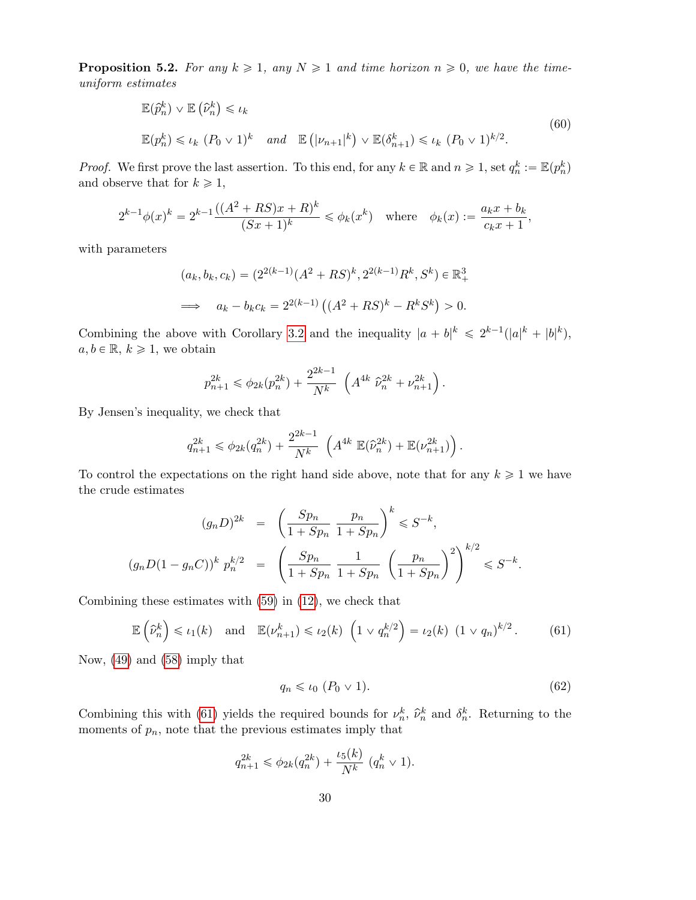**Proposition 5.2.** *For any $k \geqslant 1$, any $N \geqslant 1$ and time horizon $n \geqslant 0$, we have the time-uniform estimates*

$$
\begin{aligned}
&\mathbb{E}(\widehat{p}_n^k) \vee \mathbb{E}\left(\widehat{\nu}_n^k\right) \leqslant \iota_k \\
&\mathbb{E}(p_n^k) \leqslant \iota_k \ (P_0 \vee 1)^k \quad \text{and} \quad \mathbb{E}\left(|\nu_{n+1}|^k\right) \vee \mathbb{E}(\delta_{n+1}^k) \leqslant \iota_k \ (P_0 \vee 1)^{k/2}.
\end{aligned} \tag{60}
$$

*Proof.* We first prove the last assertion. To this end, for any $k \in \mathbb{R}$ and $n \geqslant 1$, set $q_n^k := \mathbb{E}(p_n^k)$ and observe that for $k \geqslant 1$,

$$
2^{k-1}\phi(x)^k = 2^{k-1}\frac{((A^2+RS)x+R)^k}{(Sx+1)^k} \leqslant \phi_k(x^k) \quad \text{where} \quad \phi_k(x) := \frac{a_k x + b_k}{c_k x + 1},
$$

with parameters

$$
\begin{aligned}
&(a_k, b_k, c_k) = (2^{2(k-1)}(A^2+RS)^k, 2^{2(k-1)}R^k, S^k) \in \mathbb{R}_+^3 \\
&\Longrightarrow \quad a_k - b_k c_k = 2^{2(k-1)}\left((A^2+RS)^k - R^k S^k\right) > 0.
\end{aligned}
$$

Combining the above with Corollary 3.2 and the inequality $|a+b|^k \leqslant 2^{k-1}(|a|^k + |b|^k)$, $a, b \in \mathbb{R}$, $k \geqslant 1$, we obtain

$$
p_{n+1}^{2k} \leqslant \phi_{2k}(p_n^{2k}) + \frac{2^{2k-1}}{N^k}\left(A^{4k}\ \widehat{\nu}_n^{2k} + \nu_{n+1}^{2k}\right).
$$

By Jensen's inequality, we check that

$$
q_{n+1}^{2k} \leqslant \phi_{2k}(q_n^{2k}) + \frac{2^{2k-1}}{N^k}\left(A^{4k}\ \mathbb{E}(\widehat{\nu}_n^{2k}) + \mathbb{E}(\nu_{n+1}^{2k})\right).
$$

To control the expectations on the right hand side above, note that for any $k \geqslant 1$ we have the crude estimates

$$
\begin{aligned}
(g_n D)^{2k} &= \left(\frac{Sp_n}{1+Sp_n}\ \frac{p_n}{1+Sp_n}\right)^k \leqslant S^{-k}, \\
(g_n D(1-g_n C))^k\ p_n^{k/2} &= \left(\frac{Sp_n}{1+Sp_n}\ \frac{1}{1+Sp_n}\ \left(\frac{p_n}{1+Sp_n}\right)^2\right)^{k/2} \leqslant S^{-k}.
\end{aligned}
$$

Combining these estimates with (59) in (12), we check that

$$
\mathbb{E}\left(\widehat{\nu}_n^k\right) \leqslant \iota_1(k) \quad \text{and} \quad \mathbb{E}(\nu_{n+1}^k) \leqslant \iota_2(k)\ \left(1 \vee q_n^{k/2}\right) = \iota_2(k)\ (1 \vee q_n)^{k/2}. \tag{61}
$$

Now, (49) and (58) imply that

$$
q_n \leqslant \iota_0\ (P_0 \vee 1). \tag{62}
$$

Combining this with (61) yields the required bounds for $\nu_n^k$, $\widehat{\nu}_n^k$ and $\delta_n^k$. Returning to the moments of $p_n$, note that the previous estimates imply that

$$
q_{n+1}^{2k} \leqslant \phi_{2k}(q_n^{2k}) + \frac{\iota_5(k)}{N^k}\ (q_n^k \vee 1).
$$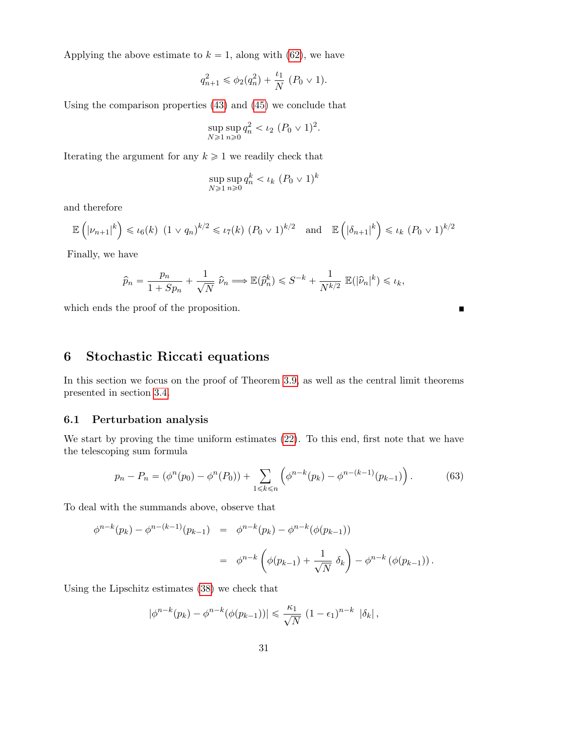Applying the above estimate to $k = 1$, along with (62), we have

$$q_{n+1}^2 \leqslant \phi_2(q_n^2) + \frac{\iota_1}{N}\ (P_0 \vee 1).$$

Using the comparison properties (43) and (45) we conclude that

$$\sup_{N\geqslant 1}\sup_{n\geqslant 0} q_n^2 < \iota_2\ (P_0 \vee 1)^2.$$

Iterating the argument for any $k \geqslant 1$ we readily check that

$$\sup_{N\geqslant 1}\sup_{n\geqslant 0} q_n^k < \iota_k\ (P_0 \vee 1)^k$$

and therefore

$$\mathbb{E}\left(|\nu_{n+1}|^k\right) \leqslant \iota_6(k)\ (1 \vee q_n)^{k/2} \leqslant \iota_7(k)\ (P_0 \vee 1)^{k/2} \quad \text{and} \quad \mathbb{E}\left(|\delta_{n+1}|^k\right) \leqslant \iota_k\ (P_0 \vee 1)^{k/2}$$

Finally, we have

$$\widehat{p}_n = \frac{p_n}{1 + Sp_n} + \frac{1}{\sqrt{N}}\ \widehat{\nu}_n \Longrightarrow \mathbb{E}(\widehat{p}_n^k) \leqslant S^{-k} + \frac{1}{N^{k/2}}\ \mathbb{E}(|\widehat{\nu}_n|^k) \leqslant \iota_k,$$

which ends the proof of the proposition. ■

# 6 Stochastic Riccati equations

In this section we focus on the proof of Theorem 3.9, as well as the central limit theorems presented in section 3.4.

## 6.1 Perturbation analysis

We start by proving the time uniform estimates (22). To this end, first note that we have the telescoping sum formula

$$p_n - P_n = (\phi^n(p_0) - \phi^n(P_0)) + \sum_{1\leqslant k\leqslant n} \left(\phi^{n-k}(p_k) - \phi^{n-(k-1)}(p_{k-1})\right). \tag{63}$$

To deal with the summands above, observe that

$$\begin{aligned}
\phi^{n-k}(p_k) - \phi^{n-(k-1)}(p_{k-1}) &= \phi^{n-k}(p_k) - \phi^{n-k}(\phi(p_{k-1})) \\
&= \phi^{n-k}\left(\phi(p_{k-1}) + \frac{1}{\sqrt{N}}\ \delta_k\right) - \phi^{n-k}\left(\phi(p_{k-1})\right).
\end{aligned}$$

Using the Lipschitz estimates (38) we check that

$$|\phi^{n-k}(p_k) - \phi^{n-k}(\phi(p_{k-1}))| \leqslant \frac{\kappa_1}{\sqrt{N}}\ (1 - \epsilon_1)^{n-k}\ |\delta_k|,$$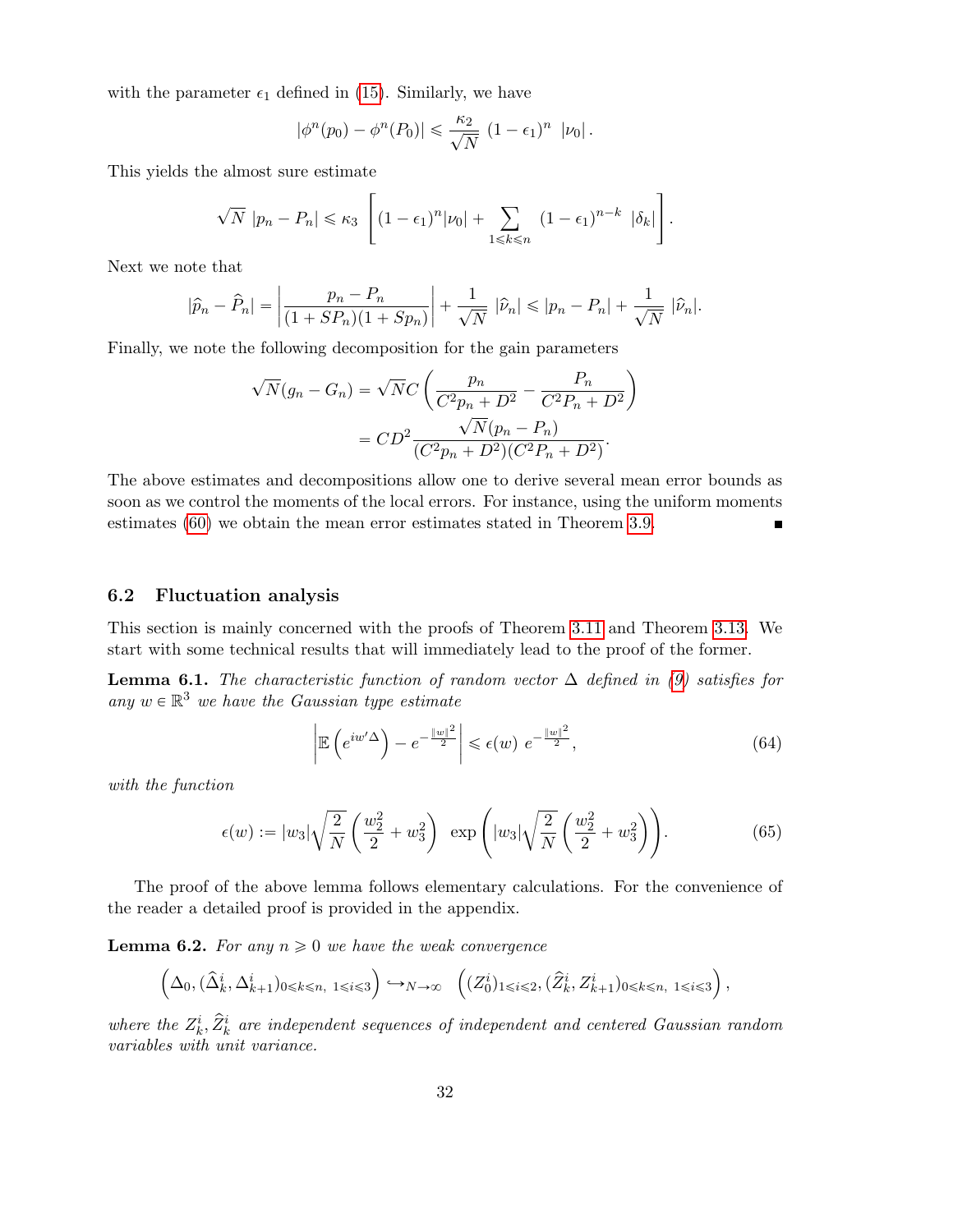with the parameter $\epsilon_1$ defined in (15). Similarly, we have

$$|\phi^n(p_0) - \phi^n(P_0)| \leqslant \frac{\kappa_2}{\sqrt{N}} \ (1-\epsilon_1)^n \ |\nu_0| \,.$$

This yields the almost sure estimate

$$\sqrt{N}\ |p_n - P_n| \leqslant \kappa_3 \left[ (1-\epsilon_1)^n |\nu_0| + \sum_{1\leqslant k \leqslant n} \ (1-\epsilon_1)^{n-k} \ |\delta_k| \right].$$

Next we note that

$$|\widehat{p}_n - \widehat{P}_n| = \left| \frac{p_n - P_n}{(1+SP_n)(1+Sp_n)} \right| + \frac{1}{\sqrt{N}} \ |\widehat{\nu}_n| \leqslant |p_n - P_n| + \frac{1}{\sqrt{N}} \ |\widehat{\nu}_n|.$$

Finally, we note the following decomposition for the gain parameters

$$\begin{aligned} \sqrt{N}(g_n - G_n) &= \sqrt{N} C \left( \frac{p_n}{C^2 p_n + D^2} - \frac{P_n}{C^2 P_n + D^2} \right) \\ &= C D^2 \frac{\sqrt{N}(p_n - P_n)}{(C^2 p_n + D^2)(C^2 P_n + D^2)}. \end{aligned}$$

The above estimates and decompositions allow one to derive several mean error bounds as soon as we control the moments of the local errors. For instance, using the uniform moments estimates (60) we obtain the mean error estimates stated in Theorem 3.9. ∎

### 6.2 Fluctuation analysis

This section is mainly concerned with the proofs of Theorem 3.11 and Theorem 3.13. We start with some technical results that will immediately lead to the proof of the former.

**Lemma 6.1.** *The characteristic function of random vector $\Delta$ defined in (9) satisfies for any $w \in \mathbb{R}^3$ we have the Gaussian type estimate*

$$\left| \mathbb{E}\left(e^{iw'\Delta}\right) - e^{-\frac{\|w\|^2}{2}} \right| \leqslant \epsilon(w) \ e^{-\frac{\|w\|^2}{2}}, \tag{64}$$

*with the function*

$$\epsilon(w) := |w_3| \sqrt{\frac{2}{N}} \left( \frac{w_2^2}{2} + w_3^2 \right) \ \exp\left( |w_3| \sqrt{\frac{2}{N}} \left( \frac{w_2^2}{2} + w_3^2 \right) \right). \tag{65}$$

The proof of the above lemma follows elementary calculations. For the convenience of the reader a detailed proof is provided in the appendix.

**Lemma 6.2.** *For any $n \geqslant 0$ we have the weak convergence*

$$\left( \Delta_0, (\widehat{\Delta}_k^i, \Delta_{k+1}^i)_{0 \leqslant k \leqslant n, \ 1 \leqslant i \leqslant 3} \right) \hookrightarrow_{N \to \infty} \ \left( (Z_0^i)_{1 \leqslant i \leqslant 2}, (\widehat{Z}_k^i, Z_{k+1}^i)_{0 \leqslant k \leqslant n, \ 1 \leqslant i \leqslant 3} \right),$$

*where the $Z_k^i, \widehat{Z}_k^i$ are independent sequences of independent and centered Gaussian random variables with unit variance.*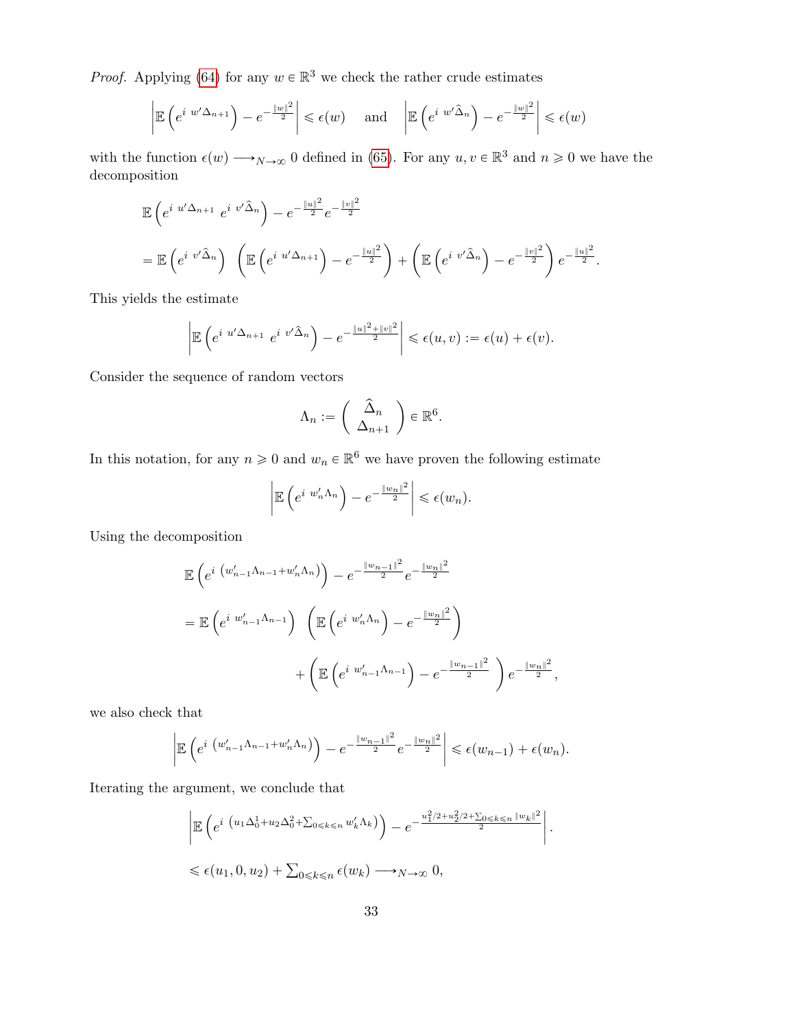*Proof.* Applying (64) for any $w \in \mathbb{R}^3$ we check the rather crude estimates

$$\left|\mathbb{E}\left(e^{i\ w'\Delta_{n+1}}\right) - e^{-\frac{\|w\|^2}{2}}\right| \leqslant \epsilon(w) \quad \text{and} \quad \left|\mathbb{E}\left(e^{i\ w'\widehat{\Delta}_n}\right) - e^{-\frac{\|w\|^2}{2}}\right| \leqslant \epsilon(w)$$

with the function $\epsilon(w) \longrightarrow_{N\to\infty} 0$ defined in (65). For any $u, v \in \mathbb{R}^3$ and $n \geqslant 0$ we have the decomposition

$$\begin{aligned}
&\mathbb{E}\left(e^{i\ u'\Delta_{n+1}}\ e^{i\ v'\widehat{\Delta}_n}\right) - e^{-\frac{\|u\|^2}{2}} e^{-\frac{\|v\|^2}{2}} \\
&= \mathbb{E}\left(e^{i\ v'\widehat{\Delta}_n}\right)\ \left(\mathbb{E}\left(e^{i\ u'\Delta_{n+1}}\right) - e^{-\frac{\|u\|^2}{2}}\right) + \left(\mathbb{E}\left(e^{i\ v'\widehat{\Delta}_n}\right) - e^{-\frac{\|v\|^2}{2}}\right) e^{-\frac{\|u\|^2}{2}}.
\end{aligned}$$

This yields the estimate

$$\left|\mathbb{E}\left(e^{i\ u'\Delta_{n+1}}\ e^{i\ v'\widehat{\Delta}_n}\right) - e^{-\frac{\|u\|^2+\|v\|^2}{2}}\right| \leqslant \epsilon(u,v) := \epsilon(u) + \epsilon(v).$$

Consider the sequence of random vectors

$$\Lambda_n := \begin{pmatrix} \widehat{\Delta}_n \\ \Delta_{n+1} \end{pmatrix} \in \mathbb{R}^6.$$

In this notation, for any $n \geqslant 0$ and $w_n \in \mathbb{R}^6$ we have proven the following estimate

$$\left|\mathbb{E}\left(e^{i\ w_n'\Lambda_n}\right) - e^{-\frac{\|w_n\|^2}{2}}\right| \leqslant \epsilon(w_n).$$

Using the decomposition

$$\begin{aligned}
&\mathbb{E}\left(e^{i\ \left(w_{n-1}'\Lambda_{n-1} + w_n'\Lambda_n\right)}\right) - e^{-\frac{\|w_{n-1}\|^2}{2}} e^{-\frac{\|w_n\|^2}{2}} \\
&= \mathbb{E}\left(e^{i\ w_{n-1}'\Lambda_{n-1}}\right)\ \left(\mathbb{E}\left(e^{i\ w_n'\Lambda_n}\right) - e^{-\frac{\|w_n\|^2}{2}}\right) \\
&\qquad + \left(\mathbb{E}\left(e^{i\ w_{n-1}'\Lambda_{n-1}}\right) - e^{-\frac{\|w_{n-1}\|^2}{2}}\right) e^{-\frac{\|w_n\|^2}{2}},
\end{aligned}$$

we also check that

$$\left|\mathbb{E}\left(e^{i\ \left(w_{n-1}'\Lambda_{n-1} + w_n'\Lambda_n\right)}\right) - e^{-\frac{\|w_{n-1}\|^2}{2}} e^{-\frac{\|w_n\|^2}{2}}\right| \leqslant \epsilon(w_{n-1}) + \epsilon(w_n).$$

Iterating the argument, we conclude that

$$\begin{aligned}
&\left|\mathbb{E}\left(e^{i\ \left(u_1\Delta_0^1 + u_2\Delta_0^2 + \sum_{0\leqslant k\leqslant n} w_k'\Lambda_k\right)}\right) - e^{-\frac{u_1^2/2 + u_2^2/2 + \sum_{0\leqslant k\leqslant n}\|w_k\|^2}{2}}\right|. \\
&\leqslant \epsilon(u_1, 0, u_2) + \textstyle\sum_{0\leqslant k\leqslant n} \epsilon(w_k) \longrightarrow_{N\to\infty} 0,
\end{aligned}$$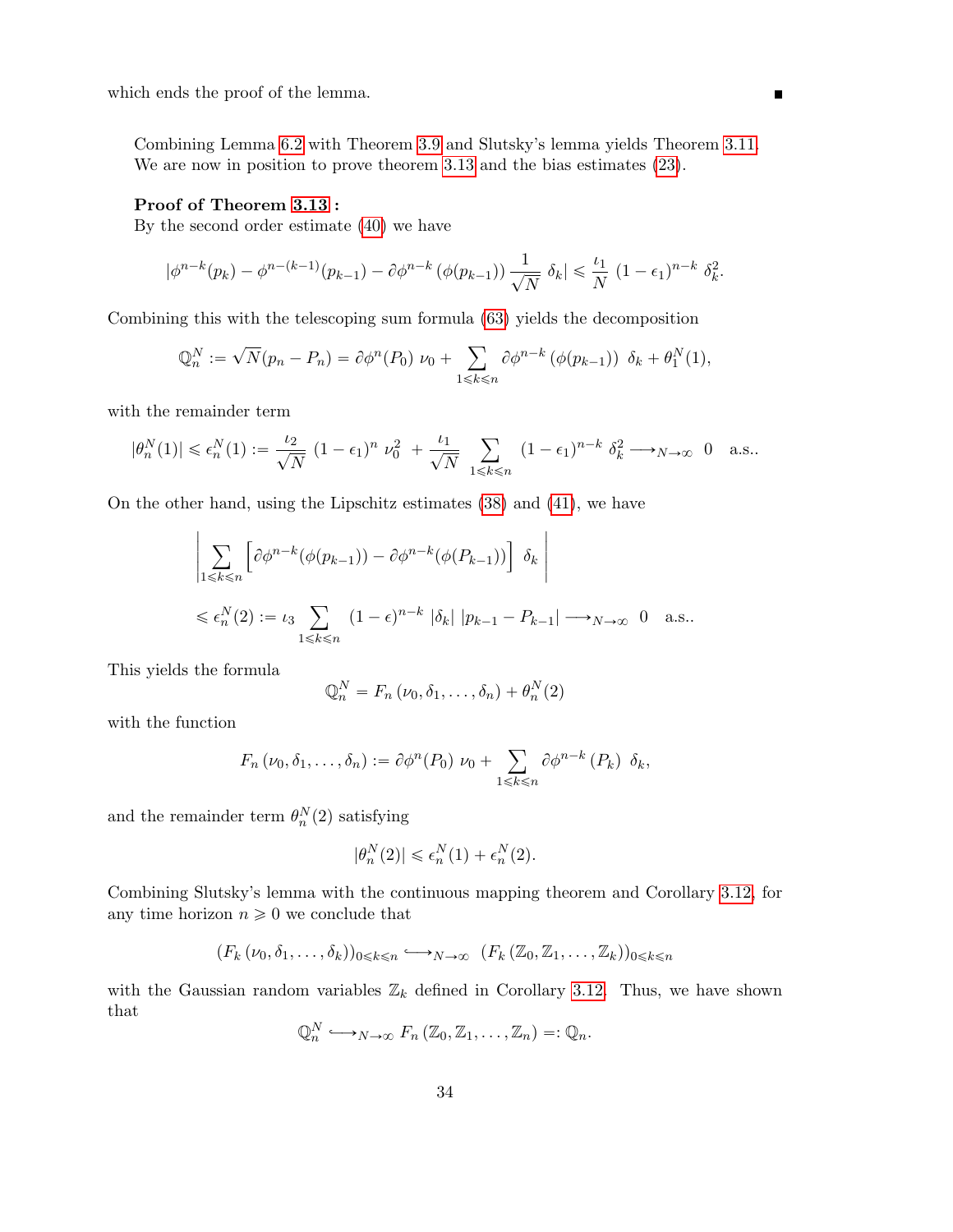which ends the proof of the lemma. ∎

Combining Lemma 6.2 with Theorem 3.9 and Slutsky's lemma yields Theorem 3.11. We are now in position to prove theorem 3.13 and the bias estimates (23).

**Proof of Theorem 3.13 :**
By the second order estimate (40) we have

$$|\phi^{n-k}(p_k) - \phi^{n-(k-1)}(p_{k-1}) - \partial\phi^{n-k}\left(\phi(p_{k-1})\right) \frac{1}{\sqrt{N}}\ \delta_k| \leqslant \frac{\iota_1}{N}\ (1-\epsilon_1)^{n-k}\ \delta_k^2.$$

Combining this with the telescoping sum formula (63) yields the decomposition

$$\mathbb{Q}_n^N := \sqrt{N}(p_n - P_n) = \partial\phi^n(P_0)\ \nu_0 + \sum_{1\leqslant k\leqslant n} \partial\phi^{n-k}\left(\phi(p_{k-1})\right)\ \delta_k + \theta_1^N(1),$$

with the remainder term

$$|\theta_n^N(1)| \leqslant \epsilon_n^N(1) := \frac{\iota_2}{\sqrt{N}}\ (1-\epsilon_1)^n\ \nu_0^2\ + \frac{\iota_1}{\sqrt{N}} \sum_{1\leqslant k\leqslant n} (1-\epsilon_1)^{n-k}\ \delta_k^2 \longrightarrow_{N\to\infty} 0 \quad \text{a.s.}.$$

On the other hand, using the Lipschitz estimates (38) and (41), we have

$$\left| \sum_{1\leqslant k\leqslant n} \left[\partial\phi^{n-k}(\phi(p_{k-1})) - \partial\phi^{n-k}(\phi(P_{k-1}))\right]\ \delta_k \right|$$

$$\leqslant \epsilon_n^N(2) := \iota_3 \sum_{1\leqslant k\leqslant n} (1-\epsilon)^{n-k}\ |\delta_k|\ |p_{k-1} - P_{k-1}| \longrightarrow_{N\to\infty} 0 \quad \text{a.s.}.$$

This yields the formula

$$\mathbb{Q}_n^N = F_n\left(\nu_0, \delta_1, \ldots, \delta_n\right) + \theta_n^N(2)$$

with the function

$$F_n\left(\nu_0, \delta_1, \ldots, \delta_n\right) := \partial\phi^n(P_0)\ \nu_0 + \sum_{1\leqslant k\leqslant n} \partial\phi^{n-k}\left(P_k\right)\ \delta_k,$$

and the remainder term $\theta_n^N(2)$ satisfying

$$|\theta_n^N(2)| \leqslant \epsilon_n^N(1) + \epsilon_n^N(2).$$

Combining Slutsky's lemma with the continuous mapping theorem and Corollary 3.12, for any time horizon $n \geqslant 0$ we conclude that

$$\left(F_k\left(\nu_0, \delta_1, \ldots, \delta_k\right)\right)_{0\leqslant k\leqslant n} \hookrightarrow_{N\to\infty} \left(F_k\left(\mathbb{Z}_0, \mathbb{Z}_1, \ldots, \mathbb{Z}_k\right)\right)_{0\leqslant k\leqslant n}$$

with the Gaussian random variables $\mathbb{Z}_k$ defined in Corollary 3.12. Thus, we have shown that

$$\mathbb{Q}_n^N \hookrightarrow_{N\to\infty} F_n\left(\mathbb{Z}_0, \mathbb{Z}_1, \ldots, \mathbb{Z}_n\right) =: \mathbb{Q}_n.$$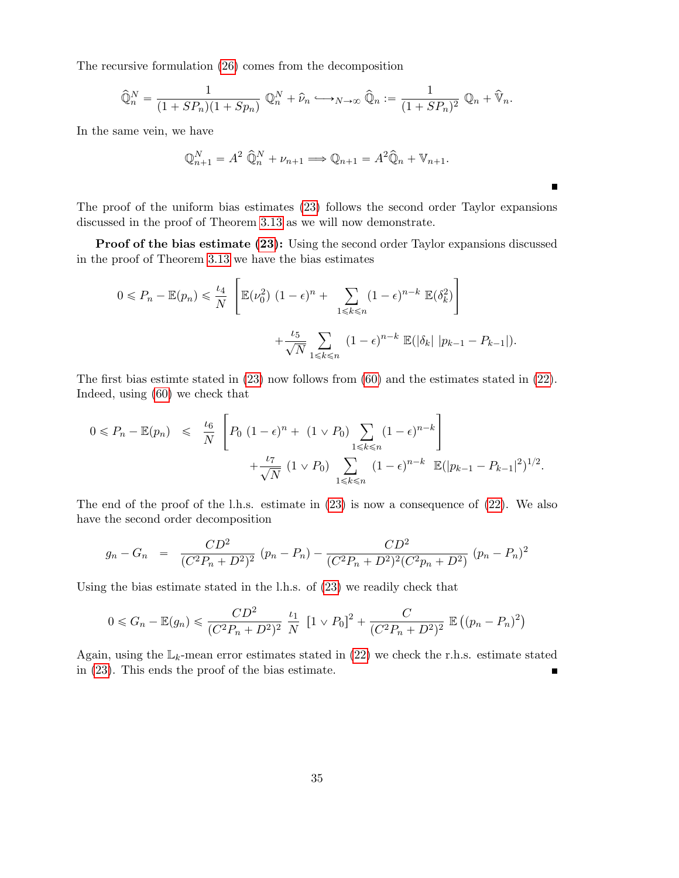The recursive formulation (26) comes from the decomposition

$$\widehat{\mathbb{Q}}_n^N = \frac{1}{(1+SP_n)(1+Sp_n)}\ \mathbb{Q}_n^N + \widehat{\nu}_n \longrightarrow_{N\to\infty} \widehat{\mathbb{Q}}_n := \frac{1}{(1+SP_n)^2}\ \mathbb{Q}_n + \widehat{\mathbb{V}}_n.$$

In the same vein, we have

$$\mathbb{Q}_{n+1}^N = A^2\ \widehat{\mathbb{Q}}_n^N + \nu_{n+1} \Longrightarrow \mathbb{Q}_{n+1} = A^2 \widehat{\mathbb{Q}}_n + \mathbb{V}_{n+1}.$$

■

The proof of the uniform bias estimates (23) follows the second order Taylor expansions discussed in the proof of Theorem 3.13 as we will now demonstrate.

**Proof of the bias estimate (23):** Using the second order Taylor expansions discussed in the proof of Theorem 3.13 we have the bias estimates

$$0 \leqslant P_n - \mathbb{E}(p_n) \leqslant \frac{\iota_4}{N}\left[\mathbb{E}(\nu_0^2)\ (1-\epsilon)^n + \sum_{1\leqslant k\leqslant n} (1-\epsilon)^{n-k}\ \mathbb{E}(\delta_k^2)\right]$$

$$+\frac{\iota_5}{\sqrt{N}} \sum_{1\leqslant k\leqslant n} (1-\epsilon)^{n-k}\ \mathbb{E}(|\delta_k|\ |p_{k-1}-P_{k-1}|).$$

The first bias estimte stated in (23) now follows from (60) and the estimates stated in (22). Indeed, using (60) we check that

$$\begin{aligned}0 \leqslant P_n - \mathbb{E}(p_n) &\leqslant \frac{\iota_6}{N}\left[P_0\ (1-\epsilon)^n +\ (1\vee P_0) \sum_{1\leqslant k\leqslant n} (1-\epsilon)^{n-k}\right] \\ &\quad + \frac{\iota_7}{\sqrt{N}}\ (1\vee P_0) \sum_{1\leqslant k\leqslant n} (1-\epsilon)^{n-k}\ \ \mathbb{E}(|p_{k-1}-P_{k-1}|^2)^{1/2}.\end{aligned}$$

The end of the proof of the l.h.s. estimate in (23) is now a consequence of (22). We also have the second order decomposition

$$g_n - G_n = \frac{CD^2}{(C^2P_n+D^2)^2}\ (p_n - P_n) - \frac{CD^2}{(C^2P_n+D^2)^2(C^2p_n+D^2)}\ (p_n-P_n)^2$$

Using the bias estimate stated in the l.h.s. of (23) we readily check that

$$0 \leqslant G_n - \mathbb{E}(g_n) \leqslant \frac{CD^2}{(C^2P_n+D^2)^2}\ \frac{\iota_1}{N}\ [1\vee P_0]^2 + \frac{C}{(C^2P_n+D^2)^2}\ \mathbb{E}\left((p_n-P_n)^2\right)$$

Again, using the $\mathbb{L}_k$-mean error estimates stated in (22) we check the r.h.s. estimate stated in (23). This ends the proof of the bias estimate. ■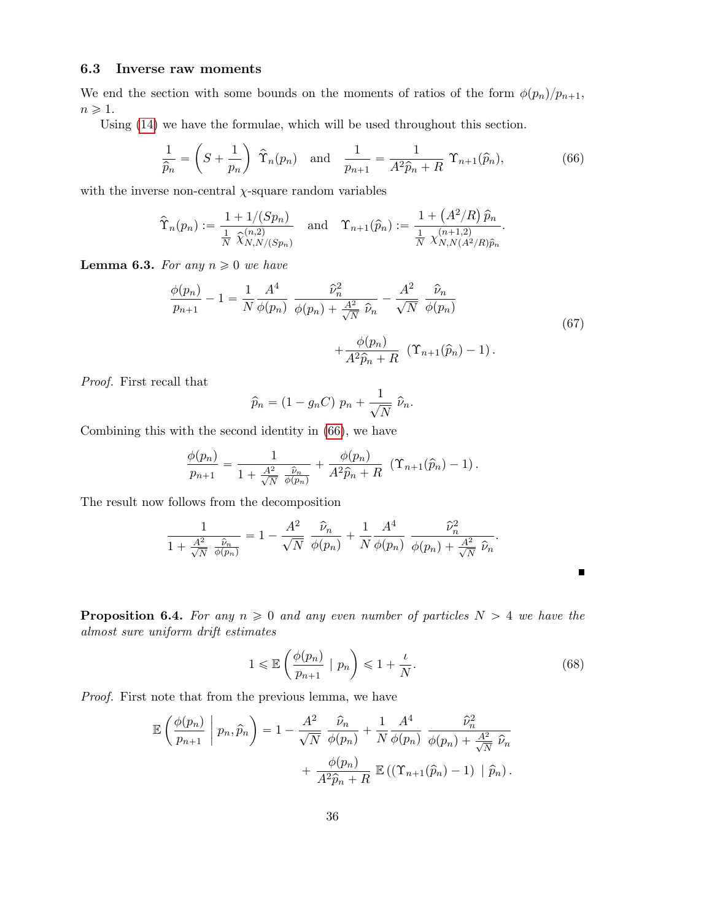### 6.3 Inverse raw moments

We end the section with some bounds on the moments of ratios of the form $\phi(p_n)/p_{n+1}$, $n \geqslant 1$.

Using (14) we have the formulae, which will be used throughout this section.

$$\frac{1}{\widehat{p}_n} = \left(S + \frac{1}{p_n}\right) \widehat{\Upsilon}_n(p_n) \quad \text{and} \quad \frac{1}{p_{n+1}} = \frac{1}{A^2\widehat{p}_n + R} \Upsilon_{n+1}(\widehat{p}_n), \tag{66}$$

with the inverse non-central $\chi$-square random variables

$$\widehat{\Upsilon}_n(p_n) := \frac{1 + 1/(Sp_n)}{\frac{1}{N}\,\widehat{\chi}^{(n,2)}_{N,N/(Sp_n)}} \quad \text{and} \quad \Upsilon_{n+1}(\widehat{p}_n) := \frac{1 + \left(A^2/R\right)\widehat{p}_n}{\frac{1}{N}\,\chi^{(n+1,2)}_{N,N(A^2/R)\widehat{p}_n}}.$$

**Lemma 6.3.** *For any $n \geqslant 0$ we have*

$$\begin{aligned}\frac{\phi(p_n)}{p_{n+1}} - 1 = \frac{1}{N}\frac{A^4}{\phi(p_n)}\,\frac{\widehat{\nu}_n^2}{\phi(p_n) + \frac{A^2}{\sqrt{N}}\,\widehat{\nu}_n} - \frac{A^2}{\sqrt{N}}\,\frac{\widehat{\nu}_n}{\phi(p_n)} \\ + \frac{\phi(p_n)}{A^2\widehat{p}_n + R}\,\left(\Upsilon_{n+1}(\widehat{p}_n) - 1\right).\end{aligned} \tag{67}$$

*Proof.* First recall that

$$\widehat{p}_n = (1 - g_n C)\,p_n + \frac{1}{\sqrt{N}}\,\widehat{\nu}_n.$$

Combining this with the second identity in (66), we have

$$\frac{\phi(p_n)}{p_{n+1}} = \frac{1}{1 + \frac{A^2}{\sqrt{N}}\,\frac{\widehat{\nu}_n}{\phi(p_n)}} + \frac{\phi(p_n)}{A^2\widehat{p}_n + R}\,\left(\Upsilon_{n+1}(\widehat{p}_n) - 1\right).$$

The result now follows from the decomposition

$$\frac{1}{1 + \frac{A^2}{\sqrt{N}}\,\frac{\widehat{\nu}_n}{\phi(p_n)}} = 1 - \frac{A^2}{\sqrt{N}}\,\frac{\widehat{\nu}_n}{\phi(p_n)} + \frac{1}{N}\frac{A^4}{\phi(p_n)}\,\frac{\widehat{\nu}_n^2}{\phi(p_n) + \frac{A^2}{\sqrt{N}}\,\widehat{\nu}_n}.$$

■

**Proposition 6.4.** *For any $n \geqslant 0$ and any even number of particles $N > 4$ we have the almost sure uniform drift estimates*

$$1 \leqslant \mathbb{E}\left(\frac{\phi(p_n)}{p_{n+1}} \mid p_n\right) \leqslant 1 + \frac{\iota}{N}. \tag{68}$$

*Proof.* First note that from the previous lemma, we have

$$\begin{aligned}\mathbb{E}\left(\frac{\phi(p_n)}{p_{n+1}}\,\middle|\,p_n, \widehat{p}_n\right) = 1 - \frac{A^2}{\sqrt{N}}\,\frac{\widehat{\nu}_n}{\phi(p_n)} + \frac{1}{N}\frac{A^4}{\phi(p_n)}\,\frac{\widehat{\nu}_n^2}{\phi(p_n) + \frac{A^2}{\sqrt{N}}\,\widehat{\nu}_n} \\ + \frac{\phi(p_n)}{A^2\widehat{p}_n + R}\,\mathbb{E}\left(\left(\Upsilon_{n+1}(\widehat{p}_n) - 1\right) \mid \widehat{p}_n\right).\end{aligned}$$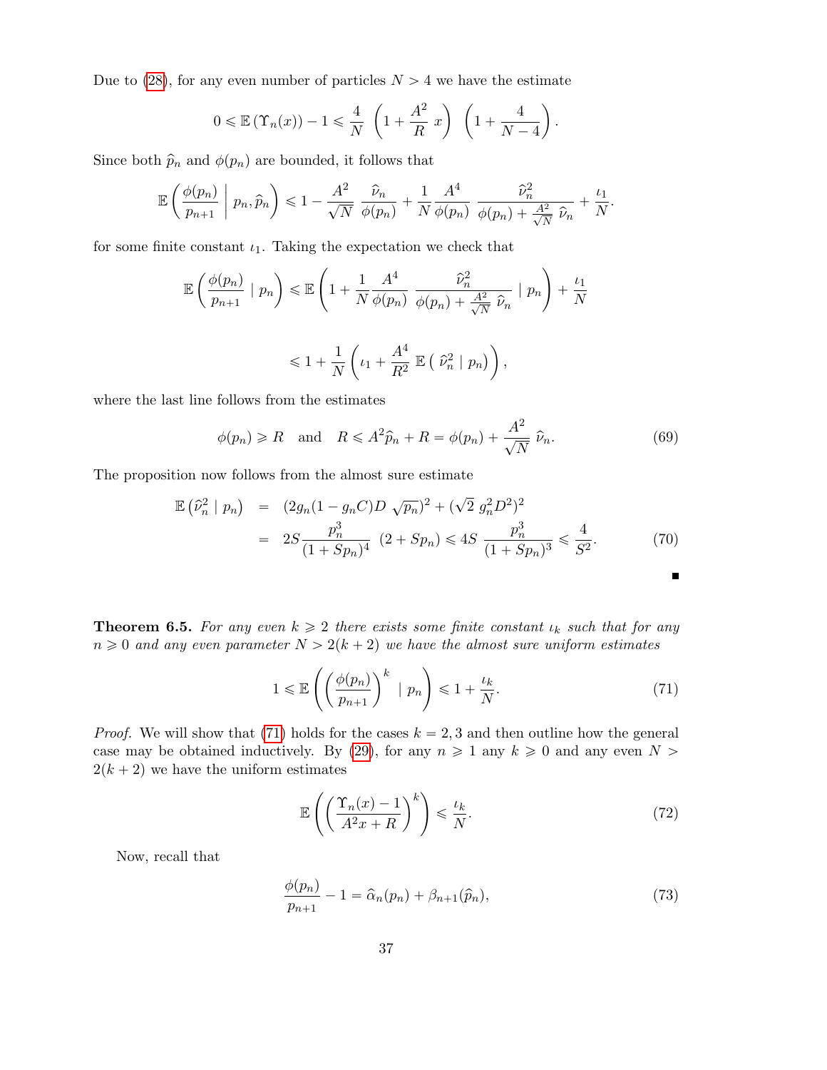Due to (28), for any even number of particles $N > 4$ we have the estimate

$$0 \leqslant \mathbb{E}\left(\Upsilon_n(x)\right) - 1 \leqslant \frac{4}{N}\ \left(1 + \frac{A^2}{R}\ x\right)\ \left(1 + \frac{4}{N-4}\right).$$

Since both $\widehat{p}_n$ and $\phi(p_n)$ are bounded, it follows that

$$\mathbb{E}\left(\frac{\phi(p_n)}{p_{n+1}}\ \middle|\ p_n, \widehat{p}_n\right) \leqslant 1 - \frac{A^2}{\sqrt{N}}\ \frac{\widehat{\nu}_n}{\phi(p_n)} + \frac{1}{N}\frac{A^4}{\phi(p_n)}\ \frac{\widehat{\nu}_n^2}{\phi(p_n) + \frac{A^2}{\sqrt{N}}\ \widehat{\nu}_n} + \frac{\iota_1}{N}.$$

for some finite constant $\iota_1$. Taking the expectation we check that

$$\mathbb{E}\left(\frac{\phi(p_n)}{p_{n+1}}\ \mid\ p_n\right) \leqslant \mathbb{E}\left(1 + \frac{1}{N}\frac{A^4}{\phi(p_n)}\ \frac{\widehat{\nu}_n^2}{\phi(p_n) + \frac{A^2}{\sqrt{N}}\ \widehat{\nu}_n}\ \mid\ p_n\right) + \frac{\iota_1}{N}$$

$$\leqslant 1 + \frac{1}{N}\left(\iota_1 + \frac{A^4}{R^2}\ \mathbb{E}\left(\ \widehat{\nu}_n^2\ \mid\ p_n\right)\right),$$

where the last line follows from the estimates

$$\phi(p_n) \geqslant R \quad \text{and} \quad R \leqslant A^2\widehat{p}_n + R = \phi(p_n) + \frac{A^2}{\sqrt{N}}\ \widehat{\nu}_n. \tag{69}$$

The proposition now follows from the almost sure estimate

$$\begin{aligned}
\mathbb{E}\left(\widehat{\nu}_n^2 \mid p_n\right) &= (2g_n(1-g_nC)D\ \sqrt{p_n})^2 + (\sqrt{2}\ g_n^2D^2)^2 \\
&= 2S\frac{p_n^3}{(1+Sp_n)^4}\ (2+Sp_n) \leqslant 4S\ \frac{p_n^3}{(1+Sp_n)^3} \leqslant \frac{4}{S^2}.
\end{aligned} \tag{70}$$

■

**Theorem 6.5.** *For any even $k \geqslant 2$ there exists some finite constant $\iota_k$ such that for any $n \geqslant 0$ and any even parameter $N > 2(k+2)$ we have the almost sure uniform estimates*

$$1 \leqslant \mathbb{E}\left(\left(\frac{\phi(p_n)}{p_{n+1}}\right)^k\ \mid\ p_n\right) \leqslant 1 + \frac{\iota_k}{N}. \tag{71}$$

*Proof.* We will show that (71) holds for the cases $k = 2, 3$ and then outline how the general case may be obtained inductively. By (29), for any $n \geqslant 1$ any $k \geqslant 0$ and any even $N > 2(k+2)$ we have the uniform estimates

$$\mathbb{E}\left(\left(\frac{\Upsilon_n(x) - 1}{A^2x + R}\right)^k\right) \leqslant \frac{\iota_k}{N}. \tag{72}$$

Now, recall that

$$\frac{\phi(p_n)}{p_{n+1}} - 1 = \widehat{\alpha}_n(p_n) + \beta_{n+1}(\widehat{p}_n), \tag{73}$$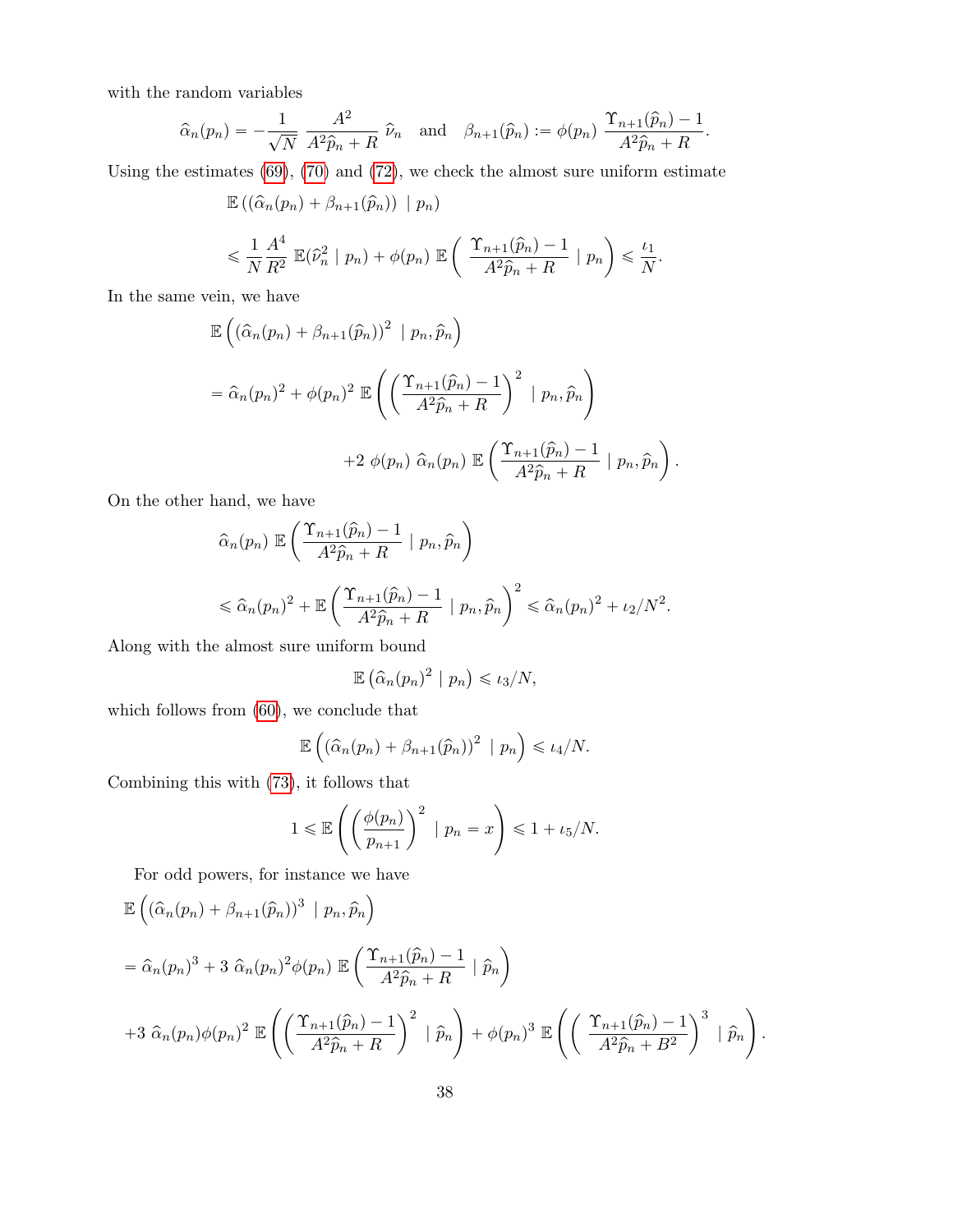with the random variables

$$\widehat{\alpha}_n(p_n) = -\frac{1}{\sqrt{N}}\ \frac{A^2}{A^2\widehat{p}_n + R}\ \widehat{\nu}_n \quad \text{and} \quad \beta_{n+1}(\widehat{p}_n) := \phi(p_n)\ \frac{\Upsilon_{n+1}(\widehat{p}_n) - 1}{A^2\widehat{p}_n + R}.$$

Using the estimates (69), (70) and (72), we check the almost sure uniform estimate

$$\mathbb{E}\left((\widehat{\alpha}_n(p_n) + \beta_{n+1}(\widehat{p}_n))\ \mid p_n\right)$$

$$\leqslant \frac{1}{N}\frac{A^4}{R^2}\ \mathbb{E}(\widehat{\nu}_n^2 \mid p_n) + \phi(p_n)\ \mathbb{E}\left(\ \frac{\Upsilon_{n+1}(\widehat{p}_n) - 1}{A^2\widehat{p}_n + R} \mid p_n\right) \leqslant \frac{\iota_1}{N}.$$

In the same vein, we have

$$\mathbb{E}\left((\widehat{\alpha}_n(p_n) + \beta_{n+1}(\widehat{p}_n))^2\ \mid p_n, \widehat{p}_n\right)$$

$$= \widehat{\alpha}_n(p_n)^2 + \phi(p_n)^2\ \mathbb{E}\left(\left(\frac{\Upsilon_{n+1}(\widehat{p}_n) - 1}{A^2\widehat{p}_n + R}\right)^2 \mid p_n, \widehat{p}_n\right)$$

$$+2\ \phi(p_n)\ \widehat{\alpha}_n(p_n)\ \mathbb{E}\left(\frac{\Upsilon_{n+1}(\widehat{p}_n) - 1}{A^2\widehat{p}_n + R} \mid p_n, \widehat{p}_n\right).$$

On the other hand, we have

$$\widehat{\alpha}_n(p_n)\ \mathbb{E}\left(\frac{\Upsilon_{n+1}(\widehat{p}_n) - 1}{A^2\widehat{p}_n + R} \mid p_n, \widehat{p}_n\right)$$

$$\leqslant \widehat{\alpha}_n(p_n)^2 + \mathbb{E}\left(\frac{\Upsilon_{n+1}(\widehat{p}_n) - 1}{A^2\widehat{p}_n + R} \mid p_n, \widehat{p}_n\right)^2 \leqslant \widehat{\alpha}_n(p_n)^2 + \iota_2/N^2.$$

Along with the almost sure uniform bound

$$\mathbb{E}\left(\widehat{\alpha}_n(p_n)^2 \mid p_n\right) \leqslant \iota_3/N,$$

which follows from (60), we conclude that

$$\mathbb{E}\left((\widehat{\alpha}_n(p_n) + \beta_{n+1}(\widehat{p}_n))^2\ \mid p_n\right) \leqslant \iota_4/N.$$

Combining this with (73), it follows that

$$1 \leqslant \mathbb{E}\left(\left(\frac{\phi(p_n)}{p_{n+1}}\right)^2 \mid p_n = x\right) \leqslant 1 + \iota_5/N.$$

For odd powers, for instance we have

$$\mathbb{E}\left((\widehat{\alpha}_n(p_n) + \beta_{n+1}(\widehat{p}_n))^3\ \mid p_n, \widehat{p}_n\right)$$

$$= \widehat{\alpha}_n(p_n)^3 + 3\ \widehat{\alpha}_n(p_n)^2\phi(p_n)\ \mathbb{E}\left(\frac{\Upsilon_{n+1}(\widehat{p}_n) - 1}{A^2\widehat{p}_n + R} \mid \widehat{p}_n\right)$$

$$+3\ \widehat{\alpha}_n(p_n)\phi(p_n)^2\ \mathbb{E}\left(\left(\frac{\Upsilon_{n+1}(\widehat{p}_n) - 1}{A^2\widehat{p}_n + R}\right)^2 \mid \widehat{p}_n\right) + \phi(p_n)^3\ \mathbb{E}\left(\left(\ \frac{\Upsilon_{n+1}(\widehat{p}_n) - 1}{A^2\widehat{p}_n + B^2}\right)^3 \mid \widehat{p}_n\right).$$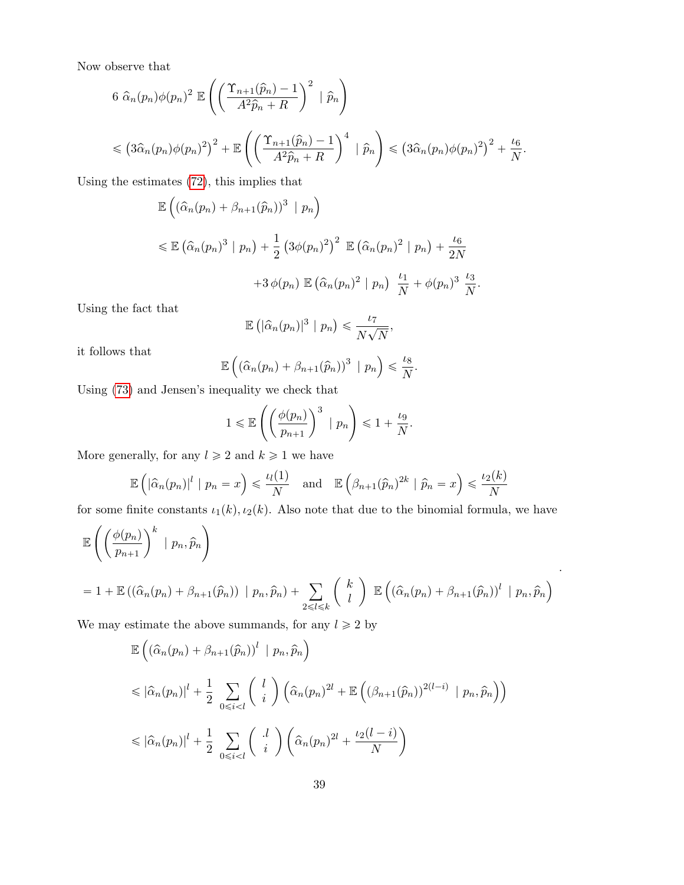Now observe that

$$6\ \widehat{\alpha}_n(p_n)\phi(p_n)^2\ \mathbb{E}\left(\left(\frac{\Upsilon_{n+1}(\widehat{p}_n)-1}{A^2\widehat{p}_n+R}\right)^2\ \mid \widehat{p}_n\right)$$

$$\leqslant \left(3\widehat{\alpha}_n(p_n)\phi(p_n)^2\right)^2+\mathbb{E}\left(\left(\frac{\Upsilon_{n+1}(\widehat{p}_n)-1}{A^2\widehat{p}_n+R}\right)^4\ \mid \widehat{p}_n\right)\leqslant \left(3\widehat{\alpha}_n(p_n)\phi(p_n)^2\right)^2+\frac{\iota_6}{N}.$$

Using the estimates (72), this implies that

$$\mathbb{E}\left(\left(\widehat{\alpha}_n(p_n)+\beta_{n+1}(\widehat{p}_n)\right)^3\ \mid p_n\right)$$

$$\leqslant \mathbb{E}\left(\widehat{\alpha}_n(p_n)^3\mid p_n\right)+\frac{1}{2}\left(3\phi(p_n)^2\right)^2\ \mathbb{E}\left(\widehat{\alpha}_n(p_n)^2\mid p_n\right)+\frac{\iota_6}{2N}$$

$$+3\,\phi(p_n)\ \mathbb{E}\left(\widehat{\alpha}_n(p_n)^2\mid p_n\right)\ \frac{\iota_1}{N}+\phi(p_n)^3\ \frac{\iota_3}{N}.$$

Using the fact that

$$\mathbb{E}\left(|\widehat{\alpha}_n(p_n)|^3\mid p_n\right)\leqslant \frac{\iota_7}{N\sqrt{N}},$$

it follows that

$$\mathbb{E}\left(\left(\widehat{\alpha}_n(p_n)+\beta_{n+1}(\widehat{p}_n)\right)^3\ \mid p_n\right)\leqslant \frac{\iota_8}{N}.$$

Using (73) and Jensen's inequality we check that

$$1\leqslant \mathbb{E}\left(\left(\frac{\phi(p_n)}{p_{n+1}}\right)^3\ \mid p_n\right)\leqslant 1+\frac{\iota_9}{N}.$$

More generally, for any $l\geqslant 2$ and $k\geqslant 1$ we have

$$\mathbb{E}\left(|\widehat{\alpha}_n(p_n)|^l\mid p_n=x\right)\leqslant \frac{\iota_l(1)}{N}\quad\text{and}\quad \mathbb{E}\left(\beta_{n+1}(\widehat{p}_n)^{2k}\mid \widehat{p}_n=x\right)\leqslant \frac{\iota_2(k)}{N}$$

for some finite constants $\iota_1(k),\iota_2(k)$. Also note that due to the binomial formula, we have

$$\mathbb{E}\left(\left(\frac{\phi(p_n)}{p_{n+1}}\right)^k\ \mid p_n,\widehat{p}_n\right)$$

$$=1+\mathbb{E}\left(\left(\widehat{\alpha}_n(p_n)+\beta_{n+1}(\widehat{p}_n)\right)\ \mid p_n,\widehat{p}_n\right)+\sum_{2\leqslant l\leqslant k}\binom{k}{l}\ \mathbb{E}\left(\left(\widehat{\alpha}_n(p_n)+\beta_{n+1}(\widehat{p}_n)\right)^l\ \mid p_n,\widehat{p}_n\right).$$

We may estimate the above summands, for any $l\geqslant 2$ by

$$\mathbb{E}\left(\left(\widehat{\alpha}_n(p_n)+\beta_{n+1}(\widehat{p}_n)\right)^l\ \mid p_n,\widehat{p}_n\right)$$

$$\leqslant |\widehat{\alpha}_n(p_n)|^l+\frac{1}{2}\sum_{0\leqslant i<l}\binom{l}{i}\left(\widehat{\alpha}_n(p_n)^{2l}+\mathbb{E}\left(\left(\beta_{n+1}(\widehat{p}_n)\right)^{2(l-i)}\ \mid p_n,\widehat{p}_n\right)\right)$$

$$\leqslant |\widehat{\alpha}_n(p_n)|^l+\frac{1}{2}\sum_{0\leqslant i<l}\binom{.l}{i}\left(\widehat{\alpha}_n(p_n)^{2l}+\frac{\iota_2(l-i)}{N}\right)$$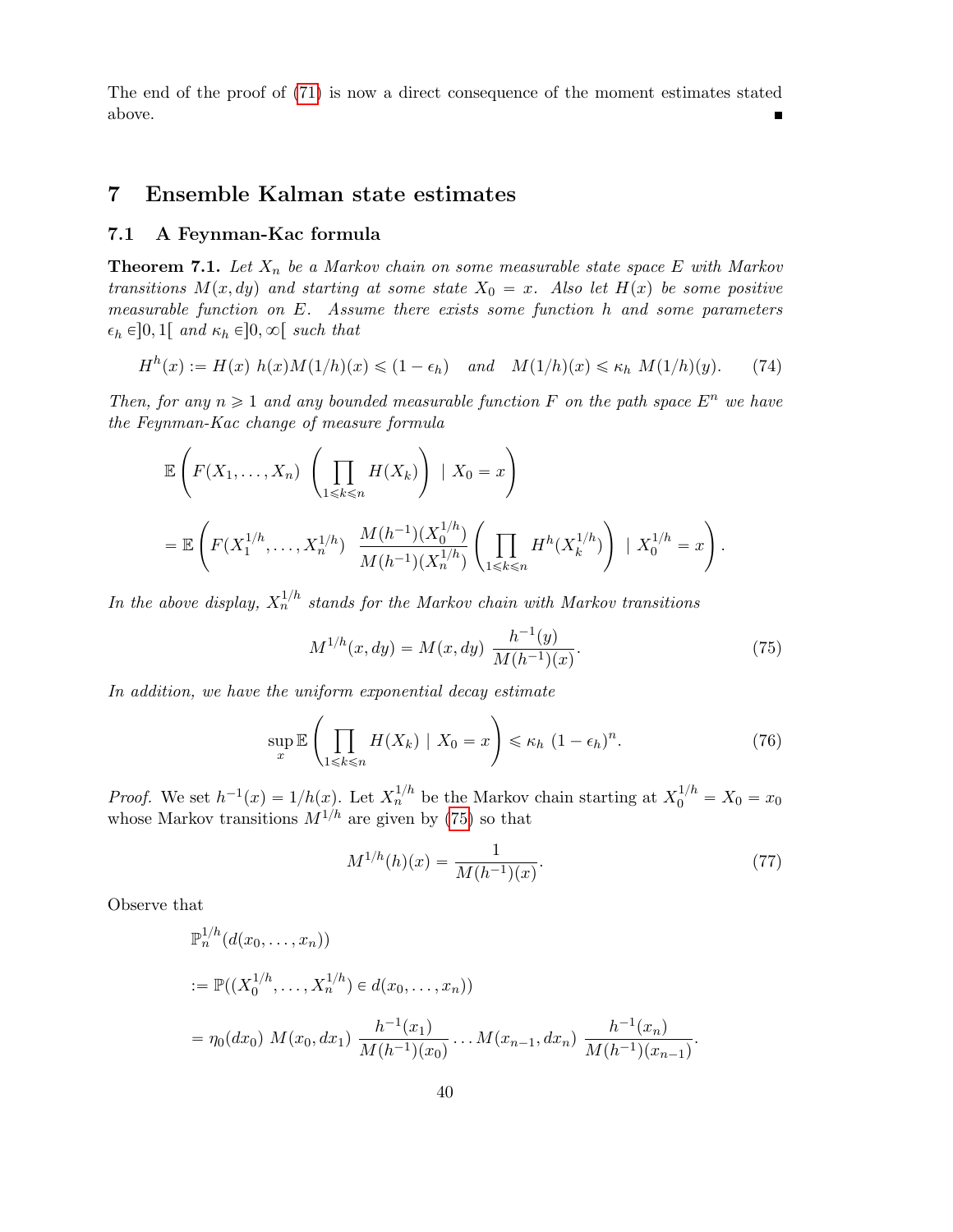The end of the proof of (71) is now a direct consequence of the moment estimates stated above. ∎

# 7 Ensemble Kalman state estimates

## 7.1 A Feynman-Kac formula

**Theorem 7.1.** *Let $X_n$ be a Markov chain on some measurable state space $E$ with Markov transitions $M(x,dy)$ and starting at some state $X_0 = x$. Also let $H(x)$ be some positive measurable function on $E$. Assume there exists some function $h$ and some parameters $\epsilon_h \in ]0,1[$ and $\kappa_h \in ]0,\infty[$ such that*

$$H^h(x) := H(x)\ h(x) M(1/h)(x) \leqslant (1-\epsilon_h) \quad \text{and} \quad M(1/h)(x) \leqslant \kappa_h\ M(1/h)(y). \tag{74}$$

*Then, for any $n \geqslant 1$ and any bounded measurable function $F$ on the path space $E^n$ we have the Feynman-Kac change of measure formula*

$$\mathbb{E}\left(F(X_1,\ldots,X_n)\ \left(\prod_{1\leqslant k\leqslant n} H(X_k)\right)\ \mid X_0 = x\right)$$

$$= \mathbb{E}\left(F(X_1^{1/h},\ldots,X_n^{1/h})\ \frac{M(h^{-1})(X_0^{1/h})}{M(h^{-1})(X_n^{1/h})}\left(\prod_{1\leqslant k\leqslant n} H^h(X_k^{1/h})\right)\ \mid X_0^{1/h} = x\right).$$

*In the above display, $X_n^{1/h}$ stands for the Markov chain with Markov transitions*

$$M^{1/h}(x,dy) = M(x,dy)\ \frac{h^{-1}(y)}{M(h^{-1})(x)}. \tag{75}$$

*In addition, we have the uniform exponential decay estimate*

$$\sup_x \mathbb{E}\left(\prod_{1\leqslant k\leqslant n} H(X_k)\mid X_0 = x\right) \leqslant \kappa_h\ (1-\epsilon_h)^n. \tag{76}$$

*Proof.* We set $h^{-1}(x) = 1/h(x)$. Let $X_n^{1/h}$ be the Markov chain starting at $X_0^{1/h} = X_0 = x_0$ whose Markov transitions $M^{1/h}$ are given by (75) so that

$$M^{1/h}(h)(x) = \frac{1}{M(h^{-1})(x)}. \tag{77}$$

Observe that

$$\mathbb{P}_n^{1/h}(d(x_0,\ldots,x_n))$$

$$:= \mathbb{P}((X_0^{1/h},\ldots,X_n^{1/h}) \in d(x_0,\ldots,x_n))$$

$$= \eta_0(dx_0)\ M(x_0,dx_1)\ \frac{h^{-1}(x_1)}{M(h^{-1})(x_0)} \ldots M(x_{n-1},dx_n)\ \frac{h^{-1}(x_n)}{M(h^{-1})(x_{n-1})}.$$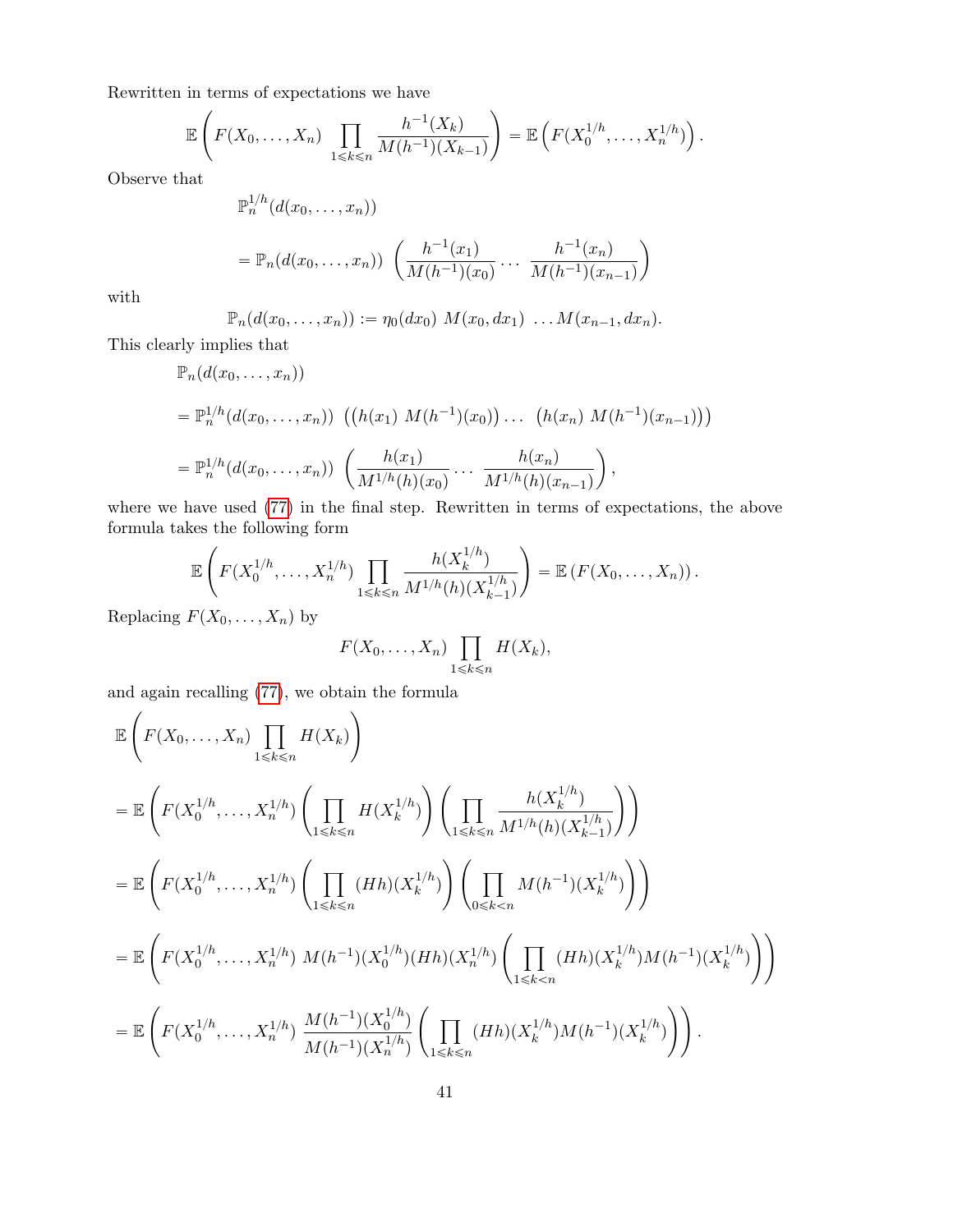Rewritten in terms of expectations we have

$$\mathbb{E}\left(F(X_0,\ldots,X_n)\prod_{1\leqslant k\leqslant n}\frac{h^{-1}(X_k)}{M(h^{-1})(X_{k-1})}\right)=\mathbb{E}\left(F(X_0^{1/h},\ldots,X_n^{1/h})\right).$$

Observe that

$$\begin{aligned}
&\mathbb{P}_n^{1/h}(d(x_0,\ldots,x_n))\\
&=\mathbb{P}_n(d(x_0,\ldots,x_n))\ \left(\frac{h^{-1}(x_1)}{M(h^{-1})(x_0)}\cdots\ \frac{h^{-1}(x_n)}{M(h^{-1})(x_{n-1})}\right)
\end{aligned}$$

with

$$\mathbb{P}_n(d(x_0,\ldots,x_n)):=\eta_0(dx_0)\ M(x_0,dx_1)\ \ldots M(x_{n-1},dx_n).$$

This clearly implies that

$$\begin{aligned}
&\mathbb{P}_n(d(x_0,\ldots,x_n))\\
&=\mathbb{P}_n^{1/h}(d(x_0,\ldots,x_n))\ \left(\left(h(x_1)\ M(h^{-1})(x_0)\right)\ldots\ \left(h(x_n)\ M(h^{-1})(x_{n-1})\right)\right)\\
&=\mathbb{P}_n^{1/h}(d(x_0,\ldots,x_n))\ \left(\frac{h(x_1)}{M^{1/h}(h)(x_0)}\cdots\ \frac{h(x_n)}{M^{1/h}(h)(x_{n-1})}\right),
\end{aligned}$$

where we have used (77) in the final step. Rewritten in terms of expectations, the above formula takes the following form

$$\mathbb{E}\left(F(X_0^{1/h},\ldots,X_n^{1/h})\prod_{1\leqslant k\leqslant n}\frac{h(X_k^{1/h})}{M^{1/h}(h)(X_{k-1}^{1/h})}\right)=\mathbb{E}\left(F(X_0,\ldots,X_n)\right).$$

Replacing $F(X_0,\ldots,X_n)$ by

$$F(X_0,\ldots,X_n)\prod_{1\leqslant k\leqslant n}H(X_k),$$

and again recalling (77), we obtain the formula

$$\begin{aligned}
&\mathbb{E}\left(F(X_0,\ldots,X_n)\prod_{1\leqslant k\leqslant n}H(X_k)\right)\\
&=\mathbb{E}\left(F(X_0^{1/h},\ldots,X_n^{1/h})\left(\prod_{1\leqslant k\leqslant n}H(X_k^{1/h})\right)\left(\prod_{1\leqslant k\leqslant n}\frac{h(X_k^{1/h})}{M^{1/h}(h)(X_{k-1}^{1/h})}\right)\right)\\
&=\mathbb{E}\left(F(X_0^{1/h},\ldots,X_n^{1/h})\left(\prod_{1\leqslant k\leqslant n}(Hh)(X_k^{1/h})\right)\left(\prod_{0\leqslant k<n}M(h^{-1})(X_k^{1/h})\right)\right)\\
&=\mathbb{E}\left(F(X_0^{1/h},\ldots,X_n^{1/h})\ M(h^{-1})(X_0^{1/h})(Hh)(X_n^{1/h})\left(\prod_{1\leqslant k<n}(Hh)(X_k^{1/h})M(h^{-1})(X_k^{1/h})\right)\right)\\
&=\mathbb{E}\left(F(X_0^{1/h},\ldots,X_n^{1/h})\ \frac{M(h^{-1})(X_0^{1/h})}{M(h^{-1})(X_n^{1/h})}\left(\prod_{1\leqslant k\leqslant n}(Hh)(X_k^{1/h})M(h^{-1})(X_k^{1/h})\right)\right).
\end{aligned}$$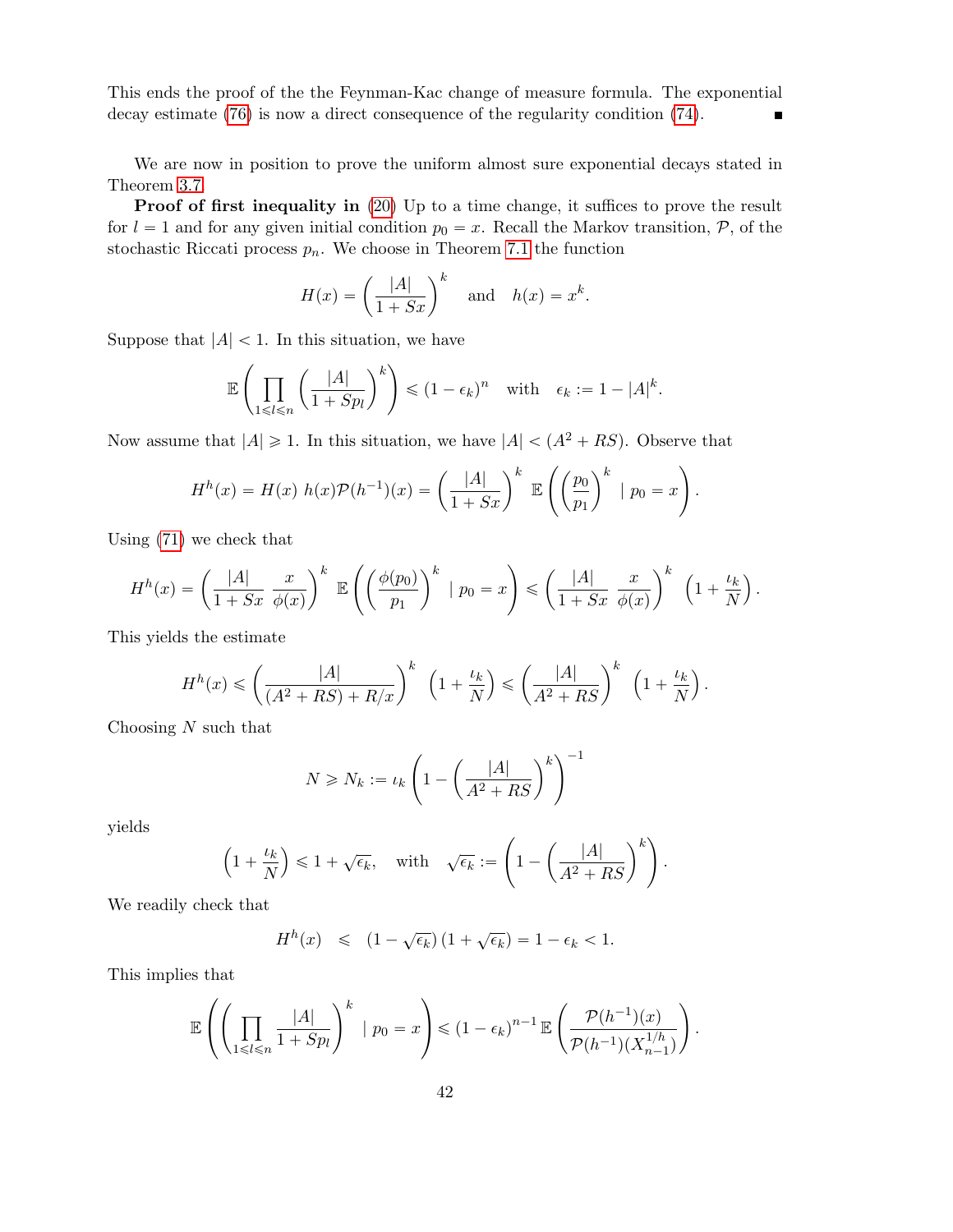This ends the proof of the the Feynman-Kac change of measure formula. The exponential decay estimate (76) is now a direct consequence of the regularity condition (74). ■

We are now in position to prove the uniform almost sure exponential decays stated in Theorem 3.7.

**Proof of first inequality in (20)** Up to a time change, it suffices to prove the result for $l = 1$ and for any given initial condition $p_0 = x$. Recall the Markov transition, $\mathcal{P}$, of the stochastic Riccati process $p_n$. We choose in Theorem 7.1 the function

$$H(x) = \left(\frac{|A|}{1 + Sx}\right)^k \quad \text{and} \quad h(x) = x^k.$$

Suppose that $|A| < 1$. In this situation, we have

$$\mathbb{E}\left(\prod_{1 \leqslant l \leqslant n} \left(\frac{|A|}{1 + Sp_l}\right)^k\right) \leqslant (1 - \epsilon_k)^n \quad \text{with} \quad \epsilon_k := 1 - |A|^k.$$

Now assume that $|A| \geqslant 1$. In this situation, we have $|A| < (A^2 + RS)$. Observe that

$$H^h(x) = H(x)\ h(x)\mathcal{P}(h^{-1})(x) = \left(\frac{|A|}{1 + Sx}\right)^k\ \mathbb{E}\left(\left(\frac{p_0}{p_1}\right)^k\ \mid p_0 = x\right).$$

Using (71) we check that

$$H^h(x) = \left(\frac{|A|}{1 + Sx}\ \frac{x}{\phi(x)}\right)^k\ \mathbb{E}\left(\left(\frac{\phi(p_0)}{p_1}\right)^k\ \mid p_0 = x\right) \leqslant \left(\frac{|A|}{1 + Sx}\ \frac{x}{\phi(x)}\right)^k\ \left(1 + \frac{\iota_k}{N}\right).$$

This yields the estimate

$$H^h(x) \leqslant \left(\frac{|A|}{(A^2 + RS) + R/x}\right)^k\ \left(1 + \frac{\iota_k}{N}\right) \leqslant \left(\frac{|A|}{A^2 + RS}\right)^k\ \left(1 + \frac{\iota_k}{N}\right).$$

Choosing $N$ such that

$$N \geqslant N_k := \iota_k \left(1 - \left(\frac{|A|}{A^2 + RS}\right)^k\right)^{-1}$$

yields

$$\left(1 + \frac{\iota_k}{N}\right) \leqslant 1 + \sqrt{\epsilon_k}, \quad \text{with} \quad \sqrt{\epsilon_k} := \left(1 - \left(\frac{|A|}{A^2 + RS}\right)^k\right).$$

We readily check that

$$H^h(x) \quad \leqslant \quad (1 - \sqrt{\epsilon_k})\,(1 + \sqrt{\epsilon_k}) = 1 - \epsilon_k < 1.$$

This implies that

$$\mathbb{E}\left(\left(\prod_{1 \leqslant l \leqslant n} \frac{|A|}{1 + Sp_l}\right)^k\ \mid p_0 = x\right) \leqslant (1 - \epsilon_k)^{n-1}\,\mathbb{E}\left(\frac{\mathcal{P}(h^{-1})(x)}{\mathcal{P}(h^{-1})(X_{n-1}^{1/h})}\right).$$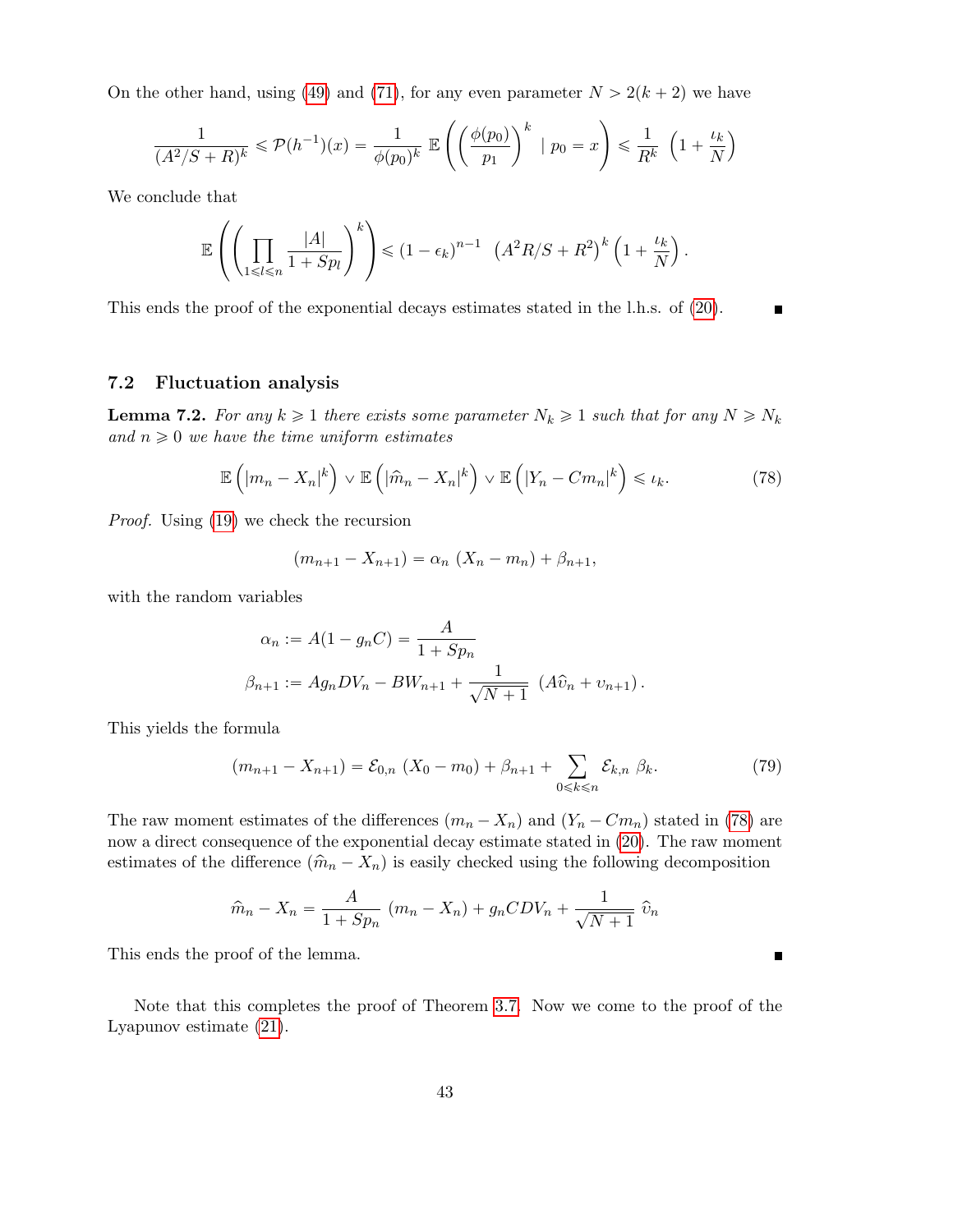On the other hand, using (49) and (71), for any even parameter $N > 2(k+2)$ we have

$$\frac{1}{(A^2/S+R)^k} \leqslant \mathcal{P}(h^{-1})(x) = \frac{1}{\phi(p_0)^k}\, \mathbb{E}\left(\left(\frac{\phi(p_0)}{p_1}\right)^k \mid p_0 = x\right) \leqslant \frac{1}{R^k}\ \left(1+\frac{\iota_k}{N}\right)$$

We conclude that

$$\mathbb{E}\left(\left(\prod_{1\leqslant l\leqslant n} \frac{|A|}{1+Sp_l}\right)^k\right) \leqslant (1-\epsilon_k)^{n-1}\ \left(A^2R/S+R^2\right)^k \left(1+\frac{\iota_k}{N}\right).$$

This ends the proof of the exponential decays estimates stated in the l.h.s. of (20). ∎

## 7.2 Fluctuation analysis

**Lemma 7.2.** *For any $k \geqslant 1$ there exists some parameter $N_k \geqslant 1$ such that for any $N \geqslant N_k$ and $n \geqslant 0$ we have the time uniform estimates*

$$\mathbb{E}\left(|m_n - X_n|^k\right) \vee \mathbb{E}\left(|\widehat{m}_n - X_n|^k\right) \vee \mathbb{E}\left(|Y_n - Cm_n|^k\right) \leqslant \iota_k. \tag{78}$$

*Proof.* Using (19) we check the recursion

$$(m_{n+1} - X_{n+1}) = \alpha_n\ (X_n - m_n) + \beta_{n+1},$$

with the random variables

$$\alpha_n := A(1-g_nC) = \frac{A}{1+Sp_n}$$

$$\beta_{n+1} := Ag_nDV_n - BW_{n+1} + \frac{1}{\sqrt{N+1}}\ (A\widehat{\upsilon}_n + \upsilon_{n+1}).$$

This yields the formula

$$(m_{n+1} - X_{n+1}) = \mathcal{E}_{0,n}\ (X_0 - m_0) + \beta_{n+1} + \sum_{0\leqslant k\leqslant n} \mathcal{E}_{k,n}\ \beta_k. \tag{79}$$

The raw moment estimates of the differences $(m_n - X_n)$ and $(Y_n - Cm_n)$ stated in (78) are now a direct consequence of the exponential decay estimate stated in (20). The raw moment estimates of the difference $(\widehat{m}_n - X_n)$ is easily checked using the following decomposition

$$\widehat{m}_n - X_n = \frac{A}{1+Sp_n}\ (m_n - X_n) + g_nCDV_n + \frac{1}{\sqrt{N+1}}\ \widehat{\upsilon}_n$$

This ends the proof of the lemma. ∎

Note that this completes the proof of Theorem 3.7. Now we come to the proof of the Lyapunov estimate (21).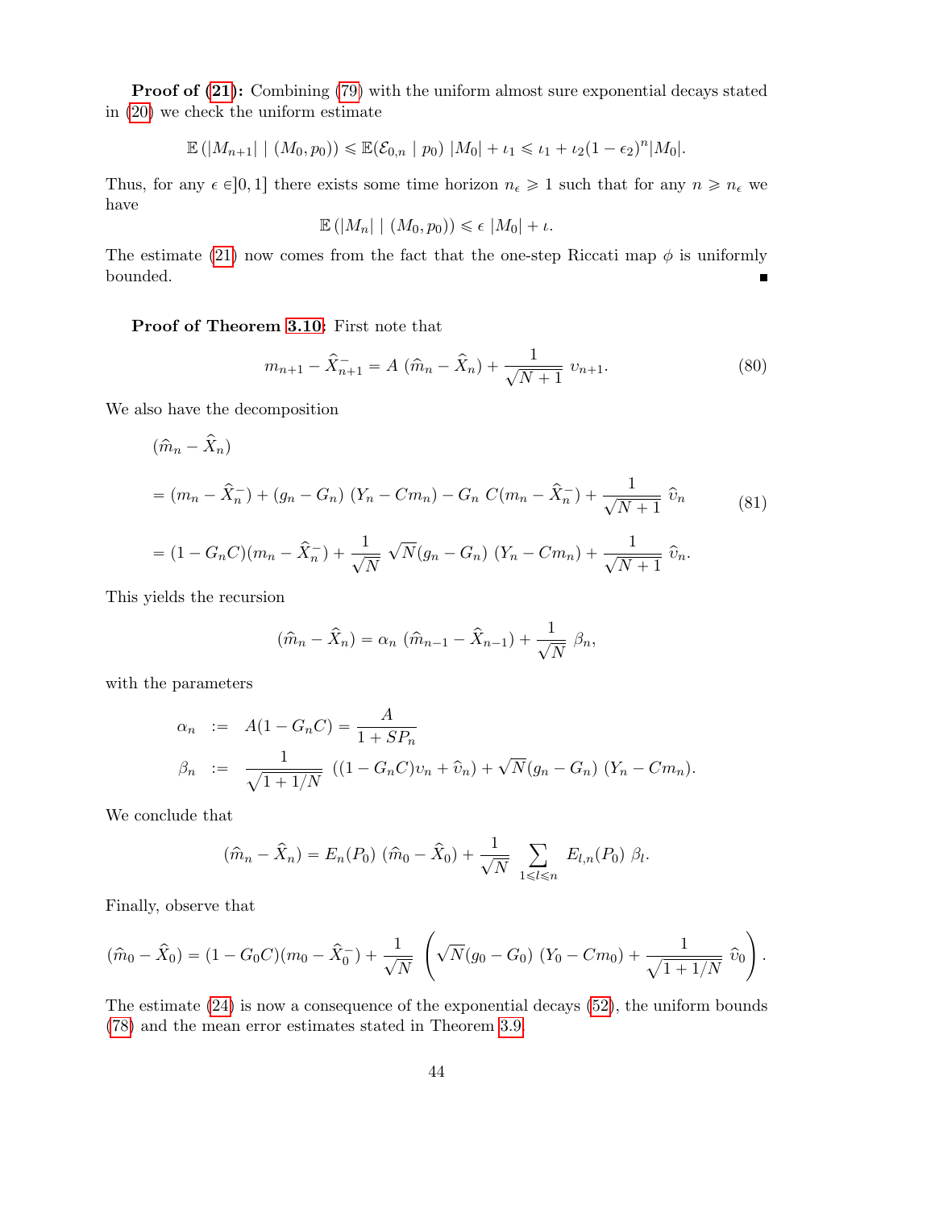**Proof of (21):** Combining (79) with the uniform almost sure exponential decays stated in (20) we check the uniform estimate

$$\mathbb{E}\left(|M_{n+1}| \mid (M_0,p_0)\right) \leqslant \mathbb{E}(\mathcal{E}_{0,n} \mid p_0)\ |M_0| + \iota_1 \leqslant \iota_1 + \iota_2(1-\epsilon_2)^n |M_0|.$$

Thus, for any $\epsilon \in ]0,1]$ there exists some time horizon $n_\epsilon \geqslant 1$ such that for any $n \geqslant n_\epsilon$ we have

$$\mathbb{E}\left(|M_n| \mid (M_0,p_0)\right) \leqslant \epsilon\ |M_0| + \iota.$$

The estimate (21) now comes from the fact that the one-step Riccati map $\phi$ is uniformly bounded. ∎

**Proof of Theorem 3.10:** First note that

$$m_{n+1} - \widehat{X}^-_{n+1} = A\ (\widehat{m}_n - \widehat{X}_n) + \frac{1}{\sqrt{N+1}}\ \upsilon_{n+1}. \tag{80}$$

We also have the decomposition

$$\begin{aligned}
&(\widehat{m}_n - \widehat{X}_n)\\
&= (m_n - \widehat{X}^-_n) + (g_n - G_n)\ (Y_n - Cm_n) - G_n\ C(m_n - \widehat{X}^-_n) + \frac{1}{\sqrt{N+1}}\ \widehat{\upsilon}_n \\
&= (1 - G_nC)(m_n - \widehat{X}^-_n) + \frac{1}{\sqrt{N}}\ \sqrt{N}(g_n - G_n)\ (Y_n - Cm_n) + \frac{1}{\sqrt{N+1}}\ \widehat{\upsilon}_n.
\end{aligned} \tag{81}$$

This yields the recursion

$$(\widehat{m}_n - \widehat{X}_n) = \alpha_n\ (\widehat{m}_{n-1} - \widehat{X}_{n-1}) + \frac{1}{\sqrt{N}}\ \beta_n,$$

with the parameters

$$\begin{aligned}
\alpha_n &:= A(1-G_nC) = \frac{A}{1+SP_n}\\
\beta_n &:= \frac{1}{\sqrt{1+1/N}}\ ((1-G_nC)\upsilon_n + \widehat{\upsilon}_n) + \sqrt{N}(g_n - G_n)\ (Y_n - Cm_n).
\end{aligned}$$

We conclude that

$$(\widehat{m}_n - \widehat{X}_n) = E_n(P_0)\ (\widehat{m}_0 - \widehat{X}_0) + \frac{1}{\sqrt{N}} \sum_{1 \leqslant l \leqslant n} E_{l,n}(P_0)\ \beta_l.$$

Finally, observe that

$$(\widehat{m}_0 - \widehat{X}_0) = (1 - G_0C)(m_0 - \widehat{X}^-_0) + \frac{1}{\sqrt{N}}\ \left(\sqrt{N}(g_0 - G_0)\ (Y_0 - Cm_0) + \frac{1}{\sqrt{1+1/N}}\ \widehat{\upsilon}_0\right).$$

The estimate (24) is now a consequence of the exponential decays (52), the uniform bounds (78) and the mean error estimates stated in Theorem 3.9.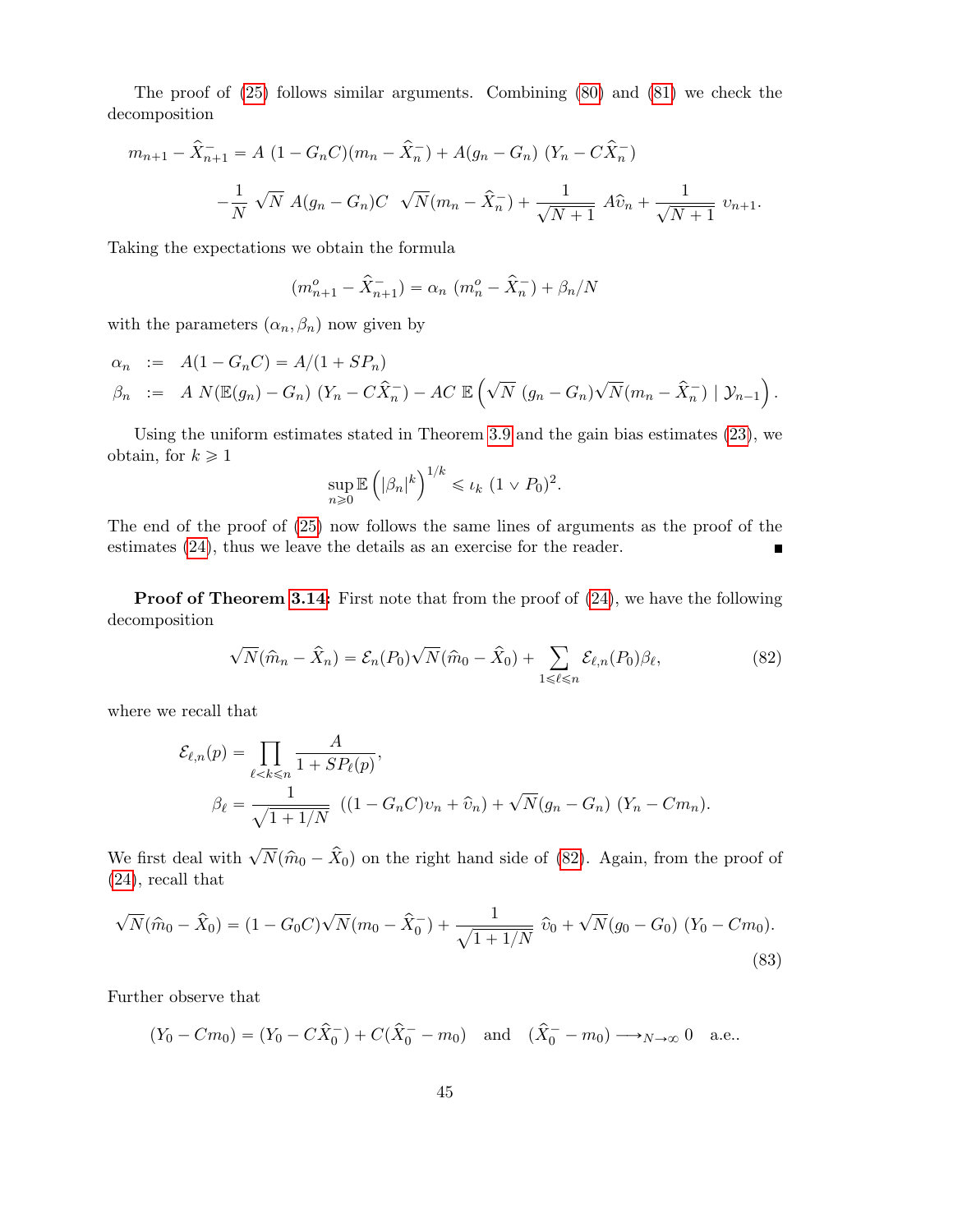The proof of (25) follows similar arguments. Combining (80) and (81) we check the decomposition

$$
\begin{aligned}
m_{n+1} - \widehat{X}_{n+1}^{-} &= A\ (1 - G_n C)(m_n - \widehat{X}_n^{-}) + A(g_n - G_n)\ (Y_n - C\widehat{X}_n^{-}) \\
&\quad - \frac{1}{N}\ \sqrt{N}\ A(g_n - G_n)C\ \ \sqrt{N}(m_n - \widehat{X}_n^{-}) + \frac{1}{\sqrt{N+1}}\ A\widehat{\upsilon}_n + \frac{1}{\sqrt{N+1}}\ \upsilon_{n+1}.
\end{aligned}
$$

Taking the expectations we obtain the formula

$$
(m_{n+1}^{o} - \widehat{X}_{n+1}^{-}) = \alpha_n\ (m_n^{o} - \widehat{X}_n^{-}) + \beta_n/N
$$

with the parameters $(\alpha_n, \beta_n)$ now given by

$$
\begin{aligned}
\alpha_n &:= A(1 - G_n C) = A/(1 + SP_n) \\
\beta_n &:= A\ N(\mathbb{E}(g_n) - G_n)\ (Y_n - C\widehat{X}_n^{-}) - AC\ \mathbb{E}\left(\sqrt{N}\ (g_n - G_n)\sqrt{N}(m_n - \widehat{X}_n^{-})\mid \mathcal{Y}_{n-1}\right).
\end{aligned}
$$

Using the uniform estimates stated in Theorem 3.9 and the gain bias estimates (23), we obtain, for $k \geqslant 1$

$$
\sup_{n \geqslant 0} \mathbb{E}\left(|\beta_n|^k\right)^{1/k} \leqslant \iota_k\ (1 \vee P_0)^2.
$$

The end of the proof of (25) now follows the same lines of arguments as the proof of the estimates (24), thus we leave the details as an exercise for the reader. ∎

**Proof of Theorem 3.14:** First note that from the proof of (24), we have the following decomposition

$$
\sqrt{N}(\widehat{m}_n - \widehat{X}_n) = \mathcal{E}_n(P_0)\sqrt{N}(\widehat{m}_0 - \widehat{X}_0) + \sum_{1 \leqslant \ell \leqslant n} \mathcal{E}_{\ell,n}(P_0)\beta_\ell, \tag{82}
$$

where we recall that

$$
\begin{aligned}
\mathcal{E}_{\ell,n}(p) &= \prod_{\ell < k \leqslant n} \frac{A}{1 + SP_\ell(p)}, \\
\beta_\ell &= \frac{1}{\sqrt{1 + 1/N}}\ ((1 - G_n C)\upsilon_n + \widehat{\upsilon}_n) + \sqrt{N}(g_n - G_n)\ (Y_n - Cm_n).
\end{aligned}
$$

We first deal with $\sqrt{N}(\widehat{m}_0 - \widehat{X}_0)$ on the right hand side of (82). Again, from the proof of (24), recall that

$$
\sqrt{N}(\widehat{m}_0 - \widehat{X}_0) = (1 - G_0 C)\sqrt{N}(m_0 - \widehat{X}_0^{-}) + \frac{1}{\sqrt{1 + 1/N}}\ \widehat{\upsilon}_0 + \sqrt{N}(g_0 - G_0)\ (Y_0 - Cm_0). \tag{83}
$$

Further observe that

$$
(Y_0 - Cm_0) = (Y_0 - C\widehat{X}_0^{-}) + C(\widehat{X}_0^{-} - m_0) \quad \text{and} \quad (\widehat{X}_0^{-} - m_0) \longrightarrow_{N \to \infty} 0 \quad \text{a.e..}
$$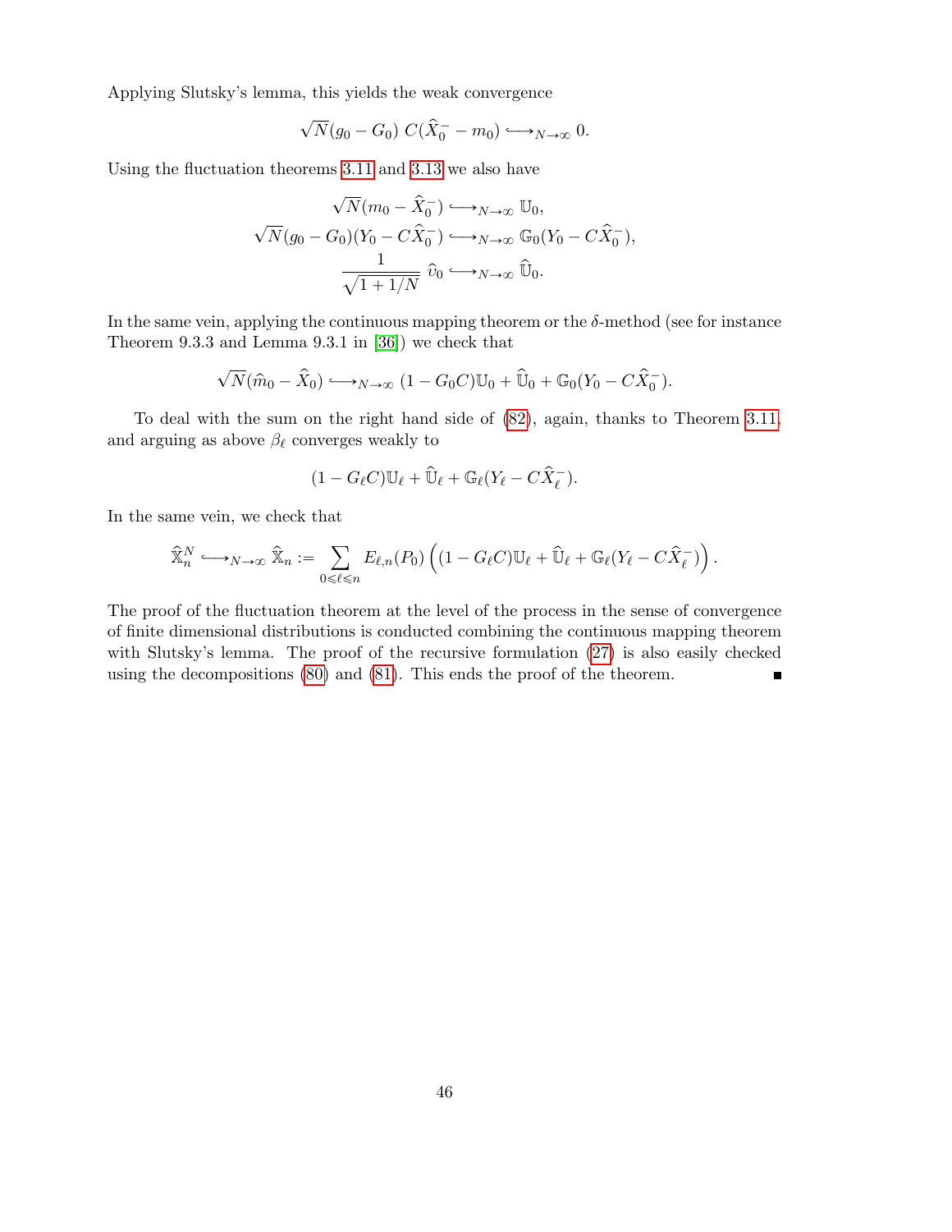Applying Slutsky's lemma, this yields the weak convergence

$$\sqrt{N}(g_0 - G_0)\; C(\widehat{X}_0^- - m_0) \longrightarrow_{N\to\infty} 0.$$

Using the fluctuation theorems 3.11 and 3.13 we also have

$$\sqrt{N}(m_0 - \widehat{X}_0^-) \longrightarrow_{N\to\infty} \mathbb{U}_0,$$
$$\sqrt{N}(g_0 - G_0)(Y_0 - C\widehat{X}_0^-) \longrightarrow_{N\to\infty} \mathbb{G}_0(Y_0 - C\widehat{X}_0^-),$$
$$\frac{1}{\sqrt{1+1/N}}\; \widehat{\upsilon}_0 \longrightarrow_{N\to\infty} \widehat{\mathbb{U}}_0.$$

In the same vein, applying the continuous mapping theorem or the $\delta$-method (see for instance Theorem 9.3.3 and Lemma 9.3.1 in [36]) we check that

$$\sqrt{N}(\widehat{m}_0 - \widehat{X}_0) \longrightarrow_{N\to\infty} (1 - G_0C)\mathbb{U}_0 + \widehat{\mathbb{U}}_0 + \mathbb{G}_0(Y_0 - C\widehat{X}_0^-).$$

To deal with the sum on the right hand side of (82), again, thanks to Theorem 3.11, and arguing as above $\beta_\ell$ converges weakly to

$$(1 - G_\ell C)\mathbb{U}_\ell + \widehat{\mathbb{U}}_\ell + \mathbb{G}_\ell(Y_\ell - C\widehat{X}_\ell^-).$$

In the same vein, we check that

$$\widehat{\mathbb{X}}_n^N \longrightarrow_{N\to\infty} \widehat{\mathbb{X}}_n := \sum_{0\leqslant \ell\leqslant n} E_{\ell,n}(P_0)\left((1 - G_\ell C)\mathbb{U}_\ell + \widehat{\mathbb{U}}_\ell + \mathbb{G}_\ell(Y_\ell - C\widehat{X}_\ell^-)\right).$$

The proof of the fluctuation theorem at the level of the process in the sense of convergence of finite dimensional distributions is conducted combining the continuous mapping theorem with Slutsky's lemma. The proof of the recursive formulation (27) is also easily checked using the decompositions (80) and (81). This ends the proof of the theorem. ∎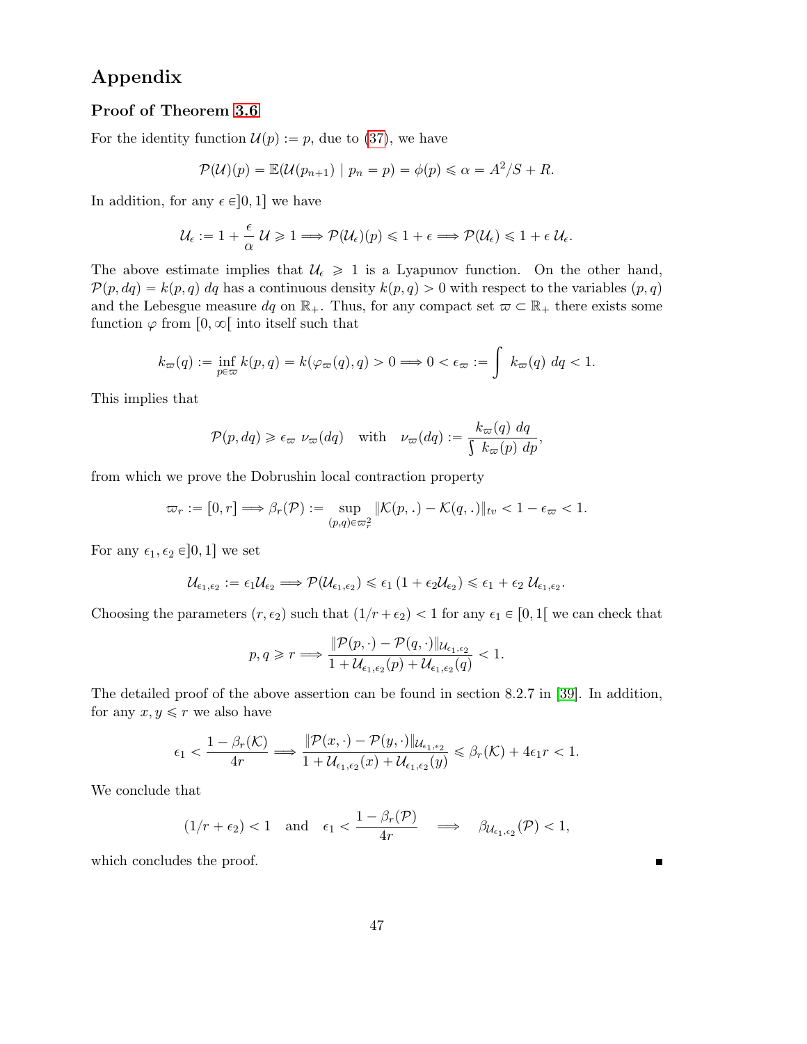# Appendix

## Proof of Theorem 3.6

For the identity function $\mathcal{U}(p) := p$, due to (37), we have

$$\mathcal{P}(\mathcal{U})(p) = \mathbb{E}(\mathcal{U}(p_{n+1}) \mid p_n = p) = \phi(p) \leqslant \alpha = A^2/S + R.$$

In addition, for any $\epsilon \in ]0,1]$ we have

$$\mathcal{U}_\epsilon := 1 + \frac{\epsilon}{\alpha}\,\mathcal{U} \geqslant 1 \Longrightarrow \mathcal{P}(\mathcal{U}_\epsilon)(p) \leqslant 1 + \epsilon \Longrightarrow \mathcal{P}(\mathcal{U}_\epsilon) \leqslant 1 + \epsilon\,\mathcal{U}_\epsilon.$$

The above estimate implies that $\mathcal{U}_\epsilon \geqslant 1$ is a Lyapunov function. On the other hand, $\mathcal{P}(p, dq) = k(p,q)\,dq$ has a continuous density $k(p,q) > 0$ with respect to the variables $(p,q)$ and the Lebesgue measure $dq$ on $\mathbb{R}_+$. Thus, for any compact set $\varpi \subset \mathbb{R}_+$ there exists some function $\varphi$ from $[0,\infty[$ into itself such that

$$k_\varpi(q) := \inf_{p\in\varpi} k(p,q) = k(\varphi_\varpi(q), q) > 0 \Longrightarrow 0 < \epsilon_\varpi := \int\, k_\varpi(q)\; dq < 1.$$

This implies that

$$\mathcal{P}(p, dq) \geqslant \epsilon_\varpi\;\nu_\varpi(dq) \quad \text{with} \quad \nu_\varpi(dq) := \frac{k_\varpi(q)\; dq}{\int\, k_\varpi(p)\; dp},$$

from which we prove the Dobrushin local contraction property

$$\varpi_r := [0,r] \Longrightarrow \beta_r(\mathcal{P}) := \sup_{(p,q)\in\varpi_r^2} \|\mathcal{K}(p,.) - \mathcal{K}(q,.)\|_{tv} < 1 - \epsilon_\varpi < 1.$$

For any $\epsilon_1, \epsilon_2 \in ]0,1]$ we set

$$\mathcal{U}_{\epsilon_1,\epsilon_2} := \epsilon_1 \mathcal{U}_{\epsilon_2} \Longrightarrow \mathcal{P}(\mathcal{U}_{\epsilon_1,\epsilon_2}) \leqslant \epsilon_1\,(1 + \epsilon_2 \mathcal{U}_{\epsilon_2}) \leqslant \epsilon_1 + \epsilon_2\,\mathcal{U}_{\epsilon_1,\epsilon_2}.$$

Choosing the parameters $(r, \epsilon_2)$ such that $(1/r + \epsilon_2) < 1$ for any $\epsilon_1 \in [0,1[$ we can check that

$$p, q \geqslant r \Longrightarrow \frac{\|\mathcal{P}(p,\cdot) - \mathcal{P}(q,\cdot)\|_{\mathcal{U}_{\epsilon_1,\epsilon_2}}}{1 + \mathcal{U}_{\epsilon_1,\epsilon_2}(p) + \mathcal{U}_{\epsilon_1,\epsilon_2}(q)} < 1.$$

The detailed proof of the above assertion can be found in section 8.2.7 in [39]. In addition, for any $x, y \leqslant r$ we also have

$$\epsilon_1 < \frac{1 - \beta_r(\mathcal{K})}{4r} \Longrightarrow \frac{\|\mathcal{P}(x,\cdot) - \mathcal{P}(y,\cdot)\|_{\mathcal{U}_{\epsilon_1,\epsilon_2}}}{1 + \mathcal{U}_{\epsilon_1,\epsilon_2}(x) + \mathcal{U}_{\epsilon_1,\epsilon_2}(y)} \leqslant \beta_r(\mathcal{K}) + 4\epsilon_1 r < 1.$$

We conclude that

$$(1/r + \epsilon_2) < 1 \quad \text{and} \quad \epsilon_1 < \frac{1 - \beta_r(\mathcal{P})}{4r} \quad \Longrightarrow \quad \beta_{\mathcal{U}_{\epsilon_1,\epsilon_2}}(\mathcal{P}) < 1,$$

which concludes the proof. ■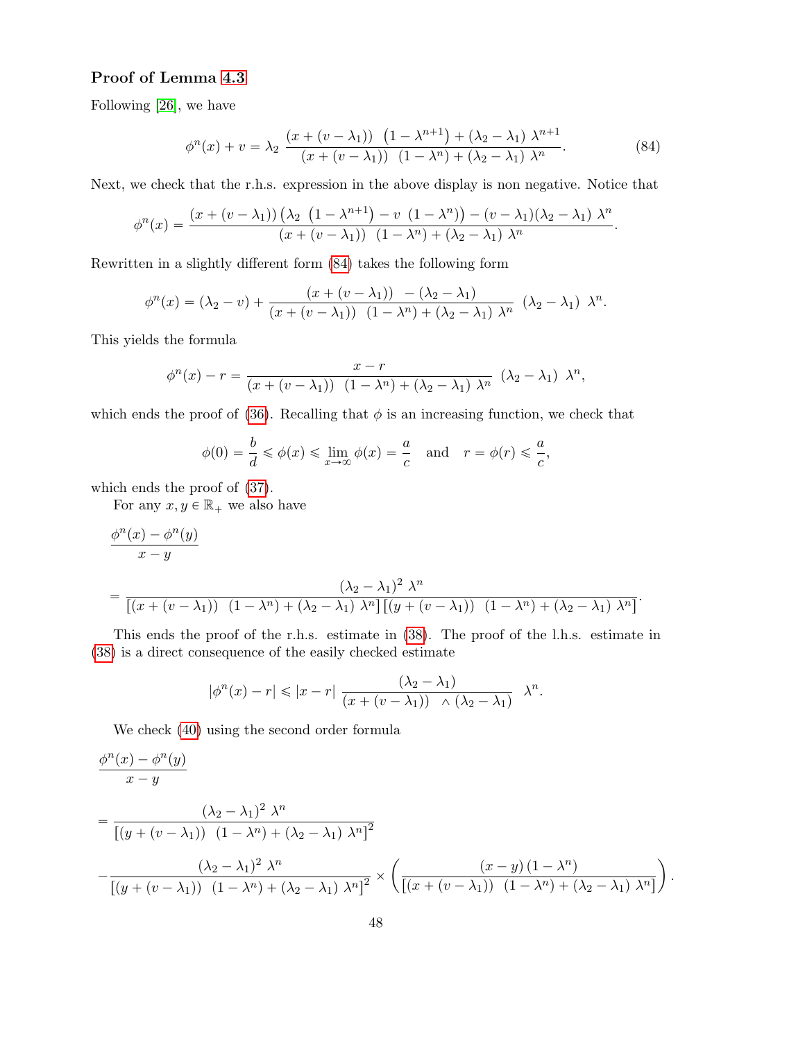### Proof of Lemma 4.3

Following [26], we have

$$\phi^n(x) + v = \lambda_2 \; \frac{(x + (v - \lambda_1)) \; \left(1 - \lambda^{n+1}\right) + (\lambda_2 - \lambda_1) \; \lambda^{n+1}}{(x + (v - \lambda_1)) \; (1 - \lambda^n) + (\lambda_2 - \lambda_1) \; \lambda^n}. \tag{84}$$

Next, we check that the r.h.s. expression in the above display is non negative. Notice that

$$\phi^n(x) = \frac{(x + (v - \lambda_1)) \left(\lambda_2 \; \left(1 - \lambda^{n+1}\right) - v \; (1 - \lambda^n)\right) - (v - \lambda_1)(\lambda_2 - \lambda_1) \; \lambda^n}{(x + (v - \lambda_1)) \; (1 - \lambda^n) + (\lambda_2 - \lambda_1) \; \lambda^n}.$$

Rewritten in a slightly different form (84) takes the following form

$$\phi^n(x) = (\lambda_2 - v) + \frac{(x + (v - \lambda_1)) \; - (\lambda_2 - \lambda_1)}{(x + (v - \lambda_1)) \; (1 - \lambda^n) + (\lambda_2 - \lambda_1) \; \lambda^n} \; (\lambda_2 - \lambda_1) \; \lambda^n.$$

This yields the formula

$$\phi^n(x) - r = \frac{x - r}{(x + (v - \lambda_1)) \; (1 - \lambda^n) + (\lambda_2 - \lambda_1) \; \lambda^n} \; (\lambda_2 - \lambda_1) \; \lambda^n,$$

which ends the proof of (36). Recalling that $\phi$ is an increasing function, we check that

$$\phi(0) = \frac{b}{d} \leqslant \phi(x) \leqslant \lim_{x \to \infty} \phi(x) = \frac{a}{c} \quad \text{and} \quad r = \phi(r) \leqslant \frac{a}{c},$$

which ends the proof of (37).

For any $x, y \in \mathbb{R}_+$ we also have

$$\frac{\phi^n(x) - \phi^n(y)}{x - y}$$

$$= \frac{(\lambda_2 - \lambda_1)^2 \; \lambda^n}{\left[(x + (v - \lambda_1)) \; (1 - \lambda^n) + (\lambda_2 - \lambda_1) \; \lambda^n\right]\left[(y + (v - \lambda_1)) \; (1 - \lambda^n) + (\lambda_2 - \lambda_1) \; \lambda^n\right]}.$$

This ends the proof of the r.h.s. estimate in (38). The proof of the l.h.s. estimate in (38) is a direct consequence of the easily checked estimate

$$|\phi^n(x) - r| \leqslant |x - r| \; \frac{(\lambda_2 - \lambda_1)}{(x + (v - \lambda_1)) \; \wedge (\lambda_2 - \lambda_1)} \; \lambda^n.$$

We check (40) using the second order formula

$$\frac{\phi^n(x) - \phi^n(y)}{x - y}$$

$$= \frac{(\lambda_2 - \lambda_1)^2 \; \lambda^n}{\left[(y + (v - \lambda_1)) \; (1 - \lambda^n) + (\lambda_2 - \lambda_1) \; \lambda^n\right]^2}$$

$$- \frac{(\lambda_2 - \lambda_1)^2 \; \lambda^n}{\left[(y + (v - \lambda_1)) \; (1 - \lambda^n) + (\lambda_2 - \lambda_1) \; \lambda^n\right]^2} \times \left(\frac{(x - y) \, (1 - \lambda^n)}{\left[(x + (v - \lambda_1)) \; (1 - \lambda^n) + (\lambda_2 - \lambda_1) \; \lambda^n\right]}\right).$$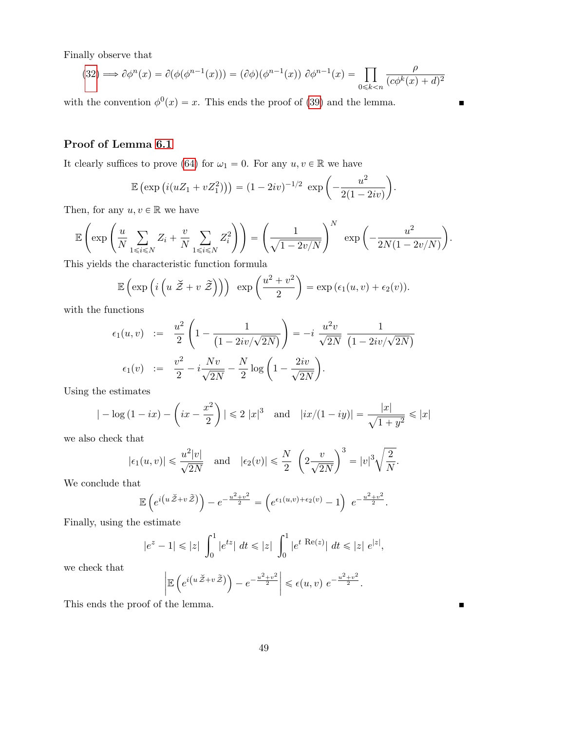Finally observe that

$$(32) \Longrightarrow \partial\phi^n(x) = \partial(\phi(\phi^{n-1}(x))) = (\partial\phi)(\phi^{n-1}(x))\ \partial\phi^{n-1}(x) = \prod_{0\leqslant k<n} \frac{\rho}{(c\phi^k(x)+d)^2}$$

with the convention $\phi^0(x) = x$. This ends the proof of (39) and the lemma. ∎

### Proof of Lemma 6.1

It clearly suffices to prove (64) for $\omega_1 = 0$. For any $u, v \in \mathbb{R}$ we have

$$\mathbb{E}\left(\exp\left(i(uZ_1 + vZ_1^2)\right)\right) = (1-2iv)^{-1/2}\ \exp\left(-\frac{u^2}{2(1-2iv)}\right).$$

Then, for any $u, v \in \mathbb{R}$ we have

$$\mathbb{E}\left(\exp\left(\frac{u}{N}\sum_{1\leqslant i\leqslant N} Z_i + \frac{v}{N}\sum_{1\leqslant i\leqslant N} Z_i^2\right)\right) = \left(\frac{1}{\sqrt{1-2v/N}}\right)^N\ \exp\left(-\frac{u^2}{2N(1-2v/N)}\right).$$

This yields the characteristic function formula

$$\mathbb{E}\left(\exp\left(i\left(u\ \breve{\mathcal{Z}} + v\ \widetilde{\mathcal{Z}}\right)\right)\right)\ \exp\left(\frac{u^2+v^2}{2}\right) = \exp\left(\epsilon_1(u,v) + \epsilon_2(v)\right).$$

with the functions

$$\begin{aligned}
\epsilon_1(u,v) &:= \frac{u^2}{2}\left(1 - \frac{1}{(1-2iv/\sqrt{2N})}\right) = -i\ \frac{u^2 v}{\sqrt{2N}}\ \frac{1}{(1-2iv/\sqrt{2N})} \\
\epsilon_1(v) &:= \frac{v^2}{2} - i\frac{Nv}{\sqrt{2N}} - \frac{N}{2}\log\left(1 - \frac{2iv}{\sqrt{2N}}\right).
\end{aligned}$$

Using the estimates

$$|-\log(1-ix) - \left(ix - \frac{x^2}{2}\right)| \leqslant 2\ |x|^3 \quad \text{and} \quad |ix/(1-iy)| = \frac{|x|}{\sqrt{1+y^2}} \leqslant |x|$$

we also check that

$$|\epsilon_1(u,v)| \leqslant \frac{u^2|v|}{\sqrt{2N}} \quad \text{and} \quad |\epsilon_2(v)| \leqslant \frac{N}{2}\ \left(2\frac{v}{\sqrt{2N}}\right)^3 = |v|^3\sqrt{\frac{2}{N}}.$$

We conclude that

$$\mathbb{E}\left(e^{i\left(u\,\breve{\mathcal{Z}} + v\,\widetilde{\mathcal{Z}}\right)}\right) - e^{-\frac{u^2+v^2}{2}} = \left(e^{\epsilon_1(u,v)+\epsilon_2(v)} - 1\right)\ e^{-\frac{u^2+v^2}{2}}.$$

Finally, using the estimate

$$|e^z - 1| \leqslant |z|\ \int_0^1 |e^{tz}|\ dt \leqslant |z|\ \int_0^1 |e^{t\ \mathrm{Re}(z)}|\ dt \leqslant |z|\ e^{|z|},$$

we check that

$$\left|\mathbb{E}\left(e^{i\left(u\,\breve{\mathcal{Z}} + v\,\widetilde{\mathcal{Z}}\right)}\right) - e^{-\frac{u^2+v^2}{2}}\right| \leqslant \epsilon(u,v)\ e^{-\frac{u^2+v^2}{2}}.$$

This ends the proof of the lemma. ∎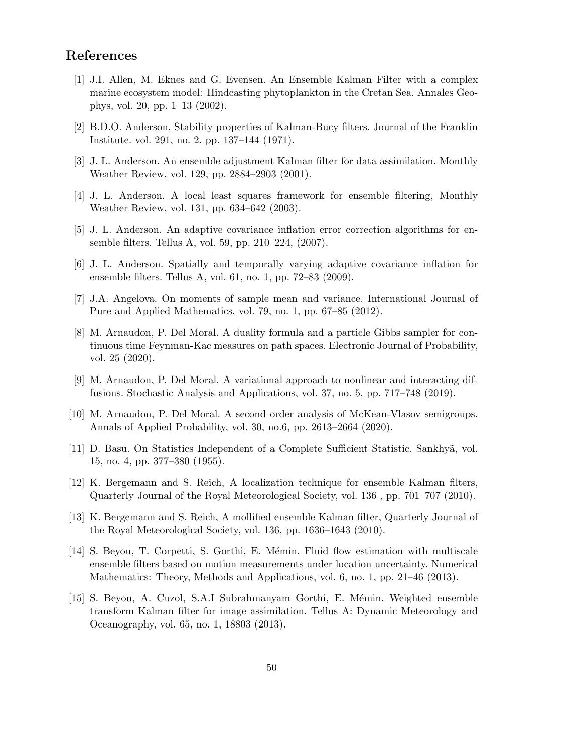## References

[1] J.I. Allen, M. Eknes and G. Evensen. An Ensemble Kalman Filter with a complex marine ecosystem model: Hindcasting phytoplankton in the Cretan Sea. Annales Geophys, vol. 20, pp. 1–13 (2002).

[2] B.D.O. Anderson. Stability properties of Kalman-Bucy filters. Journal of the Franklin Institute. vol. 291, no. 2. pp. 137–144 (1971).

[3] J. L. Anderson. An ensemble adjustment Kalman filter for data assimilation. Monthly Weather Review, vol. 129, pp. 2884–2903 (2001).

[4] J. L. Anderson. A local least squares framework for ensemble filtering, Monthly Weather Review, vol. 131, pp. 634–642 (2003).

[5] J. L. Anderson. An adaptive covariance inflation error correction algorithms for ensemble filters. Tellus A, vol. 59, pp. 210–224, (2007).

[6] J. L. Anderson. Spatially and temporally varying adaptive covariance inflation for ensemble filters. Tellus A, vol. 61, no. 1, pp. 72–83 (2009).

[7] J.A. Angelova. On moments of sample mean and variance. International Journal of Pure and Applied Mathematics, vol. 79, no. 1, pp. 67–85 (2012).

[8] M. Arnaudon, P. Del Moral. A duality formula and a particle Gibbs sampler for continuous time Feynman-Kac measures on path spaces. Electronic Journal of Probability, vol. 25 (2020).

[9] M. Arnaudon, P. Del Moral. A variational approach to nonlinear and interacting diffusions. Stochastic Analysis and Applications, vol. 37, no. 5, pp. 717–748 (2019).

[10] M. Arnaudon, P. Del Moral. A second order analysis of McKean-Vlasov semigroups. Annals of Applied Probability, vol. 30, no.6, pp. 2613–2664 (2020).

[11] D. Basu. On Statistics Independent of a Complete Sufficient Statistic. Sankhyã, vol. 15, no. 4, pp. 377–380 (1955).

[12] K. Bergemann and S. Reich, A localization technique for ensemble Kalman filters, Quarterly Journal of the Royal Meteorological Society, vol. 136 , pp. 701–707 (2010).

[13] K. Bergemann and S. Reich, A mollified ensemble Kalman filter, Quarterly Journal of the Royal Meteorological Society, vol. 136, pp. 1636–1643 (2010).

[14] S. Beyou, T. Corpetti, S. Gorthi, E. Mémin. Fluid flow estimation with multiscale ensemble filters based on motion measurements under location uncertainty. Numerical Mathematics: Theory, Methods and Applications, vol. 6, no. 1, pp. 21–46 (2013).

[15] S. Beyou, A. Cuzol, S.A.I Subrahmanyam Gorthi, E. Mémin. Weighted ensemble transform Kalman filter for image assimilation. Tellus A: Dynamic Meteorology and Oceanography, vol. 65, no. 1, 18803 (2013).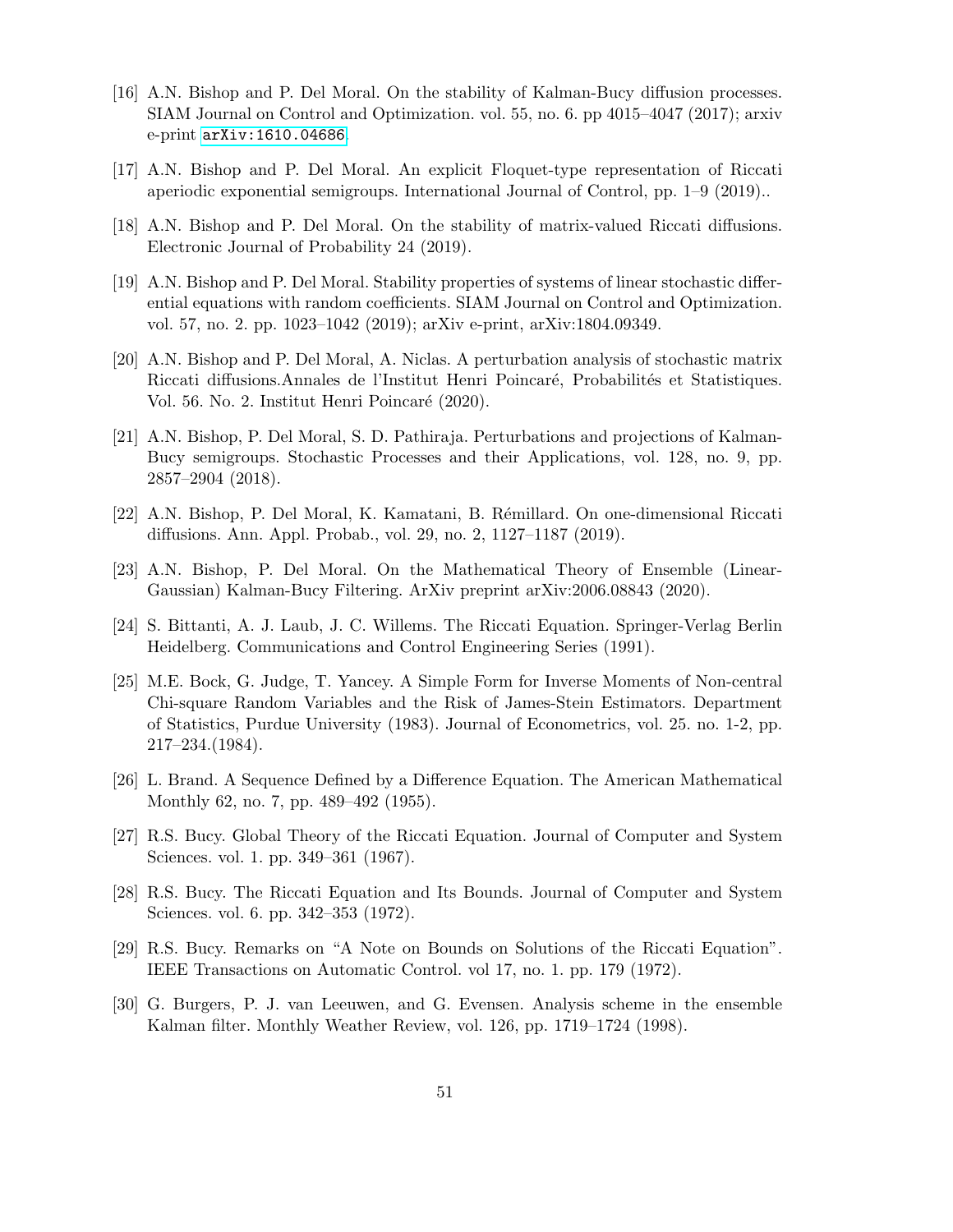[16] A.N. Bishop and P. Del Moral. On the stability of Kalman-Bucy diffusion processes. SIAM Journal on Control and Optimization. vol. 55, no. 6. pp 4015–4047 (2017); arxiv e-print arXiv:1610.04686.

[17] A.N. Bishop and P. Del Moral. An explicit Floquet-type representation of Riccati aperiodic exponential semigroups. International Journal of Control, pp. 1–9 (2019)..

[18] A.N. Bishop and P. Del Moral. On the stability of matrix-valued Riccati diffusions. Electronic Journal of Probability 24 (2019).

[19] A.N. Bishop and P. Del Moral. Stability properties of systems of linear stochastic differential equations with random coefficients. SIAM Journal on Control and Optimization. vol. 57, no. 2. pp. 1023–1042 (2019); arXiv e-print, arXiv:1804.09349.

[20] A.N. Bishop and P. Del Moral, A. Niclas. A perturbation analysis of stochastic matrix Riccati diffusions.Annales de l'Institut Henri Poincaré, Probabilités et Statistiques. Vol. 56. No. 2. Institut Henri Poincaré (2020).

[21] A.N. Bishop, P. Del Moral, S. D. Pathiraja. Perturbations and projections of Kalman-Bucy semigroups. Stochastic Processes and their Applications, vol. 128, no. 9, pp. 2857–2904 (2018).

[22] A.N. Bishop, P. Del Moral, K. Kamatani, B. Rémillard. On one-dimensional Riccati diffusions. Ann. Appl. Probab., vol. 29, no. 2, 1127–1187 (2019).

[23] A.N. Bishop, P. Del Moral. On the Mathematical Theory of Ensemble (Linear-Gaussian) Kalman-Bucy Filtering. ArXiv preprint arXiv:2006.08843 (2020).

[24] S. Bittanti, A. J. Laub, J. C. Willems. The Riccati Equation. Springer-Verlag Berlin Heidelberg. Communications and Control Engineering Series (1991).

[25] M.E. Bock, G. Judge, T. Yancey. A Simple Form for Inverse Moments of Non-central Chi-square Random Variables and the Risk of James-Stein Estimators. Department of Statistics, Purdue University (1983). Journal of Econometrics, vol. 25. no. 1-2, pp. 217–234.(1984).

[26] L. Brand. A Sequence Defined by a Difference Equation. The American Mathematical Monthly 62, no. 7, pp. 489–492 (1955).

[27] R.S. Bucy. Global Theory of the Riccati Equation. Journal of Computer and System Sciences. vol. 1. pp. 349–361 (1967).

[28] R.S. Bucy. The Riccati Equation and Its Bounds. Journal of Computer and System Sciences. vol. 6. pp. 342–353 (1972).

[29] R.S. Bucy. Remarks on "A Note on Bounds on Solutions of the Riccati Equation". IEEE Transactions on Automatic Control. vol 17, no. 1. pp. 179 (1972).

[30] G. Burgers, P. J. van Leeuwen, and G. Evensen. Analysis scheme in the ensemble Kalman filter. Monthly Weather Review, vol. 126, pp. 1719–1724 (1998).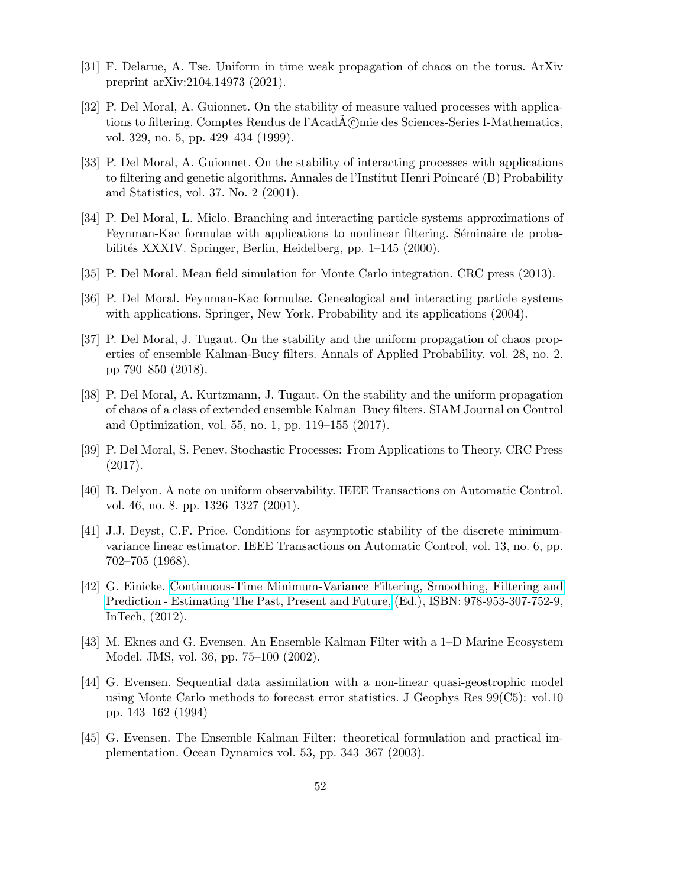[31] F. Delarue, A. Tse. Uniform in time weak propagation of chaos on the torus. ArXiv preprint arXiv:2104.14973 (2021).

[32] P. Del Moral, A. Guionnet. On the stability of measure valued processes with applications to filtering. Comptes Rendus de l'AcadÃ©mie des Sciences-Series I-Mathematics, vol. 329, no. 5, pp. 429–434 (1999).

[33] P. Del Moral, A. Guionnet. On the stability of interacting processes with applications to filtering and genetic algorithms. Annales de l'Institut Henri Poincaré (B) Probability and Statistics, vol. 37. No. 2 (2001).

[34] P. Del Moral, L. Miclo. Branching and interacting particle systems approximations of Feynman-Kac formulae with applications to nonlinear filtering. Séminaire de probabilités XXXIV. Springer, Berlin, Heidelberg, pp. 1–145 (2000).

[35] P. Del Moral. Mean field simulation for Monte Carlo integration. CRC press (2013).

[36] P. Del Moral. Feynman-Kac formulae. Genealogical and interacting particle systems with applications. Springer, New York. Probability and its applications (2004).

[37] P. Del Moral, J. Tugaut. On the stability and the uniform propagation of chaos properties of ensemble Kalman-Bucy filters. Annals of Applied Probability. vol. 28, no. 2. pp 790–850 (2018).

[38] P. Del Moral, A. Kurtzmann, J. Tugaut. On the stability and the uniform propagation of chaos of a class of extended ensemble Kalman–Bucy filters. SIAM Journal on Control and Optimization, vol. 55, no. 1, pp. 119–155 (2017).

[39] P. Del Moral, S. Penev. Stochastic Processes: From Applications to Theory. CRC Press (2017).

[40] B. Delyon. A note on uniform observability. IEEE Transactions on Automatic Control. vol. 46, no. 8. pp. 1326–1327 (2001).

[41] J.J. Deyst, C.F. Price. Conditions for asymptotic stability of the discrete minimum-variance linear estimator. IEEE Transactions on Automatic Control, vol. 13, no. 6, pp. 702–705 (1968).

[42] G. Einicke. Continuous-Time Minimum-Variance Filtering, Smoothing, Filtering and Prediction - Estimating The Past, Present and Future, (Ed.), ISBN: 978-953-307-752-9, InTech, (2012).

[43] M. Eknes and G. Evensen. An Ensemble Kalman Filter with a 1–D Marine Ecosystem Model. JMS, vol. 36, pp. 75–100 (2002).

[44] G. Evensen. Sequential data assimilation with a non-linear quasi-geostrophic model using Monte Carlo methods to forecast error statistics. J Geophys Res 99(C5): vol.10 pp. 143–162 (1994)

[45] G. Evensen. The Ensemble Kalman Filter: theoretical formulation and practical implementation. Ocean Dynamics vol. 53, pp. 343–367 (2003).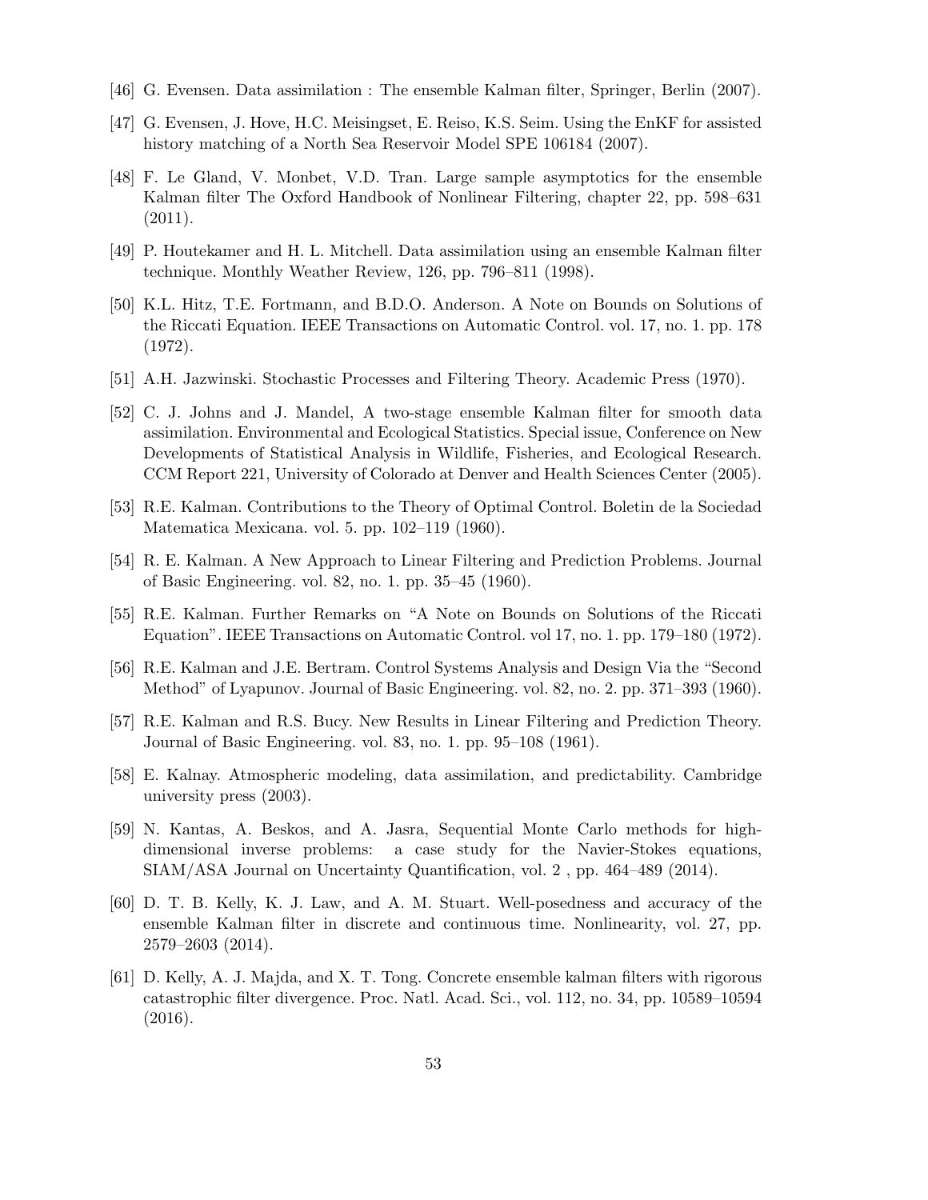[46] G. Evensen. Data assimilation : The ensemble Kalman filter, Springer, Berlin (2007).

[47] G. Evensen, J. Hove, H.C. Meisingset, E. Reiso, K.S. Seim. Using the EnKF for assisted history matching of a North Sea Reservoir Model SPE 106184 (2007).

[48] F. Le Gland, V. Monbet, V.D. Tran. Large sample asymptotics for the ensemble Kalman filter The Oxford Handbook of Nonlinear Filtering, chapter 22, pp. 598–631 (2011).

[49] P. Houtekamer and H. L. Mitchell. Data assimilation using an ensemble Kalman filter technique. Monthly Weather Review, 126, pp. 796–811 (1998).

[50] K.L. Hitz, T.E. Fortmann, and B.D.O. Anderson. A Note on Bounds on Solutions of the Riccati Equation. IEEE Transactions on Automatic Control. vol. 17, no. 1. pp. 178 (1972).

[51] A.H. Jazwinski. Stochastic Processes and Filtering Theory. Academic Press (1970).

[52] C. J. Johns and J. Mandel, A two-stage ensemble Kalman filter for smooth data assimilation. Environmental and Ecological Statistics. Special issue, Conference on New Developments of Statistical Analysis in Wildlife, Fisheries, and Ecological Research. CCM Report 221, University of Colorado at Denver and Health Sciences Center (2005).

[53] R.E. Kalman. Contributions to the Theory of Optimal Control. Boletin de la Sociedad Matematica Mexicana. vol. 5. pp. 102–119 (1960).

[54] R. E. Kalman. A New Approach to Linear Filtering and Prediction Problems. Journal of Basic Engineering. vol. 82, no. 1. pp. 35–45 (1960).

[55] R.E. Kalman. Further Remarks on "A Note on Bounds on Solutions of the Riccati Equation". IEEE Transactions on Automatic Control. vol 17, no. 1. pp. 179–180 (1972).

[56] R.E. Kalman and J.E. Bertram. Control Systems Analysis and Design Via the "Second Method" of Lyapunov. Journal of Basic Engineering. vol. 82, no. 2. pp. 371–393 (1960).

[57] R.E. Kalman and R.S. Bucy. New Results in Linear Filtering and Prediction Theory. Journal of Basic Engineering. vol. 83, no. 1. pp. 95–108 (1961).

[58] E. Kalnay. Atmospheric modeling, data assimilation, and predictability. Cambridge university press (2003).

[59] N. Kantas, A. Beskos, and A. Jasra, Sequential Monte Carlo methods for high-dimensional inverse problems: a case study for the Navier-Stokes equations, SIAM/ASA Journal on Uncertainty Quantification, vol. 2 , pp. 464–489 (2014).

[60] D. T. B. Kelly, K. J. Law, and A. M. Stuart. Well-posedness and accuracy of the ensemble Kalman filter in discrete and continuous time. Nonlinearity, vol. 27, pp. 2579–2603 (2014).

[61] D. Kelly, A. J. Majda, and X. T. Tong. Concrete ensemble kalman filters with rigorous catastrophic filter divergence. Proc. Natl. Acad. Sci., vol. 112, no. 34, pp. 10589–10594 (2016).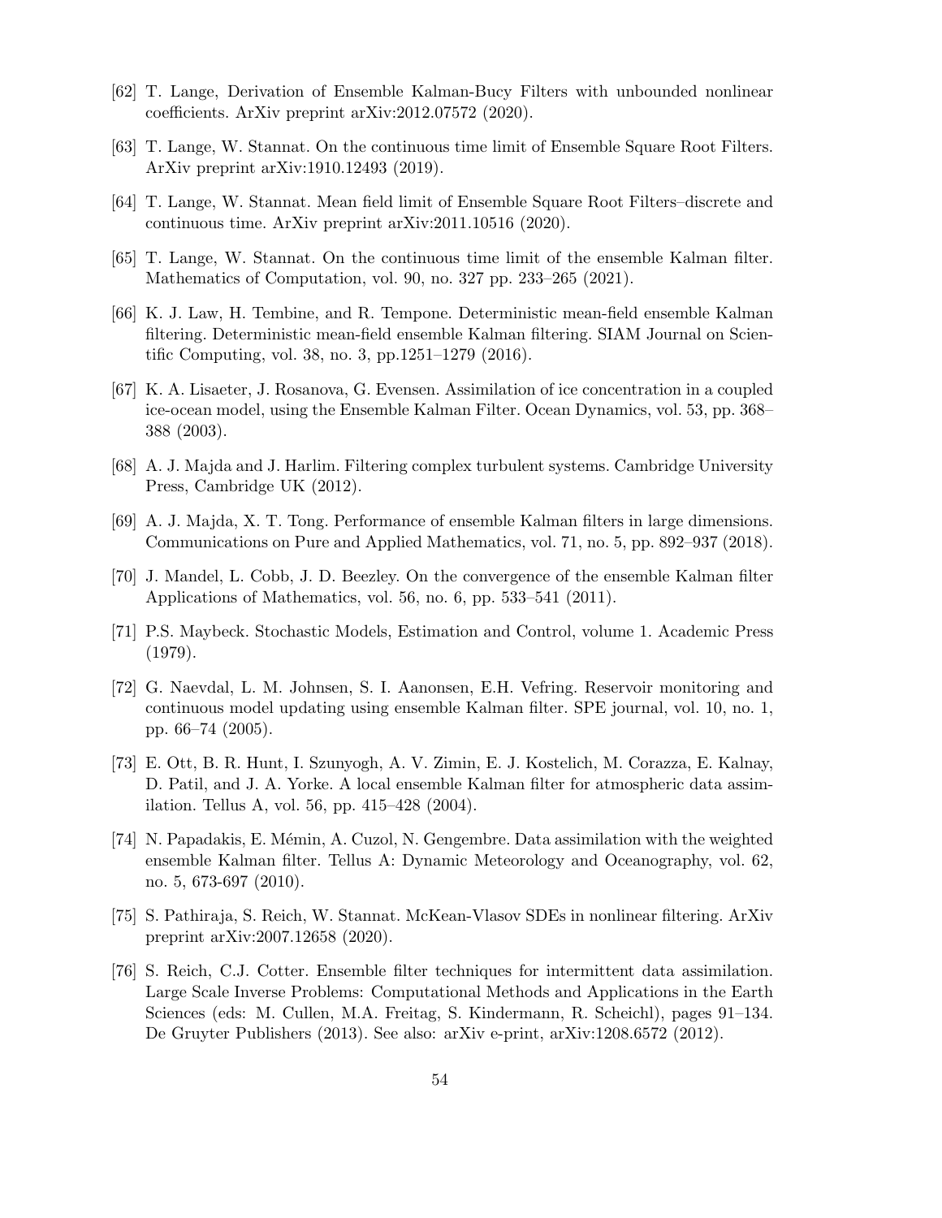[62] T. Lange, Derivation of Ensemble Kalman-Bucy Filters with unbounded nonlinear coefficients. ArXiv preprint arXiv:2012.07572 (2020).

[63] T. Lange, W. Stannat. On the continuous time limit of Ensemble Square Root Filters. ArXiv preprint arXiv:1910.12493 (2019).

[64] T. Lange, W. Stannat. Mean field limit of Ensemble Square Root Filters–discrete and continuous time. ArXiv preprint arXiv:2011.10516 (2020).

[65] T. Lange, W. Stannat. On the continuous time limit of the ensemble Kalman filter. Mathematics of Computation, vol. 90, no. 327 pp. 233–265 (2021).

[66] K. J. Law, H. Tembine, and R. Tempone. Deterministic mean-field ensemble Kalman filtering. Deterministic mean-field ensemble Kalman filtering. SIAM Journal on Scientific Computing, vol. 38, no. 3, pp.1251–1279 (2016).

[67] K. A. Lisaeter, J. Rosanova, G. Evensen. Assimilation of ice concentration in a coupled ice-ocean model, using the Ensemble Kalman Filter. Ocean Dynamics, vol. 53, pp. 368–388 (2003).

[68] A. J. Majda and J. Harlim. Filtering complex turbulent systems. Cambridge University Press, Cambridge UK (2012).

[69] A. J. Majda, X. T. Tong. Performance of ensemble Kalman filters in large dimensions. Communications on Pure and Applied Mathematics, vol. 71, no. 5, pp. 892–937 (2018).

[70] J. Mandel, L. Cobb, J. D. Beezley. On the convergence of the ensemble Kalman filter Applications of Mathematics, vol. 56, no. 6, pp. 533–541 (2011).

[71] P.S. Maybeck. Stochastic Models, Estimation and Control, volume 1. Academic Press (1979).

[72] G. Naevdal, L. M. Johnsen, S. I. Aanonsen, E.H. Vefring. Reservoir monitoring and continuous model updating using ensemble Kalman filter. SPE journal, vol. 10, no. 1, pp. 66–74 (2005).

[73] E. Ott, B. R. Hunt, I. Szunyogh, A. V. Zimin, E. J. Kostelich, M. Corazza, E. Kalnay, D. Patil, and J. A. Yorke. A local ensemble Kalman filter for atmospheric data assimilation. Tellus A, vol. 56, pp. 415–428 (2004).

[74] N. Papadakis, E. Mémin, A. Cuzol, N. Gengembre. Data assimilation with the weighted ensemble Kalman filter. Tellus A: Dynamic Meteorology and Oceanography, vol. 62, no. 5, 673-697 (2010).

[75] S. Pathiraja, S. Reich, W. Stannat. McKean-Vlasov SDEs in nonlinear filtering. ArXiv preprint arXiv:2007.12658 (2020).

[76] S. Reich, C.J. Cotter. Ensemble filter techniques for intermittent data assimilation. Large Scale Inverse Problems: Computational Methods and Applications in the Earth Sciences (eds: M. Cullen, M.A. Freitag, S. Kindermann, R. Scheichl), pages 91–134. De Gruyter Publishers (2013). See also: arXiv e-print, arXiv:1208.6572 (2012).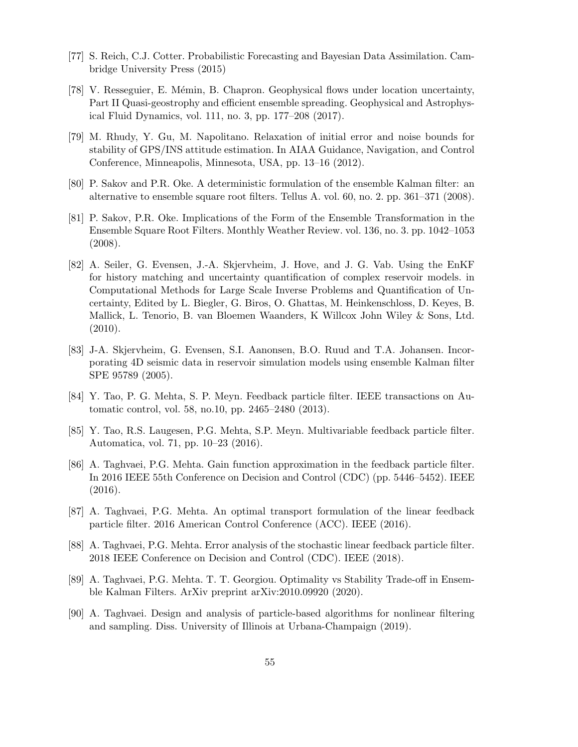[77] S. Reich, C.J. Cotter. Probabilistic Forecasting and Bayesian Data Assimilation. Cambridge University Press (2015)

[78] V. Resseguier, E. Mémin, B. Chapron. Geophysical flows under location uncertainty, Part II Quasi-geostrophy and efficient ensemble spreading. Geophysical and Astrophysical Fluid Dynamics, vol. 111, no. 3, pp. 177–208 (2017).

[79] M. Rhudy, Y. Gu, M. Napolitano. Relaxation of initial error and noise bounds for stability of GPS/INS attitude estimation. In AIAA Guidance, Navigation, and Control Conference, Minneapolis, Minnesota, USA, pp. 13–16 (2012).

[80] P. Sakov and P.R. Oke. A deterministic formulation of the ensemble Kalman filter: an alternative to ensemble square root filters. Tellus A. vol. 60, no. 2. pp. 361–371 (2008).

[81] P. Sakov, P.R. Oke. Implications of the Form of the Ensemble Transformation in the Ensemble Square Root Filters. Monthly Weather Review. vol. 136, no. 3. pp. 1042–1053 (2008).

[82] A. Seiler, G. Evensen, J.-A. Skjervheim, J. Hove, and J. G. Vab. Using the EnKF for history matching and uncertainty quantification of complex reservoir models. in Computational Methods for Large Scale Inverse Problems and Quantification of Uncertainty, Edited by L. Biegler, G. Biros, O. Ghattas, M. Heinkenschloss, D. Keyes, B. Mallick, L. Tenorio, B. van Bloemen Waanders, K Willcox John Wiley & Sons, Ltd. (2010).

[83] J-A. Skjervheim, G. Evensen, S.I. Aanonsen, B.O. Ruud and T.A. Johansen. Incorporating 4D seismic data in reservoir simulation models using ensemble Kalman filter SPE 95789 (2005).

[84] Y. Tao, P. G. Mehta, S. P. Meyn. Feedback particle filter. IEEE transactions on Automatic control, vol. 58, no.10, pp. 2465–2480 (2013).

[85] Y. Tao, R.S. Laugesen, P.G. Mehta, S.P. Meyn. Multivariable feedback particle filter. Automatica, vol. 71, pp. 10–23 (2016).

[86] A. Taghvaei, P.G. Mehta. Gain function approximation in the feedback particle filter. In 2016 IEEE 55th Conference on Decision and Control (CDC) (pp. 5446–5452). IEEE (2016).

[87] A. Taghvaei, P.G. Mehta. An optimal transport formulation of the linear feedback particle filter. 2016 American Control Conference (ACC). IEEE (2016).

[88] A. Taghvaei, P.G. Mehta. Error analysis of the stochastic linear feedback particle filter. 2018 IEEE Conference on Decision and Control (CDC). IEEE (2018).

[89] A. Taghvaei, P.G. Mehta. T. T. Georgiou. Optimality vs Stability Trade-off in Ensemble Kalman Filters. ArXiv preprint arXiv:2010.09920 (2020).

[90] A. Taghvaei. Design and analysis of particle-based algorithms for nonlinear filtering and sampling. Diss. University of Illinois at Urbana-Champaign (2019).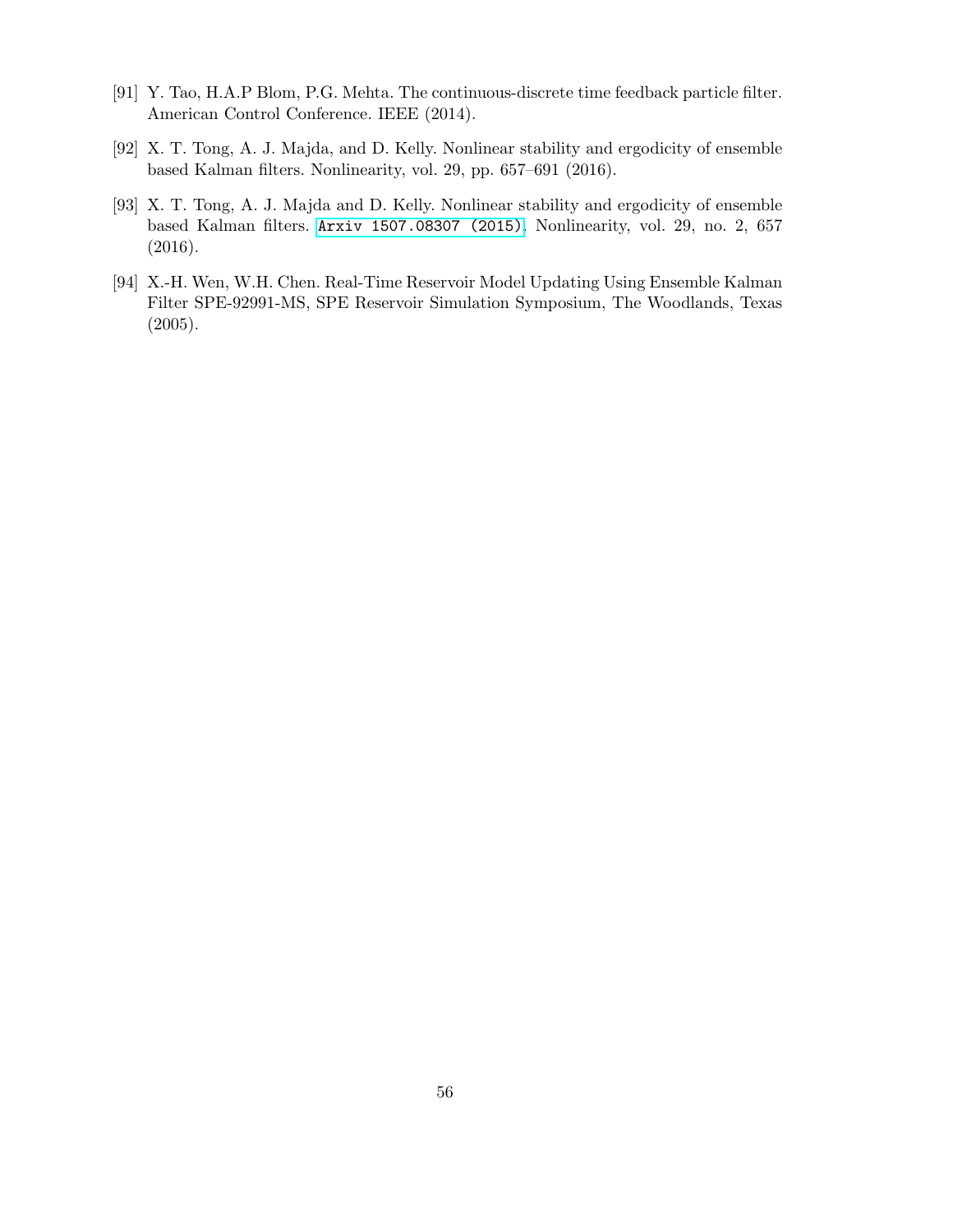[91] Y. Tao, H.A.P Blom, P.G. Mehta. The continuous-discrete time feedback particle filter. American Control Conference. IEEE (2014).

[92] X. T. Tong, A. J. Majda, and D. Kelly. Nonlinear stability and ergodicity of ensemble based Kalman filters. Nonlinearity, vol. 29, pp. 657–691 (2016).

[93] X. T. Tong, A. J. Majda and D. Kelly. Nonlinear stability and ergodicity of ensemble based Kalman filters. `Arxiv 1507.08307 (2015)`. Nonlinearity, vol. 29, no. 2, 657 (2016).

[94] X.-H. Wen, W.H. Chen. Real-Time Reservoir Model Updating Using Ensemble Kalman Filter SPE-92991-MS, SPE Reservoir Simulation Symposium, The Woodlands, Texas (2005).